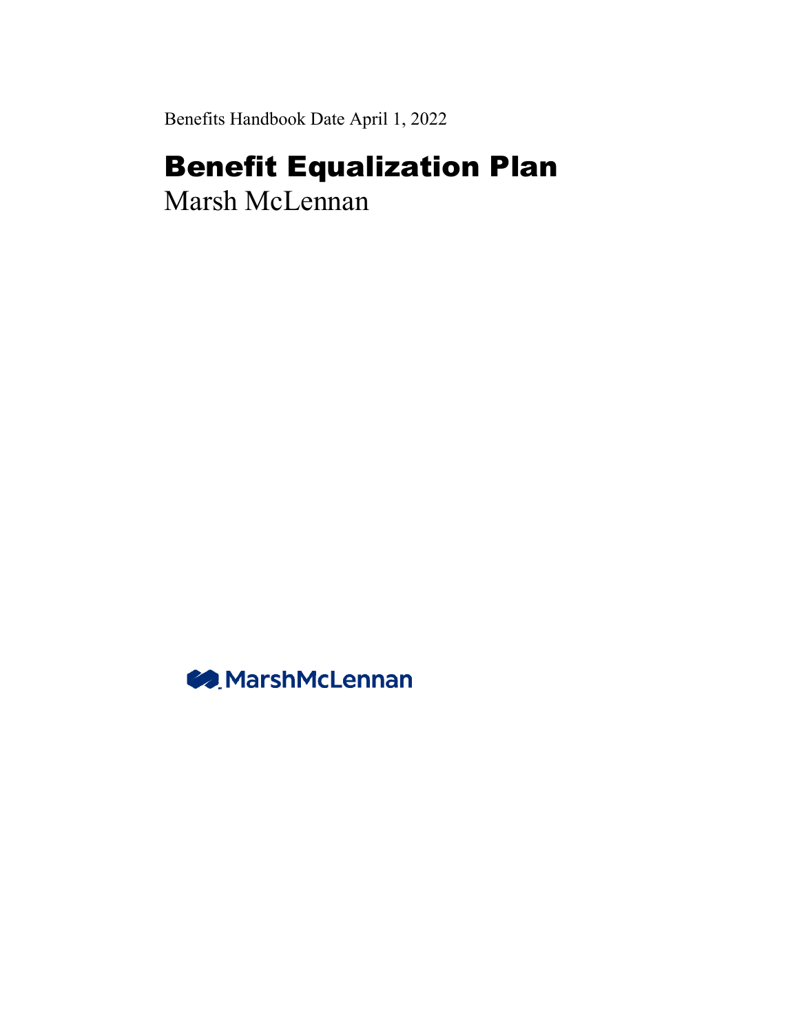Benefits Handbook Date April 1, 2022

# Benefit Equalization Plan

Marsh McLennan

MarshMcLennan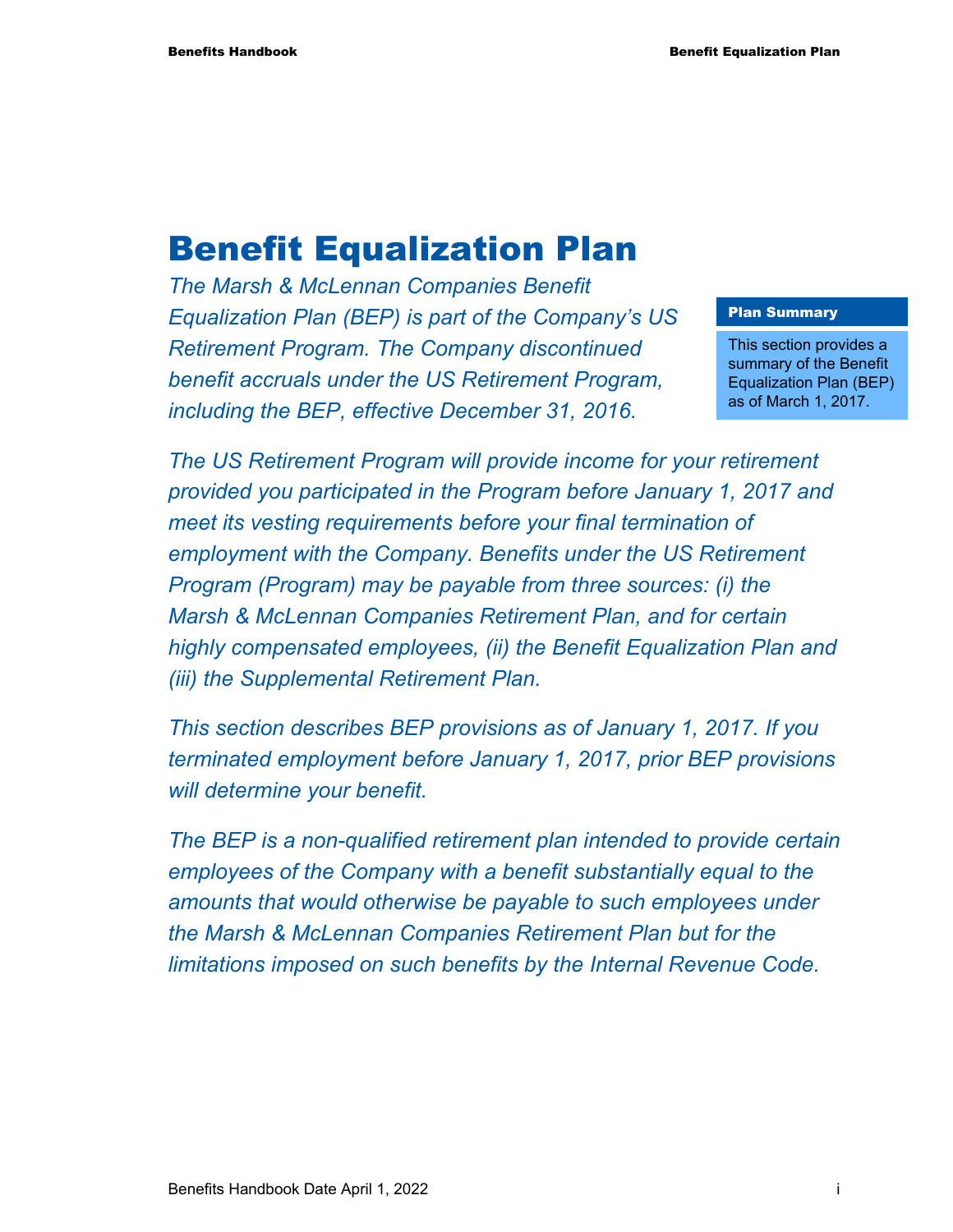# Benefit Equalization Plan

*The Marsh & McLennan Companies Benefit Equalization Plan (BEP) is part of the Company's US Retirement Program. The Company discontinued benefit accruals under the US Retirement Program, including the BEP, effective December 31, 2016.*

**Plan Summary**

This section provides a summary of the Benefit Equalization Plan (BEP) as of March 1, 2017.

*The US Retirement Program will provide income for your retirement provided you participated in the Program before January 1, 2017 and meet its vesting requirements before your final termination of employment with the Company. Benefits under the US Retirement Program (Program) may be payable from three sources: (i) the Marsh & McLennan Companies Retirement Plan, and for certain highly compensated employees, (ii) the Benefit Equalization Plan and (iii) the Supplemental Retirement Plan.*

*This section describes BEP provisions as of January 1, 2017. If you terminated employment before January 1, 2017, prior BEP provisions will determine your benefit.*

*The BEP is a non-qualified retirement plan intended to provide certain employees of the Company with a benefit substantially equal to the amounts that would otherwise be payable to such employees under the Marsh & McLennan Companies Retirement Plan but for the limitations imposed on such benefits by the Internal Revenue Code.*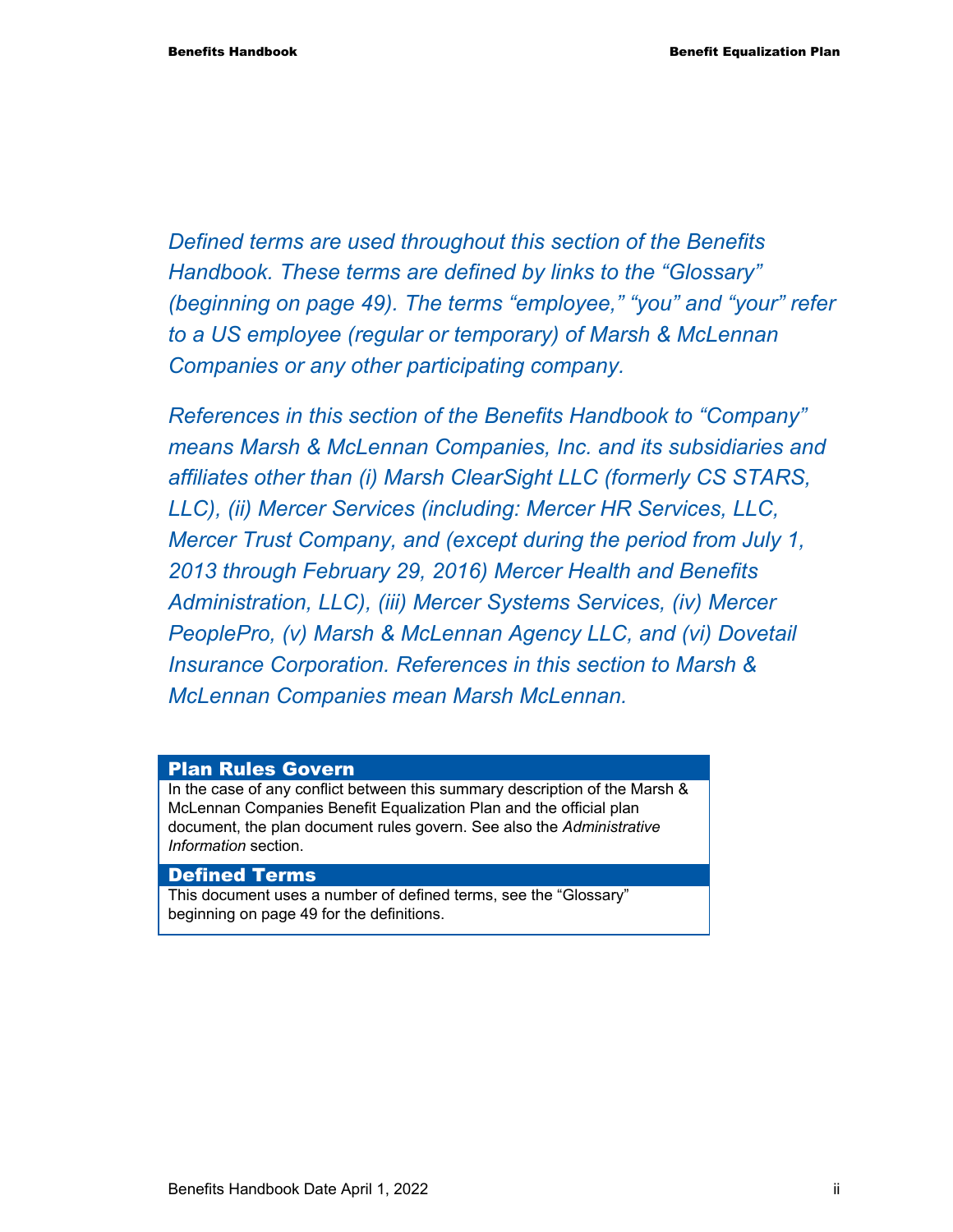*Defined terms are used throughout this section of the Benefits Handbook. These terms are defined by links to the "Glossary" (beginning on page 49). The terms "employee," "you" and "your" refer to a US employee (regular or temporary) of Marsh & McLennan Companies or any other participating company.*

*References in this section of the Benefits Handbook to "Company" means Marsh & McLennan Companies, Inc. and its subsidiaries and affiliates other than (i) Marsh ClearSight LLC (formerly CS STARS, LLC), (ii) Mercer Services (including: Mercer HR Services, LLC, Mercer Trust Company, and (except during the period from July 1, 2013 through February 29, 2016) Mercer Health and Benefits Administration, LLC), (iii) Mercer Systems Services, (iv) Mercer PeoplePro, (v) Marsh & McLennan Agency LLC, and (vi) Dovetail Insurance Corporation. References in this section to Marsh & McLennan Companies mean Marsh McLennan.*

### Plan Rules Govern

In the case of any conflict between this summary description of the Marsh & McLennan Companies Benefit Equalization Plan and the official plan document, the plan document rules govern. See also the *Administrative Information* section.

### Defined Terms

This document uses a number of defined terms, see the "Glossary" beginning on page 49 for the definitions.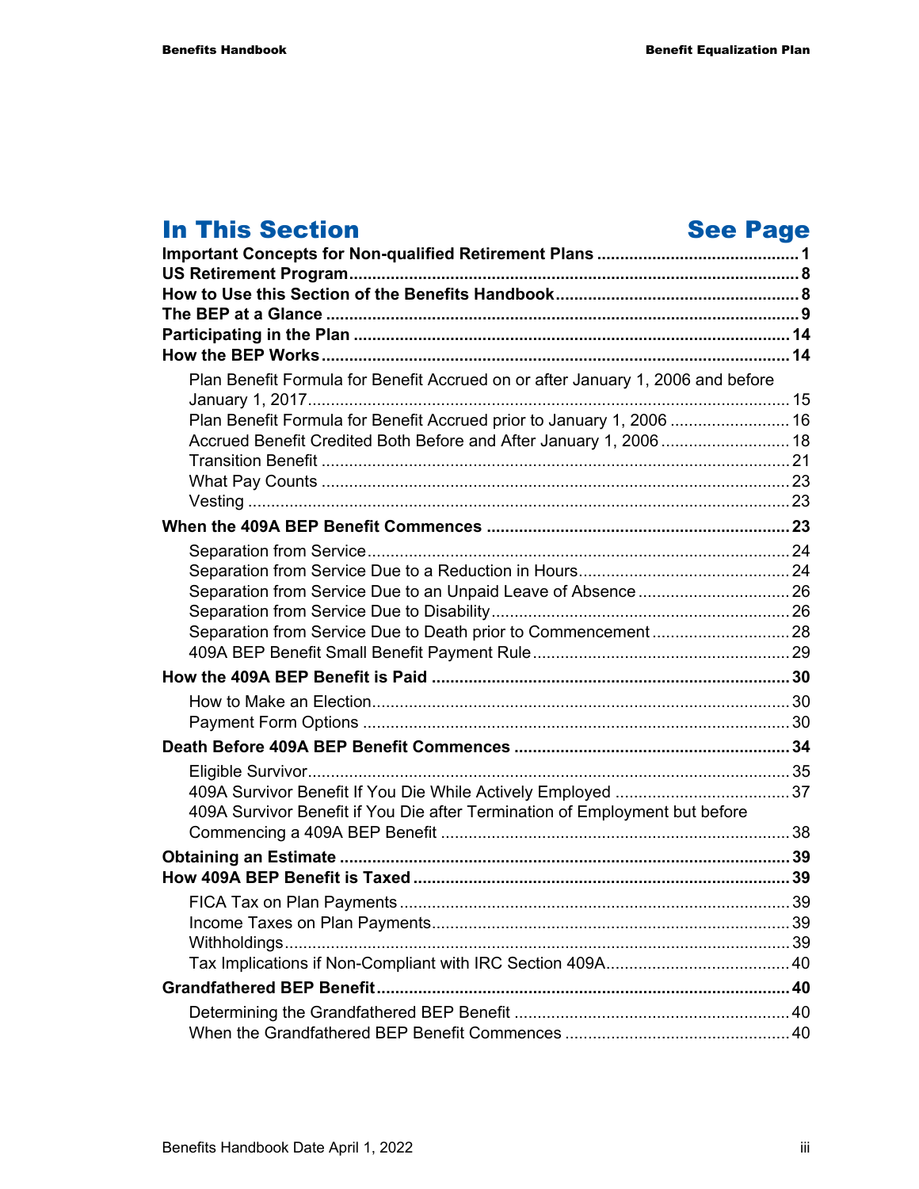| In This Section | See Page |
|---|---|
| **Important Concepts for Non-qualified Retirement Plans** | **1** |
| **US Retirement Program** | **8** |
| **How to Use this Section of the Benefits Handbook** | **8** |
| **The BEP at a Glance** | **9** |
| **Participating in the Plan** | **14** |
| **How the BEP Works** | **14** |
| Plan Benefit Formula for Benefit Accrued on or after January 1, 2006 and before January 1, 2017 | 15 |
| Plan Benefit Formula for Benefit Accrued prior to January 1, 2006 | 16 |
| Accrued Benefit Credited Both Before and After January 1, 2006 | 18 |
| Transition Benefit | 21 |
| What Pay Counts | 23 |
| Vesting | 23 |
| **When the 409A BEP Benefit Commences** | **23** |
| Separation from Service | 24 |
| Separation from Service Due to a Reduction in Hours | 24 |
| Separation from Service Due to an Unpaid Leave of Absence | 26 |
| Separation from Service Due to Disability | 26 |
| Separation from Service Due to Death prior to Commencement | 28 |
| 409A BEP Benefit Small Benefit Payment Rule | 29 |
| **How the 409A BEP Benefit is Paid** | **30** |
| How to Make an Election | 30 |
| Payment Form Options | 30 |
| **Death Before 409A BEP Benefit Commences** | **34** |
| Eligible Survivor | 35 |
| 409A Survivor Benefit If You Die While Actively Employed | 37 |
| 409A Survivor Benefit if You Die after Termination of Employment but before Commencing a 409A BEP Benefit | 38 |
| **Obtaining an Estimate** | **39** |
| **How 409A BEP Benefit is Taxed** | **39** |
| FICA Tax on Plan Payments | 39 |
| Income Taxes on Plan Payments | 39 |
| Withholdings | 39 |
| Tax Implications if Non-Compliant with IRC Section 409A | 40 |
| **Grandfathered BEP Benefit** | **40** |
| Determining the Grandfathered BEP Benefit | 40 |
| When the Grandfathered BEP Benefit Commences | 40 |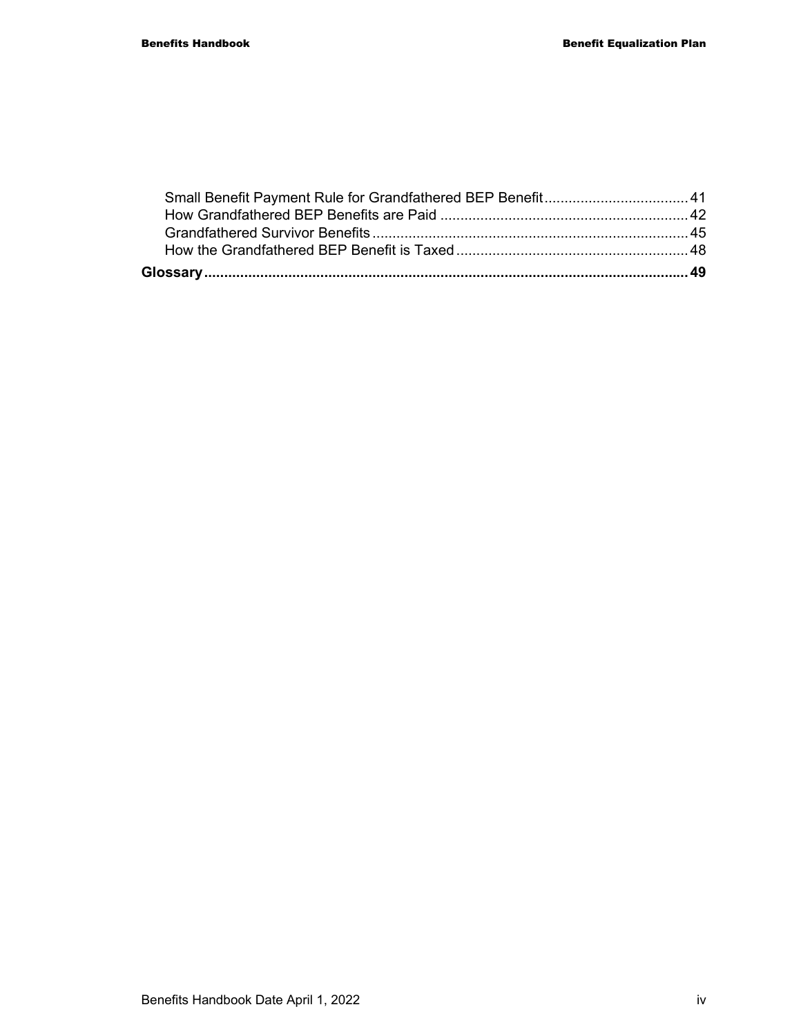Small Benefit Payment Rule for Grandfathered BEP Benefit .................................... 41
How Grandfathered BEP Benefits are Paid ............................................................ 42
Grandfathered Survivor Benefits ............................................................................ 45
How the Grandfathered BEP Benefit is Taxed ........................................................ 48

**Glossary ........................................................................................................................ 49**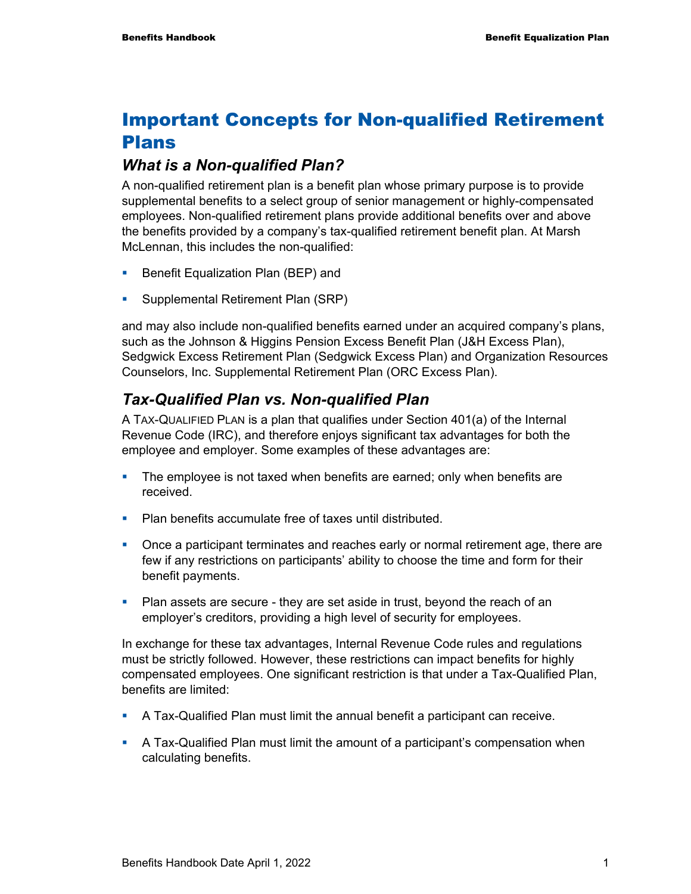# Important Concepts for Non-qualified Retirement Plans

## *What is a Non-qualified Plan?*

A non-qualified retirement plan is a benefit plan whose primary purpose is to provide supplemental benefits to a select group of senior management or highly-compensated employees. Non-qualified retirement plans provide additional benefits over and above the benefits provided by a company's tax-qualified retirement benefit plan. At Marsh McLennan, this includes the non-qualified:

- Benefit Equalization Plan (BEP) and
- Supplemental Retirement Plan (SRP)

and may also include non-qualified benefits earned under an acquired company's plans, such as the Johnson & Higgins Pension Excess Benefit Plan (J&H Excess Plan), Sedgwick Excess Retirement Plan (Sedgwick Excess Plan) and Organization Resources Counselors, Inc. Supplemental Retirement Plan (ORC Excess Plan).

## *Tax-Qualified Plan vs. Non-qualified Plan*

A TAX-QUALIFIED PLAN is a plan that qualifies under Section 401(a) of the Internal Revenue Code (IRC), and therefore enjoys significant tax advantages for both the employee and employer. Some examples of these advantages are:

- The employee is not taxed when benefits are earned; only when benefits are received.
- Plan benefits accumulate free of taxes until distributed.
- Once a participant terminates and reaches early or normal retirement age, there are few if any restrictions on participants' ability to choose the time and form for their benefit payments.
- Plan assets are secure - they are set aside in trust, beyond the reach of an employer's creditors, providing a high level of security for employees.

In exchange for these tax advantages, Internal Revenue Code rules and regulations must be strictly followed. However, these restrictions can impact benefits for highly compensated employees. One significant restriction is that under a Tax-Qualified Plan, benefits are limited:

- A Tax-Qualified Plan must limit the annual benefit a participant can receive.
- A Tax-Qualified Plan must limit the amount of a participant's compensation when calculating benefits.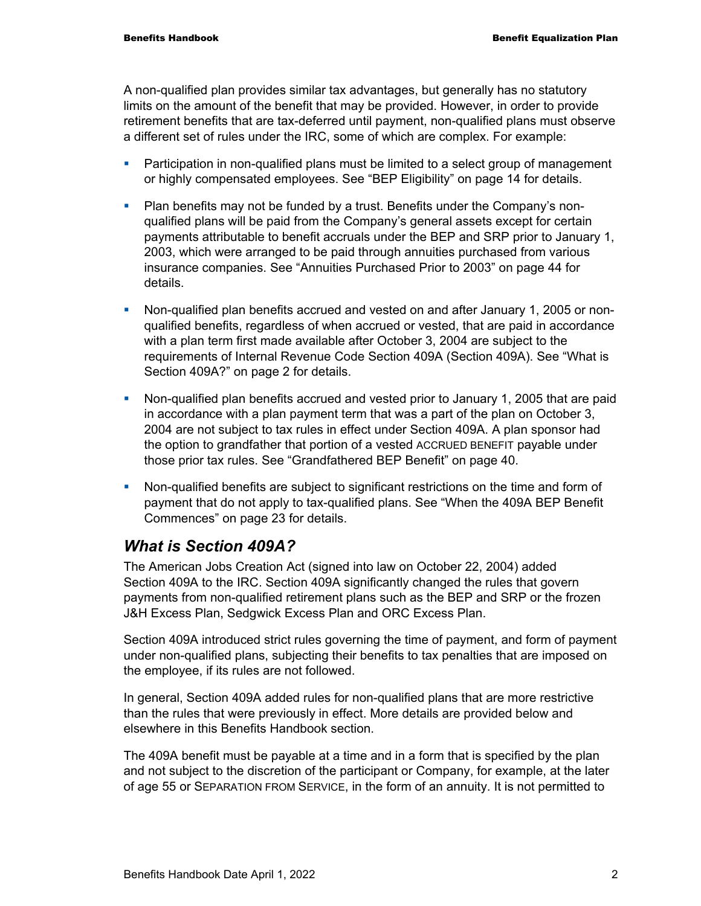A non-qualified plan provides similar tax advantages, but generally has no statutory limits on the amount of the benefit that may be provided. However, in order to provide retirement benefits that are tax-deferred until payment, non-qualified plans must observe a different set of rules under the IRC, some of which are complex. For example:

- Participation in non-qualified plans must be limited to a select group of management or highly compensated employees. See "BEP Eligibility" on page 14 for details.
- Plan benefits may not be funded by a trust. Benefits under the Company's non-qualified plans will be paid from the Company's general assets except for certain payments attributable to benefit accruals under the BEP and SRP prior to January 1, 2003, which were arranged to be paid through annuities purchased from various insurance companies. See "Annuities Purchased Prior to 2003" on page 44 for details.
- Non-qualified plan benefits accrued and vested on and after January 1, 2005 or non-qualified benefits, regardless of when accrued or vested, that are paid in accordance with a plan term first made available after October 3, 2004 are subject to the requirements of Internal Revenue Code Section 409A (Section 409A). See "What is Section 409A?" on page 2 for details.
- Non-qualified plan benefits accrued and vested prior to January 1, 2005 that are paid in accordance with a plan payment term that was a part of the plan on October 3, 2004 are not subject to tax rules in effect under Section 409A. A plan sponsor had the option to grandfather that portion of a vested ACCRUED BENEFIT payable under those prior tax rules. See "Grandfathered BEP Benefit" on page 40.
- Non-qualified benefits are subject to significant restrictions on the time and form of payment that do not apply to tax-qualified plans. See "When the 409A BEP Benefit Commences" on page 23 for details.

## *What is Section 409A?*

The American Jobs Creation Act (signed into law on October 22, 2004) added Section 409A to the IRC. Section 409A significantly changed the rules that govern payments from non-qualified retirement plans such as the BEP and SRP or the frozen J&H Excess Plan, Sedgwick Excess Plan and ORC Excess Plan.

Section 409A introduced strict rules governing the time of payment, and form of payment under non-qualified plans, subjecting their benefits to tax penalties that are imposed on the employee, if its rules are not followed.

In general, Section 409A added rules for non-qualified plans that are more restrictive than the rules that were previously in effect. More details are provided below and elsewhere in this Benefits Handbook section.

The 409A benefit must be payable at a time and in a form that is specified by the plan and not subject to the discretion of the participant or Company, for example, at the later of age 55 or SEPARATION FROM SERVICE, in the form of an annuity. It is not permitted to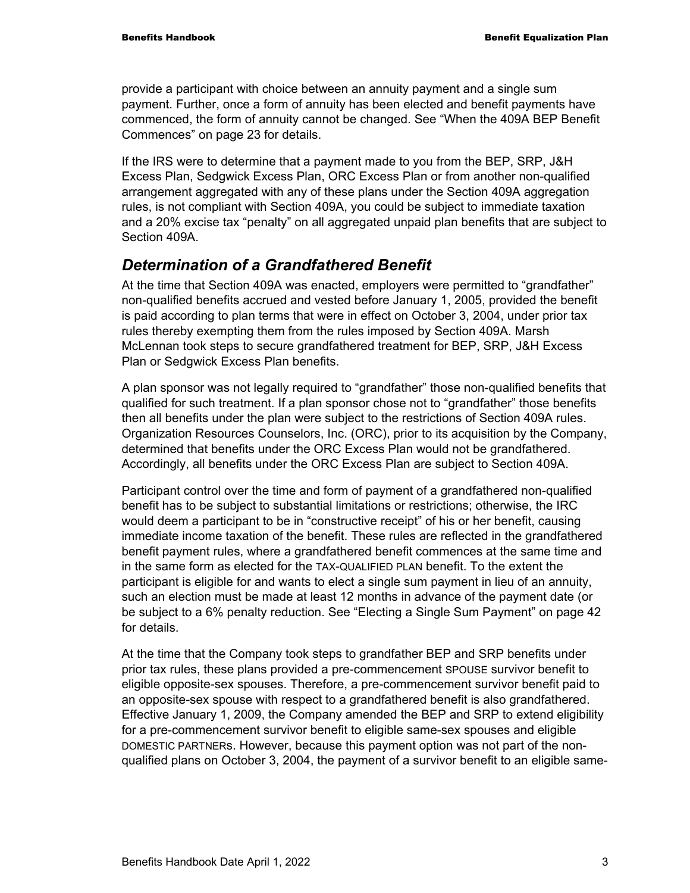provide a participant with choice between an annuity payment and a single sum payment. Further, once a form of annuity has been elected and benefit payments have commenced, the form of annuity cannot be changed. See "When the 409A BEP Benefit Commences" on page 23 for details.

If the IRS were to determine that a payment made to you from the BEP, SRP, J&H Excess Plan, Sedgwick Excess Plan, ORC Excess Plan or from another non-qualified arrangement aggregated with any of these plans under the Section 409A aggregation rules, is not compliant with Section 409A, you could be subject to immediate taxation and a 20% excise tax "penalty" on all aggregated unpaid plan benefits that are subject to Section 409A.

## *Determination of a Grandfathered Benefit*

At the time that Section 409A was enacted, employers were permitted to "grandfather" non-qualified benefits accrued and vested before January 1, 2005, provided the benefit is paid according to plan terms that were in effect on October 3, 2004, under prior tax rules thereby exempting them from the rules imposed by Section 409A. Marsh McLennan took steps to secure grandfathered treatment for BEP, SRP, J&H Excess Plan or Sedgwick Excess Plan benefits.

A plan sponsor was not legally required to "grandfather" those non-qualified benefits that qualified for such treatment. If a plan sponsor chose not to "grandfather" those benefits then all benefits under the plan were subject to the restrictions of Section 409A rules. Organization Resources Counselors, Inc. (ORC), prior to its acquisition by the Company, determined that benefits under the ORC Excess Plan would not be grandfathered. Accordingly, all benefits under the ORC Excess Plan are subject to Section 409A.

Participant control over the time and form of payment of a grandfathered non-qualified benefit has to be subject to substantial limitations or restrictions; otherwise, the IRC would deem a participant to be in "constructive receipt" of his or her benefit, causing immediate income taxation of the benefit. These rules are reflected in the grandfathered benefit payment rules, where a grandfathered benefit commences at the same time and in the same form as elected for the TAX-QUALIFIED PLAN benefit. To the extent the participant is eligible for and wants to elect a single sum payment in lieu of an annuity, such an election must be made at least 12 months in advance of the payment date (or be subject to a 6% penalty reduction. See "Electing a Single Sum Payment" on page 42 for details.

At the time that the Company took steps to grandfather BEP and SRP benefits under prior tax rules, these plans provided a pre-commencement SPOUSE survivor benefit to eligible opposite-sex spouses. Therefore, a pre-commencement survivor benefit paid to an opposite-sex spouse with respect to a grandfathered benefit is also grandfathered. Effective January 1, 2009, the Company amended the BEP and SRP to extend eligibility for a pre-commencement survivor benefit to eligible same-sex spouses and eligible DOMESTIC PARTNERs. However, because this payment option was not part of the non-qualified plans on October 3, 2004, the payment of a survivor benefit to an eligible same-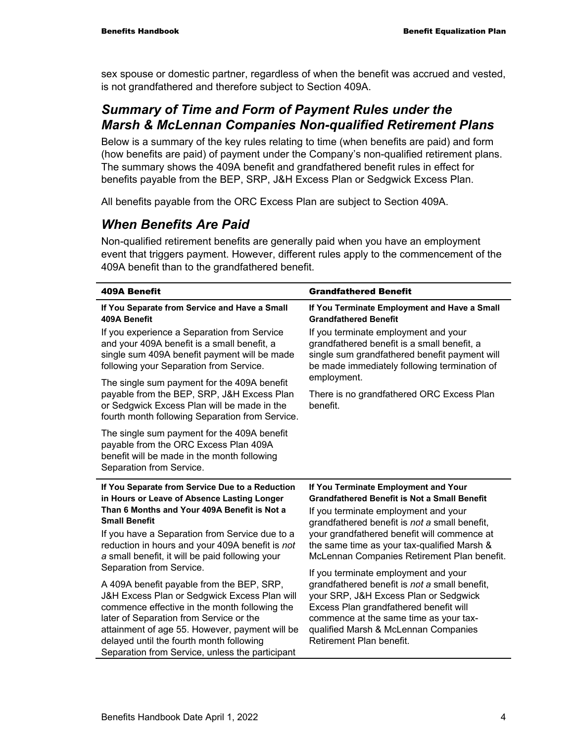sex spouse or domestic partner, regardless of when the benefit was accrued and vested, is not grandfathered and therefore subject to Section 409A.

## *Summary of Time and Form of Payment Rules under the Marsh & McLennan Companies Non-qualified Retirement Plans*

Below is a summary of the key rules relating to time (when benefits are paid) and form (how benefits are paid) of payment under the Company's non-qualified retirement plans. The summary shows the 409A benefit and grandfathered benefit rules in effect for benefits payable from the BEP, SRP, J&H Excess Plan or Sedgwick Excess Plan.

All benefits payable from the ORC Excess Plan are subject to Section 409A.

## *When Benefits Are Paid*

Non-qualified retirement benefits are generally paid when you have an employment event that triggers payment. However, different rules apply to the commencement of the 409A benefit than to the grandfathered benefit.

| 409A Benefit | Grandfathered Benefit |
|---|---|
| **If You Separate from Service and Have a Small 409A Benefit**<br><br>If you experience a Separation from Service and your 409A benefit is a small benefit, a single sum 409A benefit payment will be made following your Separation from Service.<br><br>The single sum payment for the 409A benefit payable from the BEP, SRP, J&H Excess Plan or Sedgwick Excess Plan will be made in the fourth month following Separation from Service.<br><br>The single sum payment for the 409A benefit payable from the ORC Excess Plan 409A benefit will be made in the month following Separation from Service. | **If You Terminate Employment and Have a Small Grandfathered Benefit**<br><br>If you terminate employment and your grandfathered benefit is a small benefit, a single sum grandfathered benefit payment will be made immediately following termination of employment.<br><br>There is no grandfathered ORC Excess Plan benefit. |
| **If You Separate from Service Due to a Reduction in Hours or Leave of Absence Lasting Longer Than 6 Months and Your 409A Benefit is Not a Small Benefit**<br><br>If you have a Separation from Service due to a reduction in hours and your 409A benefit is *not a* small benefit, it will be paid following your Separation from Service.<br><br>A 409A benefit payable from the BEP, SRP, J&H Excess Plan or Sedgwick Excess Plan will commence effective in the month following the later of Separation from Service or the attainment of age 55. However, payment will be delayed until the fourth month following Separation from Service, unless the participant | **If You Terminate Employment and Your Grandfathered Benefit is Not a Small Benefit**<br><br>If you terminate employment and your grandfathered benefit is *not a* small benefit, your grandfathered benefit will commence at the same time as your tax-qualified Marsh & McLennan Companies Retirement Plan benefit.<br><br>If you terminate employment and your grandfathered benefit is *not a* small benefit, your SRP, J&H Excess Plan or Sedgwick Excess Plan grandfathered benefit will commence at the same time as your tax-qualified Marsh & McLennan Companies Retirement Plan benefit. |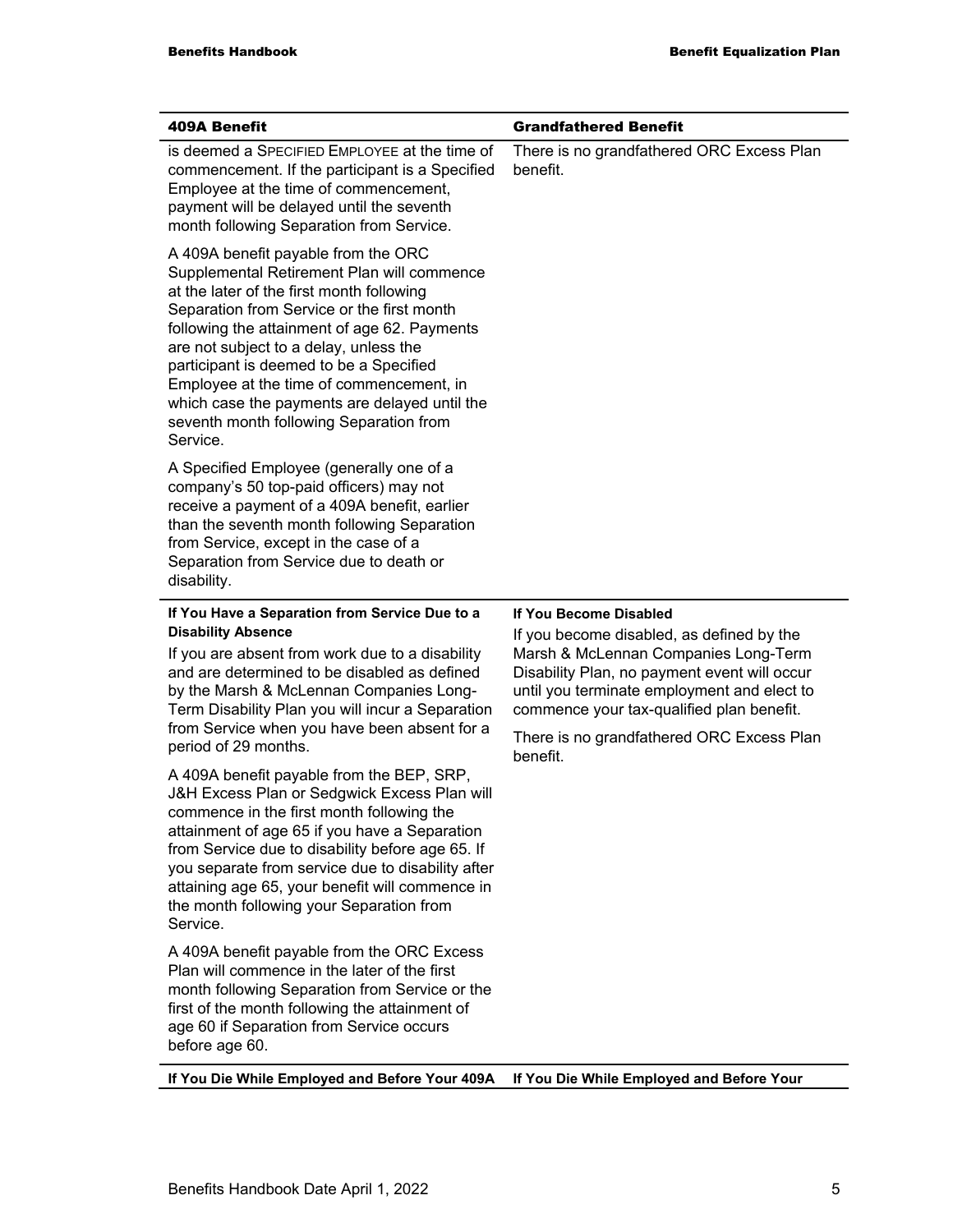| 409A Benefit | Grandfathered Benefit |
|---|---|
| is deemed a SPECIFIED EMPLOYEE at the time of commencement. If the participant is a Specified Employee at the time of commencement, payment will be delayed until the seventh month following Separation from Service.<br><br>A 409A benefit payable from the ORC Supplemental Retirement Plan will commence at the later of the first month following Separation from Service or the first month following the attainment of age 62. Payments are not subject to a delay, unless the participant is deemed to be a Specified Employee at the time of commencement, in which case the payments are delayed until the seventh month following Separation from Service.<br><br>A Specified Employee (generally one of a company's 50 top-paid officers) may not receive a payment of a 409A benefit, earlier than the seventh month following Separation from Service, except in the case of a Separation from Service due to death or disability. | There is no grandfathered ORC Excess Plan benefit. |
| **If You Have a Separation from Service Due to a Disability Absence**<br><br>If you are absent from work due to a disability and are determined to be disabled as defined by the Marsh & McLennan Companies Long-Term Disability Plan you will incur a Separation from Service when you have been absent for a period of 29 months.<br><br>A 409A benefit payable from the BEP, SRP, J&H Excess Plan or Sedgwick Excess Plan will commence in the first month following the attainment of age 65 if you have a Separation from Service due to disability before age 65. If you separate from service due to disability after attaining age 65, your benefit will commence in the month following your Separation from Service.<br><br>A 409A benefit payable from the ORC Excess Plan will commence in the later of the first month following Separation from Service or the first of the month following the attainment of age 60 if Separation from Service occurs before age 60. | **If You Become Disabled**<br><br>If you become disabled, as defined by the Marsh & McLennan Companies Long-Term Disability Plan, no payment event will occur until you terminate employment and elect to commence your tax-qualified plan benefit.<br><br>There is no grandfathered ORC Excess Plan benefit. |
| **If You Die While Employed and Before Your 409A** | **If You Die While Employed and Before Your** |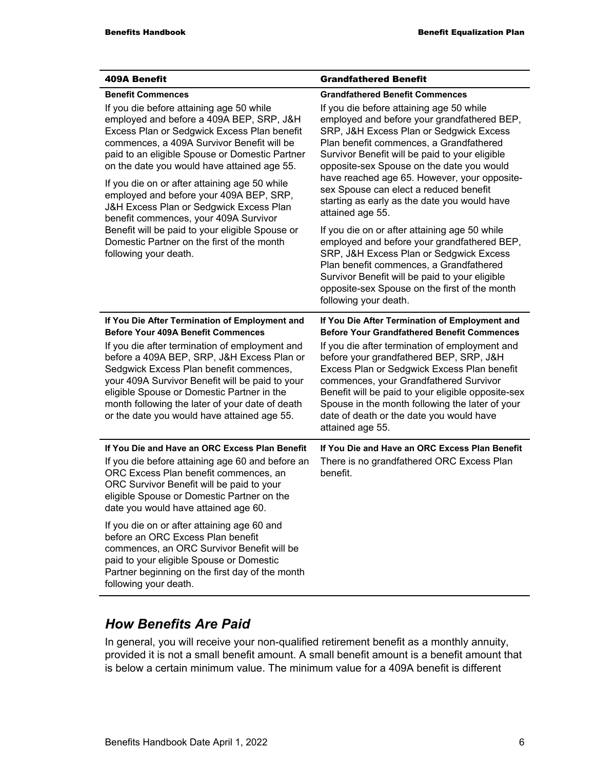| 409A Benefit | Grandfathered Benefit |
|---|---|
| **Benefit Commences**<br><br>If you die before attaining age 50 while employed and before a 409A BEP, SRP, J&H Excess Plan or Sedgwick Excess Plan benefit commences, a 409A Survivor Benefit will be paid to an eligible Spouse or Domestic Partner on the date you would have attained age 55.<br><br>If you die on or after attaining age 50 while employed and before your 409A BEP, SRP, J&H Excess Plan or Sedgwick Excess Plan benefit commences, your 409A Survivor Benefit will be paid to your eligible Spouse or Domestic Partner on the first of the month following your death. | **Grandfathered Benefit Commences**<br><br>If you die before attaining age 50 while employed and before your grandfathered BEP, SRP, J&H Excess Plan or Sedgwick Excess Plan benefit commences, a Grandfathered Survivor Benefit will be paid to your eligible opposite-sex Spouse on the date you would have reached age 65. However, your opposite-sex Spouse can elect a reduced benefit starting as early as the date you would have attained age 55.<br><br>If you die on or after attaining age 50 while employed and before your grandfathered BEP, SRP, J&H Excess Plan or Sedgwick Excess Plan benefit commences, a Grandfathered Survivor Benefit will be paid to your eligible opposite-sex Spouse on the first of the month following your death. |
| **If You Die After Termination of Employment and Before Your 409A Benefit Commences**<br><br>If you die after termination of employment and before a 409A BEP, SRP, J&H Excess Plan or Sedgwick Excess Plan benefit commences, your 409A Survivor Benefit will be paid to your eligible Spouse or Domestic Partner in the month following the later of your date of death or the date you would have attained age 55. | **If You Die After Termination of Employment and Before Your Grandfathered Benefit Commences**<br><br>If you die after termination of employment and before your grandfathered BEP, SRP, J&H Excess Plan or Sedgwick Excess Plan benefit commences, your Grandfathered Survivor Benefit will be paid to your eligible opposite-sex Spouse in the month following the later of your date of death or the date you would have attained age 55. |
| **If You Die and Have an ORC Excess Plan Benefit**<br><br>If you die before attaining age 60 and before an ORC Excess Plan benefit commences, an ORC Survivor Benefit will be paid to your eligible Spouse or Domestic Partner on the date you would have attained age 60.<br><br>If you die on or after attaining age 60 and before an ORC Excess Plan benefit commences, an ORC Survivor Benefit will be paid to your eligible Spouse or Domestic Partner beginning on the first day of the month following your death. | **If You Die and Have an ORC Excess Plan Benefit**<br><br>There is no grandfathered ORC Excess Plan benefit. |

## *How Benefits Are Paid*

In general, you will receive your non-qualified retirement benefit as a monthly annuity, provided it is not a small benefit amount. A small benefit amount is a benefit amount that is below a certain minimum value. The minimum value for a 409A benefit is different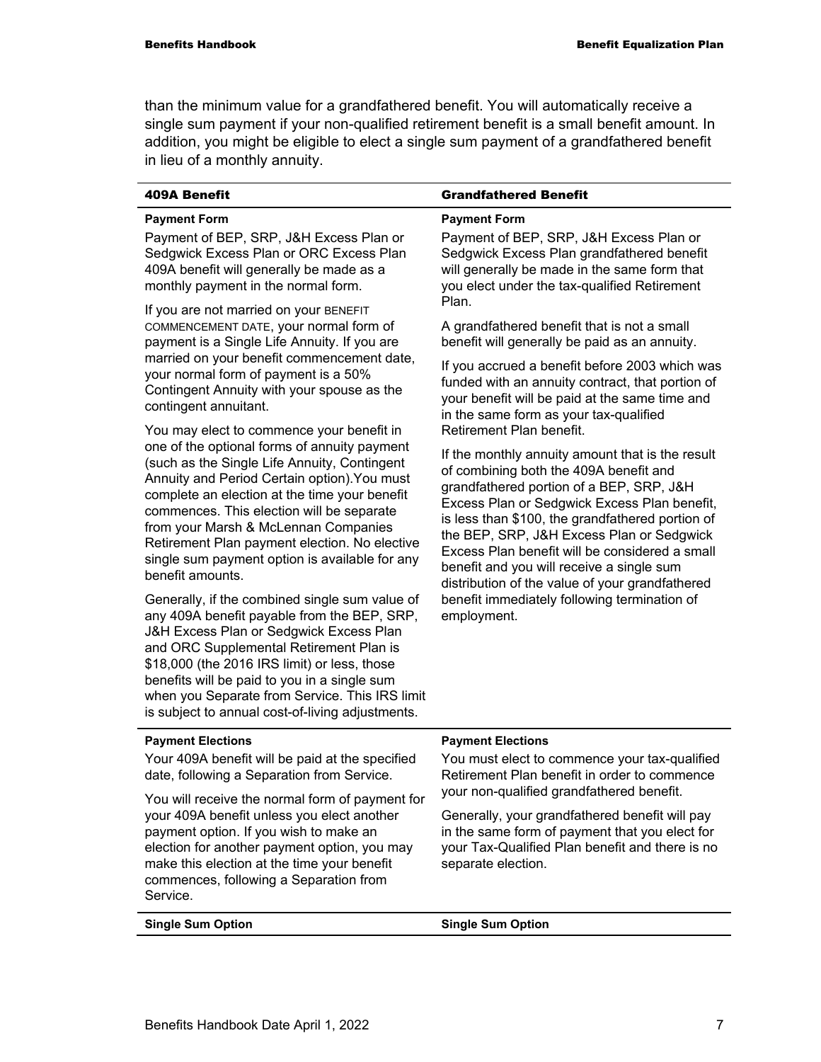than the minimum value for a grandfathered benefit. You will automatically receive a single sum payment if your non-qualified retirement benefit is a small benefit amount. In addition, you might be eligible to elect a single sum payment of a grandfathered benefit in lieu of a monthly annuity.

| 409A Benefit | Grandfathered Benefit |
|---|---|
| **Payment Form**<br><br>Payment of BEP, SRP, J&H Excess Plan or Sedgwick Excess Plan or ORC Excess Plan 409A benefit will generally be made as a monthly payment in the normal form.<br><br>If you are not married on your BENEFIT COMMENCEMENT DATE, your normal form of payment is a Single Life Annuity. If you are married on your benefit commencement date, your normal form of payment is a 50% Contingent Annuity with your spouse as the contingent annuitant.<br><br>You may elect to commence your benefit in one of the optional forms of annuity payment (such as the Single Life Annuity, Contingent Annuity and Period Certain option).You must complete an election at the time your benefit commences. This election will be separate from your Marsh & McLennan Companies Retirement Plan payment election. No elective single sum payment option is available for any benefit amounts.<br><br>Generally, if the combined single sum value of any 409A benefit payable from the BEP, SRP, J&H Excess Plan or Sedgwick Excess Plan and ORC Supplemental Retirement Plan is $18,000 (the 2016 IRS limit) or less, those benefits will be paid to you in a single sum when you Separate from Service. This IRS limit is subject to annual cost-of-living adjustments. | **Payment Form**<br><br>Payment of BEP, SRP, J&H Excess Plan or Sedgwick Excess Plan grandfathered benefit will generally be made in the same form that you elect under the tax-qualified Retirement Plan.<br><br>A grandfathered benefit that is not a small benefit will generally be paid as an annuity.<br><br>If you accrued a benefit before 2003 which was funded with an annuity contract, that portion of your benefit will be paid at the same time and in the same form as your tax-qualified Retirement Plan benefit.<br><br>If the monthly annuity amount that is the result of combining both the 409A benefit and grandfathered portion of a BEP, SRP, J&H Excess Plan or Sedgwick Excess Plan benefit, is less than $100, the grandfathered portion of the BEP, SRP, J&H Excess Plan or Sedgwick Excess Plan benefit will be considered a small benefit and you will receive a single sum distribution of the value of your grandfathered benefit immediately following termination of employment. |
| **Payment Elections**<br><br>Your 409A benefit will be paid at the specified date, following a Separation from Service.<br><br>You will receive the normal form of payment for your 409A benefit unless you elect another payment option. If you wish to make an election for another payment option, you may make this election at the time your benefit commences, following a Separation from Service. | **Payment Elections**<br><br>You must elect to commence your tax-qualified Retirement Plan benefit in order to commence your non-qualified grandfathered benefit.<br><br>Generally, your grandfathered benefit will pay in the same form of payment that you elect for your Tax-Qualified Plan benefit and there is no separate election. |
| **Single Sum Option** | **Single Sum Option** |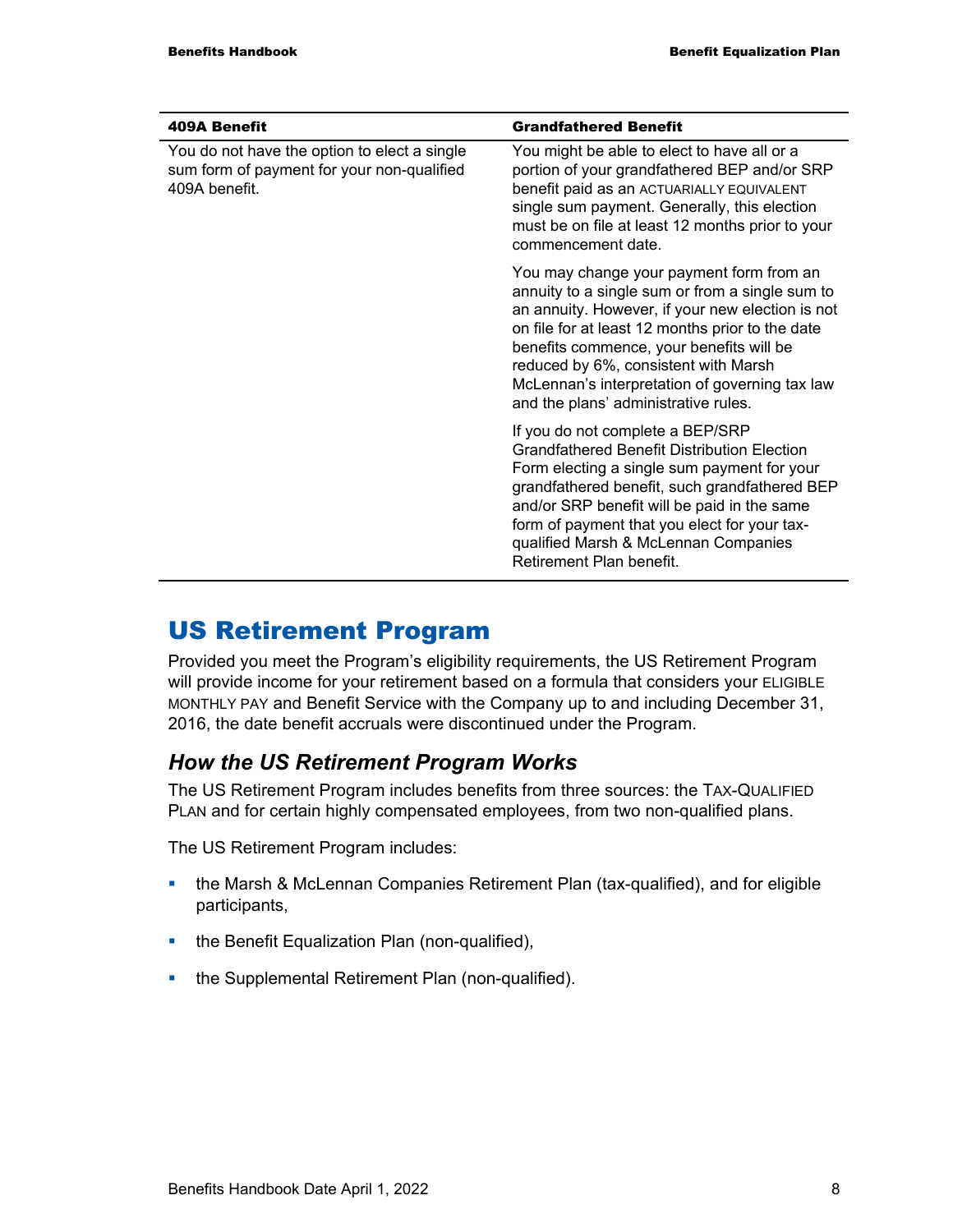| 409A Benefit | Grandfathered Benefit |
|---|---|
| You do not have the option to elect a single sum form of payment for your non-qualified 409A benefit. | You might be able to elect to have all or a portion of your grandfathered BEP and/or SRP benefit paid as an ACTUARIALLY EQUIVALENT single sum payment. Generally, this election must be on file at least 12 months prior to your commencement date. |
| | You may change your payment form from an annuity to a single sum or from a single sum to an annuity. However, if your new election is not on file for at least 12 months prior to the date benefits commence, your benefits will be reduced by 6%, consistent with Marsh McLennan's interpretation of governing tax law and the plans' administrative rules. |
| | If you do not complete a BEP/SRP Grandfathered Benefit Distribution Election Form electing a single sum payment for your grandfathered benefit, such grandfathered BEP and/or SRP benefit will be paid in the same form of payment that you elect for your tax-qualified Marsh & McLennan Companies Retirement Plan benefit. |

# US Retirement Program

Provided you meet the Program's eligibility requirements, the US Retirement Program will provide income for your retirement based on a formula that considers your ELIGIBLE MONTHLY PAY and Benefit Service with the Company up to and including December 31, 2016, the date benefit accruals were discontinued under the Program.

## *How the US Retirement Program Works*

The US Retirement Program includes benefits from three sources: the TAX-QUALIFIED PLAN and for certain highly compensated employees, from two non-qualified plans.

The US Retirement Program includes:

- the Marsh & McLennan Companies Retirement Plan (tax-qualified), and for eligible participants,
- the Benefit Equalization Plan (non-qualified),
- the Supplemental Retirement Plan (non-qualified).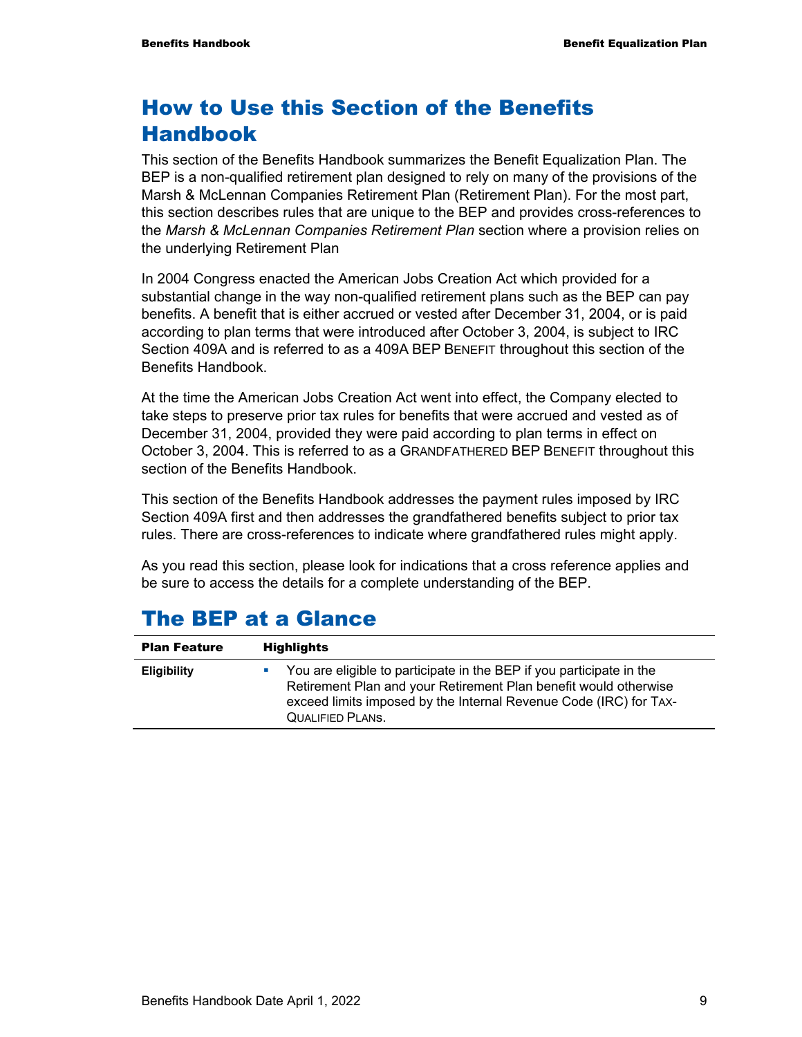# How to Use this Section of the Benefits Handbook

This section of the Benefits Handbook summarizes the Benefit Equalization Plan. The BEP is a non-qualified retirement plan designed to rely on many of the provisions of the Marsh & McLennan Companies Retirement Plan (Retirement Plan). For the most part, this section describes rules that are unique to the BEP and provides cross-references to the *Marsh & McLennan Companies Retirement Plan* section where a provision relies on the underlying Retirement Plan

In 2004 Congress enacted the American Jobs Creation Act which provided for a substantial change in the way non-qualified retirement plans such as the BEP can pay benefits. A benefit that is either accrued or vested after December 31, 2004, or is paid according to plan terms that were introduced after October 3, 2004, is subject to IRC Section 409A and is referred to as a 409A BEP BENEFIT throughout this section of the Benefits Handbook.

At the time the American Jobs Creation Act went into effect, the Company elected to take steps to preserve prior tax rules for benefits that were accrued and vested as of December 31, 2004, provided they were paid according to plan terms in effect on October 3, 2004. This is referred to as a GRANDFATHERED BEP BENEFIT throughout this section of the Benefits Handbook.

This section of the Benefits Handbook addresses the payment rules imposed by IRC Section 409A first and then addresses the grandfathered benefits subject to prior tax rules. There are cross-references to indicate where grandfathered rules might apply.

As you read this section, please look for indications that a cross reference applies and be sure to access the details for a complete understanding of the BEP.

# The BEP at a Glance

| Plan Feature | Highlights |
|---|---|
| **Eligibility** | ▪ You are eligible to participate in the BEP if you participate in the Retirement Plan and your Retirement Plan benefit would otherwise exceed limits imposed by the Internal Revenue Code (IRC) for TAX-QUALIFIED PLANS. |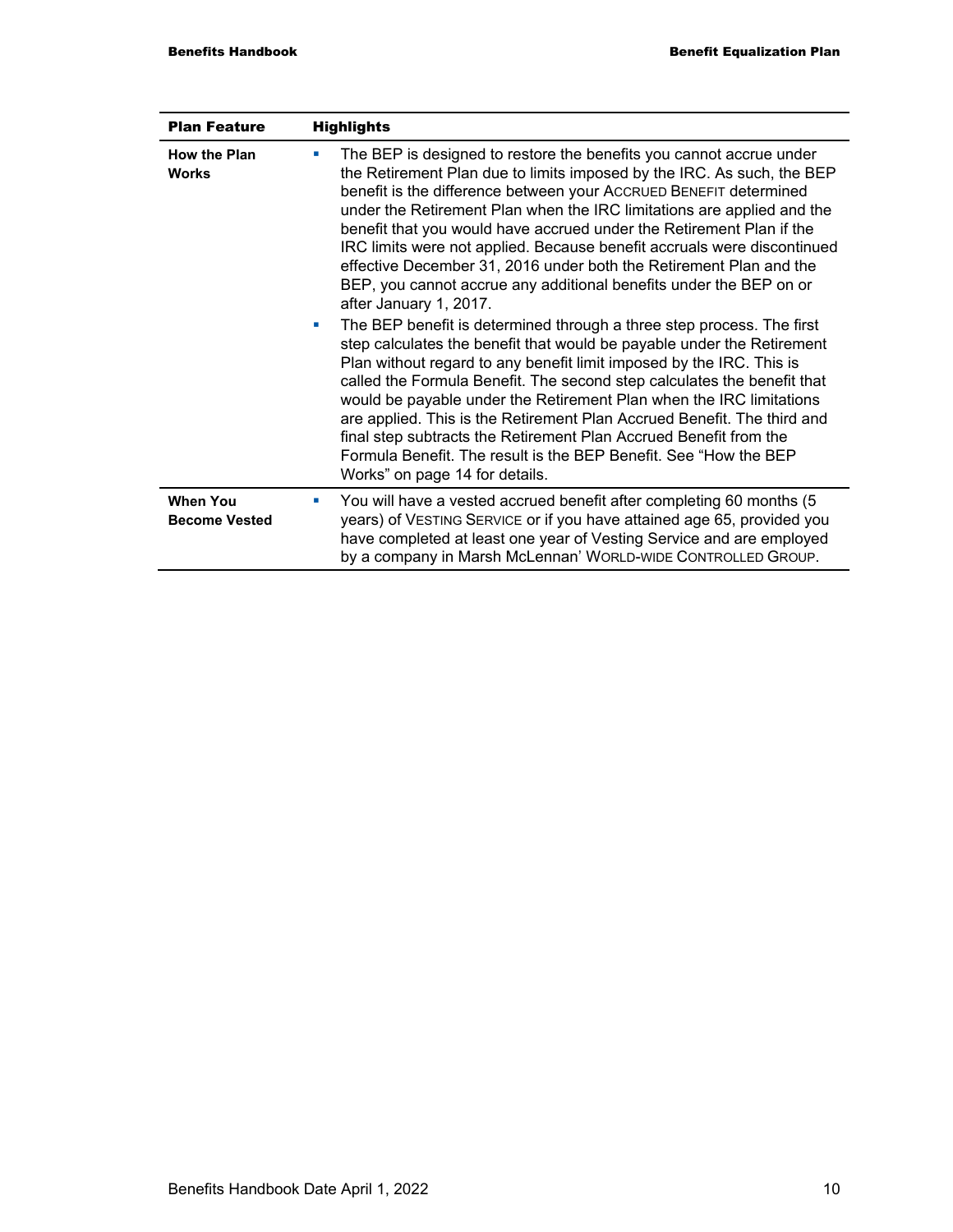| Plan Feature | Highlights |
| --- | --- |
| **How the Plan Works** | ▪ The BEP is designed to restore the benefits you cannot accrue under the Retirement Plan due to limits imposed by the IRC. As such, the BEP benefit is the difference between your ACCRUED BENEFIT determined under the Retirement Plan when the IRC limitations are applied and the benefit that you would have accrued under the Retirement Plan if the IRC limits were not applied. Because benefit accruals were discontinued effective December 31, 2016 under both the Retirement Plan and the BEP, you cannot accrue any additional benefits under the BEP on or after January 1, 2017.<br>▪ The BEP benefit is determined through a three step process. The first step calculates the benefit that would be payable under the Retirement Plan without regard to any benefit limit imposed by the IRC. This is called the Formula Benefit. The second step calculates the benefit that would be payable under the Retirement Plan when the IRC limitations are applied. This is the Retirement Plan Accrued Benefit. The third and final step subtracts the Retirement Plan Accrued Benefit from the Formula Benefit. The result is the BEP Benefit. See "How the BEP Works" on page 14 for details. |
| **When You Become Vested** | ▪ You will have a vested accrued benefit after completing 60 months (5 years) of VESTING SERVICE or if you have attained age 65, provided you have completed at least one year of Vesting Service and are employed by a company in Marsh McLennan' WORLD-WIDE CONTROLLED GROUP. |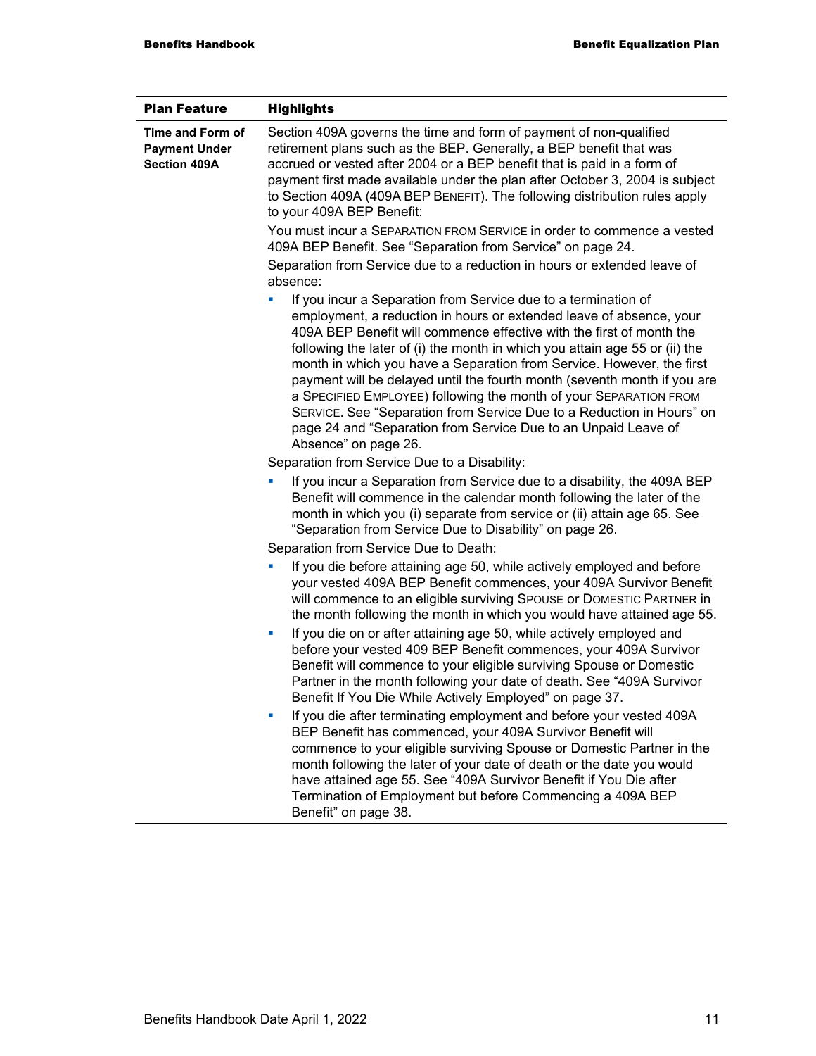| Plan Feature | Highlights |
|---|---|
| **Time and Form of Payment Under Section 409A** | Section 409A governs the time and form of payment of non-qualified retirement plans such as the BEP. Generally, a BEP benefit that was accrued or vested after 2004 or a BEP benefit that is paid in a form of payment first made available under the plan after October 3, 2004 is subject to Section 409A (409A BEP BENEFIT). The following distribution rules apply to your 409A BEP Benefit:<br><br>You must incur a SEPARATION FROM SERVICE in order to commence a vested 409A BEP Benefit. See "Separation from Service" on page 24.<br><br>Separation from Service due to a reduction in hours or extended leave of absence:<br><br>▪ If you incur a Separation from Service due to a termination of employment, a reduction in hours or extended leave of absence, your 409A BEP Benefit will commence effective with the first of month the following the later of (i) the month in which you attain age 55 or (ii) the month in which you have a Separation from Service. However, the first payment will be delayed until the fourth month (seventh month if you are a SPECIFIED EMPLOYEE) following the month of your SEPARATION FROM SERVICE. See "Separation from Service Due to a Reduction in Hours" on page 24 and "Separation from Service Due to an Unpaid Leave of Absence" on page 26.<br><br>Separation from Service Due to a Disability:<br><br>▪ If you incur a Separation from Service due to a disability, the 409A BEP Benefit will commence in the calendar month following the later of the month in which you (i) separate from service or (ii) attain age 65. See "Separation from Service Due to Disability" on page 26.<br><br>Separation from Service Due to Death:<br><br>▪ If you die before attaining age 50, while actively employed and before your vested 409A BEP Benefit commences, your 409A Survivor Benefit will commence to an eligible surviving SPOUSE or DOMESTIC PARTNER in the month following the month in which you would have attained age 55.<br><br>▪ If you die on or after attaining age 50, while actively employed and before your vested 409 BEP Benefit commences, your 409A Survivor Benefit will commence to your eligible surviving Spouse or Domestic Partner in the month following your date of death. See "409A Survivor Benefit If You Die While Actively Employed" on page 37.<br><br>▪ If you die after terminating employment and before your vested 409A BEP Benefit has commenced, your 409A Survivor Benefit will commence to your eligible surviving Spouse or Domestic Partner in the month following the later of your date of death or the date you would have attained age 55. See "409A Survivor Benefit if You Die after Termination of Employment but before Commencing a 409A BEP Benefit" on page 38. |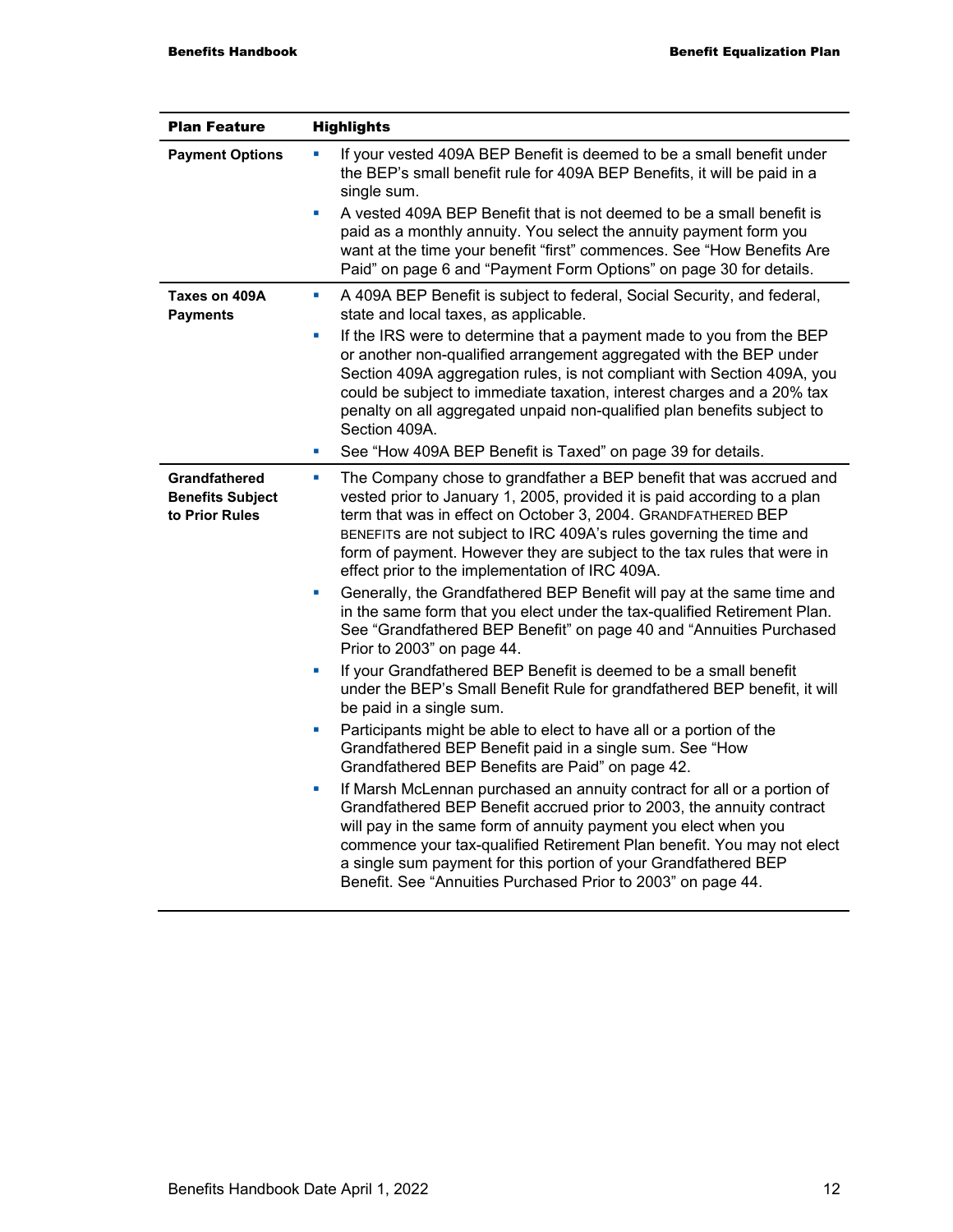| Plan Feature | Highlights |
|---|---|
| **Payment Options** | ▪ If your vested 409A BEP Benefit is deemed to be a small benefit under the BEP's small benefit rule for 409A BEP Benefits, it will be paid in a single sum.<br>▪ A vested 409A BEP Benefit that is not deemed to be a small benefit is paid as a monthly annuity. You select the annuity payment form you want at the time your benefit "first" commences. See "How Benefits Are Paid" on page 6 and "Payment Form Options" on page 30 for details. |
| **Taxes on 409A Payments** | ▪ A 409A BEP Benefit is subject to federal, Social Security, and federal, state and local taxes, as applicable.<br>▪ If the IRS were to determine that a payment made to you from the BEP or another non-qualified arrangement aggregated with the BEP under Section 409A aggregation rules, is not compliant with Section 409A, you could be subject to immediate taxation, interest charges and a 20% tax penalty on all aggregated unpaid non-qualified plan benefits subject to Section 409A.<br>▪ See "How 409A BEP Benefit is Taxed" on page 39 for details. |
| **Grandfathered Benefits Subject to Prior Rules** | ▪ The Company chose to grandfather a BEP benefit that was accrued and vested prior to January 1, 2005, provided it is paid according to a plan term that was in effect on October 3, 2004. GRANDFATHERED BEP BENEFITS are not subject to IRC 409A's rules governing the time and form of payment. However they are subject to the tax rules that were in effect prior to the implementation of IRC 409A.<br>▪ Generally, the Grandfathered BEP Benefit will pay at the same time and in the same form that you elect under the tax-qualified Retirement Plan. See "Grandfathered BEP Benefit" on page 40 and "Annuities Purchased Prior to 2003" on page 44.<br>▪ If your Grandfathered BEP Benefit is deemed to be a small benefit under the BEP's Small Benefit Rule for grandfathered BEP benefit, it will be paid in a single sum.<br>▪ Participants might be able to elect to have all or a portion of the Grandfathered BEP Benefit paid in a single sum. See "How Grandfathered BEP Benefits are Paid" on page 42.<br>▪ If Marsh McLennan purchased an annuity contract for all or a portion of Grandfathered BEP Benefit accrued prior to 2003, the annuity contract will pay in the same form of annuity payment you elect when you commence your tax-qualified Retirement Plan benefit. You may not elect a single sum payment for this portion of your Grandfathered BEP Benefit. See "Annuities Purchased Prior to 2003" on page 44. |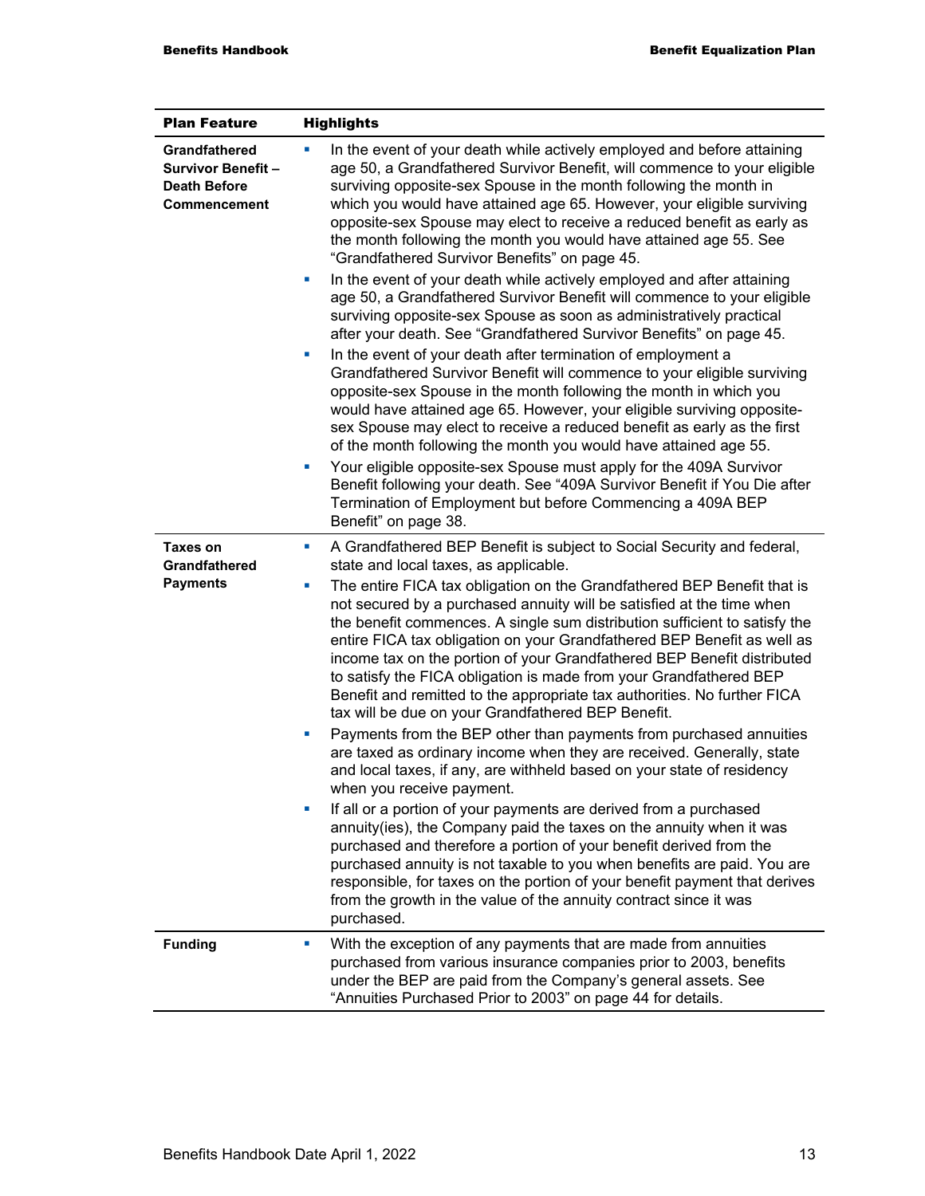| Plan Feature | Highlights |
|---|---|
| **Grandfathered Survivor Benefit – Death Before Commencement** | ▪ In the event of your death while actively employed and before attaining age 50, a Grandfathered Survivor Benefit, will commence to your eligible surviving opposite-sex Spouse in the month following the month in which you would have attained age 65. However, your eligible surviving opposite-sex Spouse may elect to receive a reduced benefit as early as the month following the month you would have attained age 55. See "Grandfathered Survivor Benefits" on page 45.<br>▪ In the event of your death while actively employed and after attaining age 50, a Grandfathered Survivor Benefit will commence to your eligible surviving opposite-sex Spouse as soon as administratively practical after your death. See "Grandfathered Survivor Benefits" on page 45.<br>▪ In the event of your death after termination of employment a Grandfathered Survivor Benefit will commence to your eligible surviving opposite-sex Spouse in the month following the month in which you would have attained age 65. However, your eligible surviving opposite-sex Spouse may elect to receive a reduced benefit as early as the first of the month following the month you would have attained age 55.<br>▪ Your eligible opposite-sex Spouse must apply for the 409A Survivor Benefit following your death. See "409A Survivor Benefit if You Die after Termination of Employment but before Commencing a 409A BEP Benefit" on page 38. |
| **Taxes on Grandfathered Payments** | ▪ A Grandfathered BEP Benefit is subject to Social Security and federal, state and local taxes, as applicable.<br>▪ The entire FICA tax obligation on the Grandfathered BEP Benefit that is not secured by a purchased annuity will be satisfied at the time when the benefit commences. A single sum distribution sufficient to satisfy the entire FICA tax obligation on your Grandfathered BEP Benefit as well as income tax on the portion of your Grandfathered BEP Benefit distributed to satisfy the FICA obligation is made from your Grandfathered BEP Benefit and remitted to the appropriate tax authorities. No further FICA tax will be due on your Grandfathered BEP Benefit.<br>▪ Payments from the BEP other than payments from purchased annuities are taxed as ordinary income when they are received. Generally, state and local taxes, if any, are withheld based on your state of residency when you receive payment.<br>▪ If all or a portion of your payments are derived from a purchased annuity(ies), the Company paid the taxes on the annuity when it was purchased and therefore a portion of your benefit derived from the purchased annuity is not taxable to you when benefits are paid. You are responsible, for taxes on the portion of your benefit payment that derives from the growth in the value of the annuity contract since it was purchased. |
| **Funding** | ▪ With the exception of any payments that are made from annuities purchased from various insurance companies prior to 2003, benefits under the BEP are paid from the Company's general assets. See "Annuities Purchased Prior to 2003" on page 44 for details. |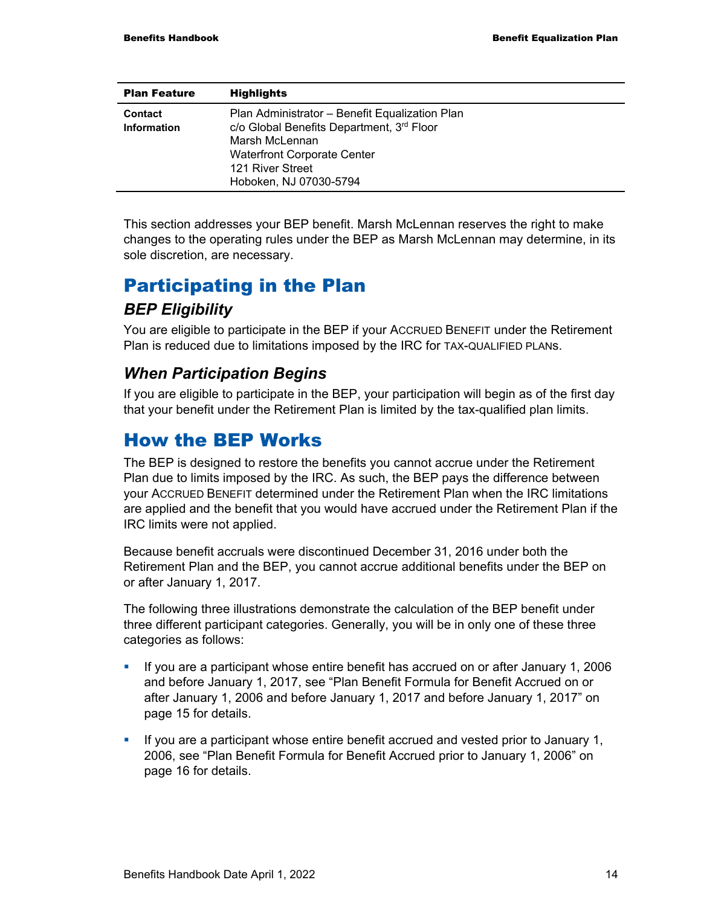| Plan Feature | Highlights |
|---|---|
| **Contact Information** | Plan Administrator – Benefit Equalization Plan<br>c/o Global Benefits Department, 3rd Floor<br>Marsh McLennan<br>Waterfront Corporate Center<br>121 River Street<br>Hoboken, NJ 07030-5794 |

This section addresses your BEP benefit. Marsh McLennan reserves the right to make changes to the operating rules under the BEP as Marsh McLennan may determine, in its sole discretion, are necessary.

# Participating in the Plan

## BEP Eligibility

You are eligible to participate in the BEP if your ACCRUED BENEFIT under the Retirement Plan is reduced due to limitations imposed by the IRC for TAX-QUALIFIED PLANS.

## When Participation Begins

If you are eligible to participate in the BEP, your participation will begin as of the first day that your benefit under the Retirement Plan is limited by the tax-qualified plan limits.

# How the BEP Works

The BEP is designed to restore the benefits you cannot accrue under the Retirement Plan due to limits imposed by the IRC. As such, the BEP pays the difference between your ACCRUED BENEFIT determined under the Retirement Plan when the IRC limitations are applied and the benefit that you would have accrued under the Retirement Plan if the IRC limits were not applied.

Because benefit accruals were discontinued December 31, 2016 under both the Retirement Plan and the BEP, you cannot accrue additional benefits under the BEP on or after January 1, 2017.

The following three illustrations demonstrate the calculation of the BEP benefit under three different participant categories. Generally, you will be in only one of these three categories as follows:

- If you are a participant whose entire benefit has accrued on or after January 1, 2006 and before January 1, 2017, see "Plan Benefit Formula for Benefit Accrued on or after January 1, 2006 and before January 1, 2017 and before January 1, 2017" on page 15 for details.
- If you are a participant whose entire benefit accrued and vested prior to January 1, 2006, see "Plan Benefit Formula for Benefit Accrued prior to January 1, 2006" on page 16 for details.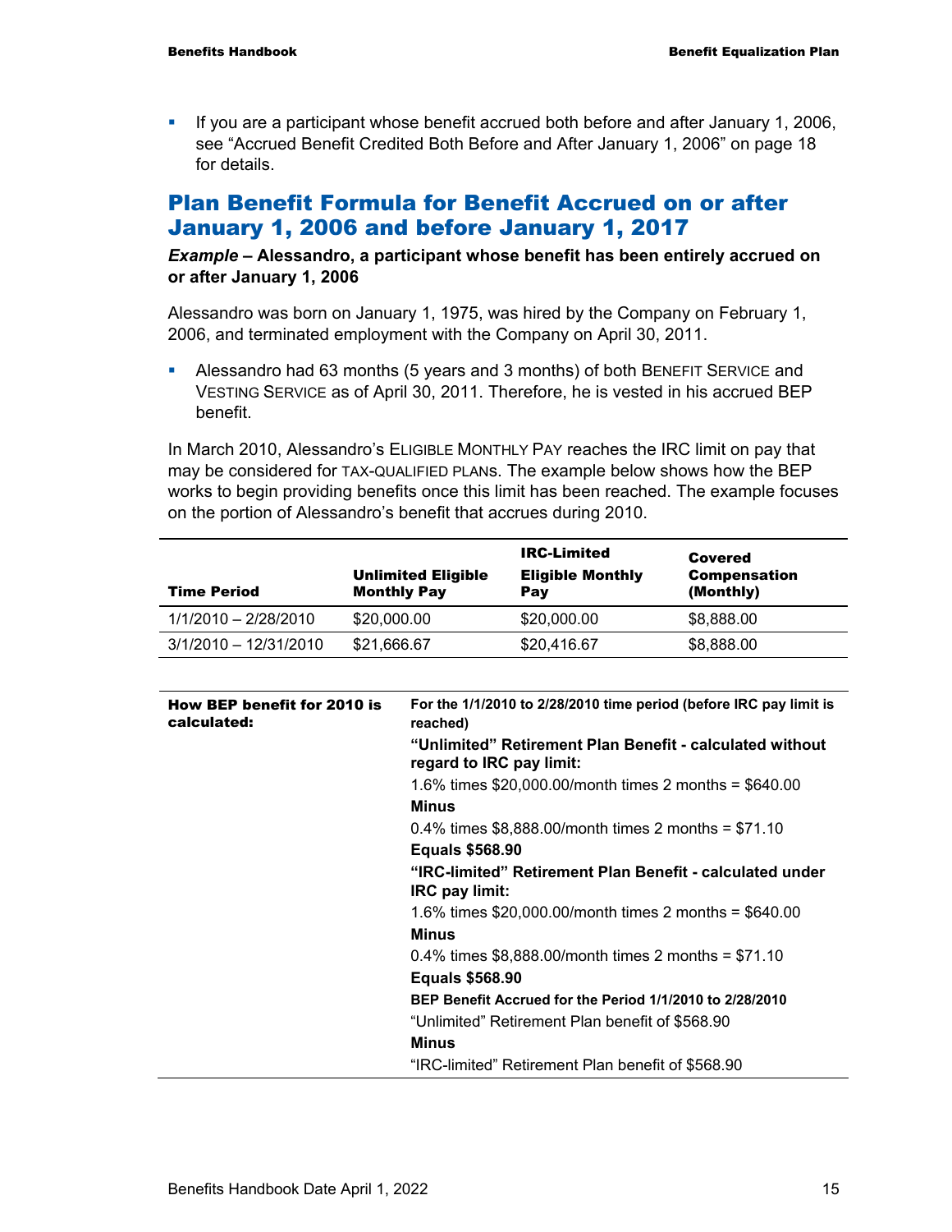- If you are a participant whose benefit accrued both before and after January 1, 2006, see "Accrued Benefit Credited Both Before and After January 1, 2006" on page 18 for details.

## Plan Benefit Formula for Benefit Accrued on or after January 1, 2006 and before January 1, 2017

***Example* – Alessandro, a participant whose benefit has been entirely accrued on or after January 1, 2006**

Alessandro was born on January 1, 1975, was hired by the Company on February 1, 2006, and terminated employment with the Company on April 30, 2011.

- Alessandro had 63 months (5 years and 3 months) of both BENEFIT SERVICE and VESTING SERVICE as of April 30, 2011. Therefore, he is vested in his accrued BEP benefit.

In March 2010, Alessandro's ELIGIBLE MONTHLY PAY reaches the IRC limit on pay that may be considered for TAX-QUALIFIED PLANs. The example below shows how the BEP works to begin providing benefits once this limit has been reached. The example focuses on the portion of Alessandro's benefit that accrues during 2010.

| Time Period | Unlimited Eligible Monthly Pay | IRC-Limited Eligible Monthly Pay | Covered Compensation (Monthly) |
|---|---|---|---|
| 1/1/2010 – 2/28/2010 | $20,000.00 | $20,000.00 | $8,888.00 |
| 3/1/2010 – 12/31/2010 | $21,666.67 | $20,416.67 | $8,888.00 |

| How BEP benefit for 2010 is calculated: | **For the 1/1/2010 to 2/28/2010 time period (before IRC pay limit is reached)**<br>**"Unlimited" Retirement Plan Benefit - calculated without regard to IRC pay limit:**<br>1.6% times $20,000.00/month times 2 months = $640.00<br>**Minus**<br>0.4% times $8,888.00/month times 2 months = $71.10<br>**Equals $568.90**<br>**"IRC-limited" Retirement Plan Benefit - calculated under IRC pay limit:**<br>1.6% times $20,000.00/month times 2 months = $640.00<br>**Minus**<br>0.4% times $8,888.00/month times 2 months = $71.10<br>**Equals $568.90**<br>**BEP Benefit Accrued for the Period 1/1/2010 to 2/28/2010**<br>"Unlimited" Retirement Plan benefit of $568.90<br>**Minus**<br>"IRC-limited" Retirement Plan benefit of $568.90 |
|---|---|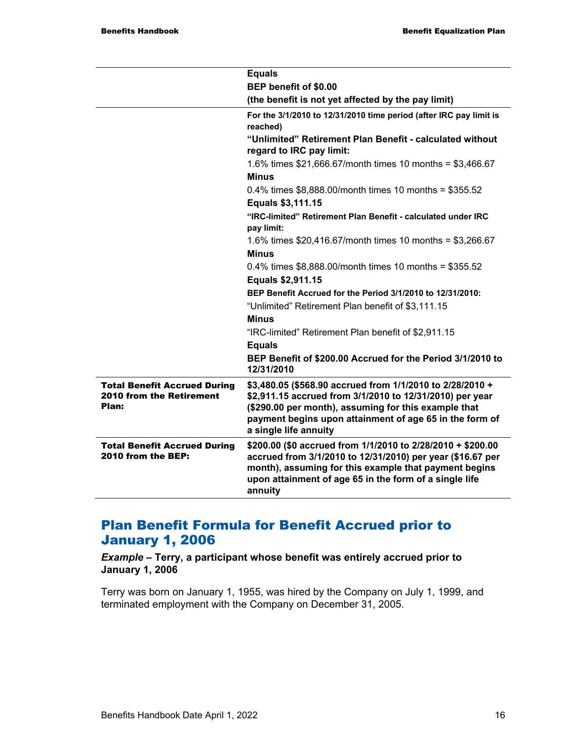| | |
|---|---|
| | **Equals**<br>**BEP benefit of $0.00**<br>**(the benefit is not yet affected by the pay limit)** |
| | **For the 3/1/2010 to 12/31/2010 time period (after IRC pay limit is reached)**<br>**"Unlimited" Retirement Plan Benefit - calculated without regard to IRC pay limit:**<br>1.6% times $21,666.67/month times 10 months = $3,466.67<br>**Minus**<br>0.4% times $8,888.00/month times 10 months = $355.52<br>**Equals $3,111.15**<br>**"IRC-limited" Retirement Plan Benefit - calculated under IRC pay limit:**<br>1.6% times $20,416.67/month times 10 months = $3,266.67<br>**Minus**<br>0.4% times $8,888.00/month times 10 months = $355.52<br>**Equals $2,911.15**<br>**BEP Benefit Accrued for the Period 3/1/2010 to 12/31/2010:**<br>"Unlimited" Retirement Plan benefit of $3,111.15<br>**Minus**<br>"IRC-limited" Retirement Plan benefit of $2,911.15<br>**Equals**<br>**BEP Benefit of $200.00 Accrued for the Period 3/1/2010 to 12/31/2010** |
| **Total Benefit Accrued During 2010 from the Retirement Plan:** | **$3,480.05 ($568.90 accrued from 1/1/2010 to 2/28/2010 + $2,911.15 accrued from 3/1/2010 to 12/31/2010) per year ($290.00 per month), assuming for this example that payment begins upon attainment of age 65 in the form of a single life annuity** |
| **Total Benefit Accrued During 2010 from the BEP:** | **$200.00 ($0 accrued from 1/1/2010 to 2/28/2010 + $200.00 accrued from 3/1/2010 to 12/31/2010) per year ($16.67 per month), assuming for this example that payment begins upon attainment of age 65 in the form of a single life annuity** |

## Plan Benefit Formula for Benefit Accrued prior to January 1, 2006

***Example* – Terry, a participant whose benefit was entirely accrued prior to January 1, 2006**

Terry was born on January 1, 1955, was hired by the Company on July 1, 1999, and terminated employment with the Company on December 31, 2005.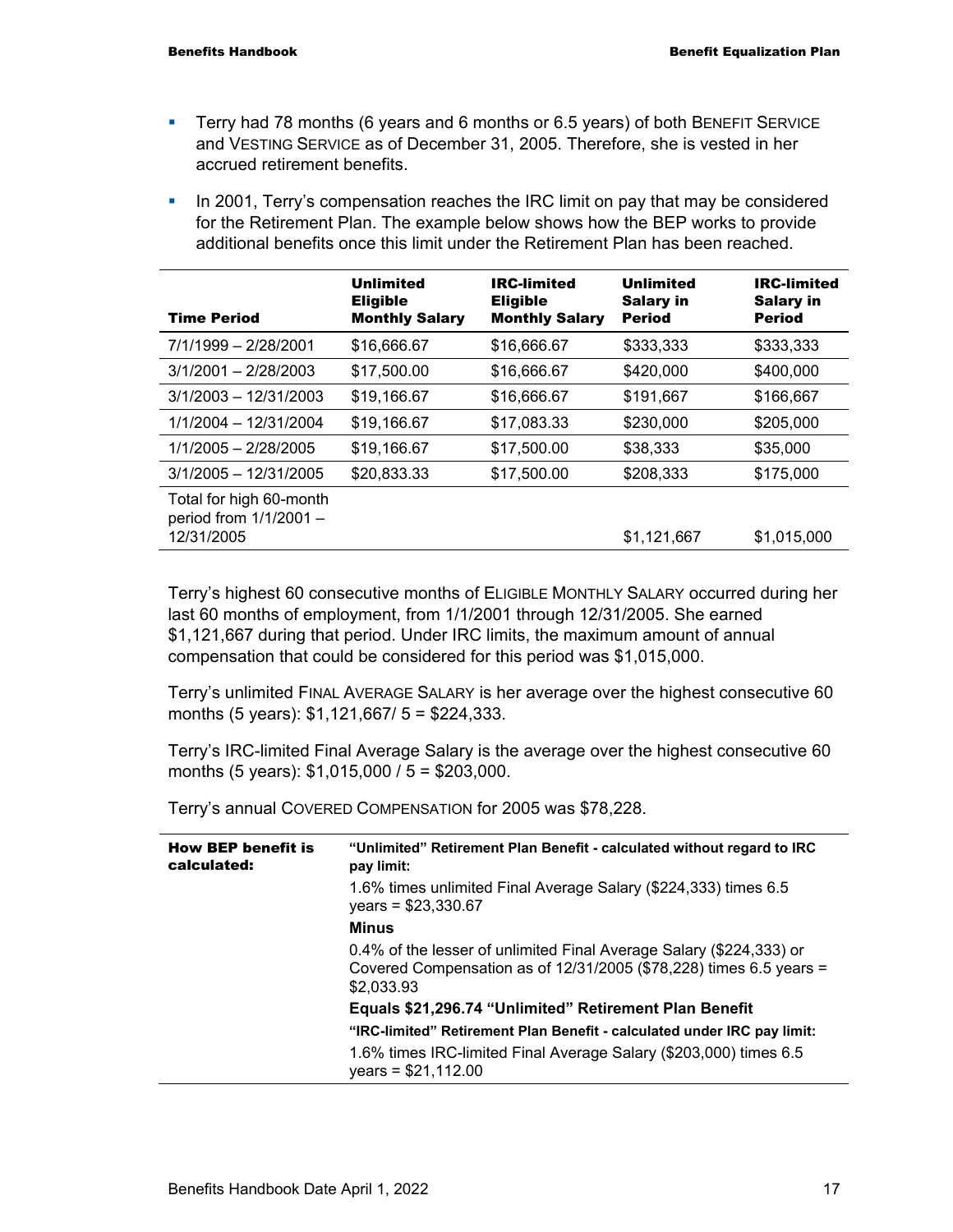- Terry had 78 months (6 years and 6 months or 6.5 years) of both BENEFIT SERVICE and VESTING SERVICE as of December 31, 2005. Therefore, she is vested in her accrued retirement benefits.
- In 2001, Terry's compensation reaches the IRC limit on pay that may be considered for the Retirement Plan. The example below shows how the BEP works to provide additional benefits once this limit under the Retirement Plan has been reached.

| Time Period | Unlimited Eligible Monthly Salary | IRC-limited Eligible Monthly Salary | Unlimited Salary in Period | IRC-limited Salary in Period |
|---|---|---|---|---|
| 7/1/1999 – 2/28/2001 | $16,666.67 | $16,666.67 | $333,333 | $333,333 |
| 3/1/2001 – 2/28/2003 | $17,500.00 | $16,666.67 | $420,000 | $400,000 |
| 3/1/2003 – 12/31/2003 | $19,166.67 | $16,666.67 | $191,667 | $166,667 |
| 1/1/2004 – 12/31/2004 | $19,166.67 | $17,083.33 | $230,000 | $205,000 |
| 1/1/2005 – 2/28/2005 | $19,166.67 | $17,500.00 | $38,333 | $35,000 |
| 3/1/2005 – 12/31/2005 | $20,833.33 | $17,500.00 | $208,333 | $175,000 |
| Total for high 60-month period from 1/1/2001 – 12/31/2005 | | | $1,121,667 | $1,015,000 |

Terry's highest 60 consecutive months of ELIGIBLE MONTHLY SALARY occurred during her last 60 months of employment, from 1/1/2001 through 12/31/2005. She earned $1,121,667 during that period. Under IRC limits, the maximum amount of annual compensation that could be considered for this period was $1,015,000.

Terry's unlimited FINAL AVERAGE SALARY is her average over the highest consecutive 60 months (5 years): $1,121,667/ 5 = $224,333.

Terry's IRC-limited Final Average Salary is the average over the highest consecutive 60 months (5 years): $1,015,000 / 5 = $203,000.

Terry's annual COVERED COMPENSATION for 2005 was $78,228.

| How BEP benefit is calculated: | "Unlimited" Retirement Plan Benefit - calculated without regard to IRC pay limit: |
|---|---|
| | 1.6% times unlimited Final Average Salary ($224,333) times 6.5 years = $23,330.67 |
| | **Minus** |
| | 0.4% of the lesser of unlimited Final Average Salary ($224,333) or Covered Compensation as of 12/31/2005 ($78,228) times 6.5 years = $2,033.93 |
| | **Equals $21,296.74 "Unlimited" Retirement Plan Benefit** |
| | **"IRC-limited" Retirement Plan Benefit - calculated under IRC pay limit:** |
| | 1.6% times IRC-limited Final Average Salary ($203,000) times 6.5 years = $21,112.00 |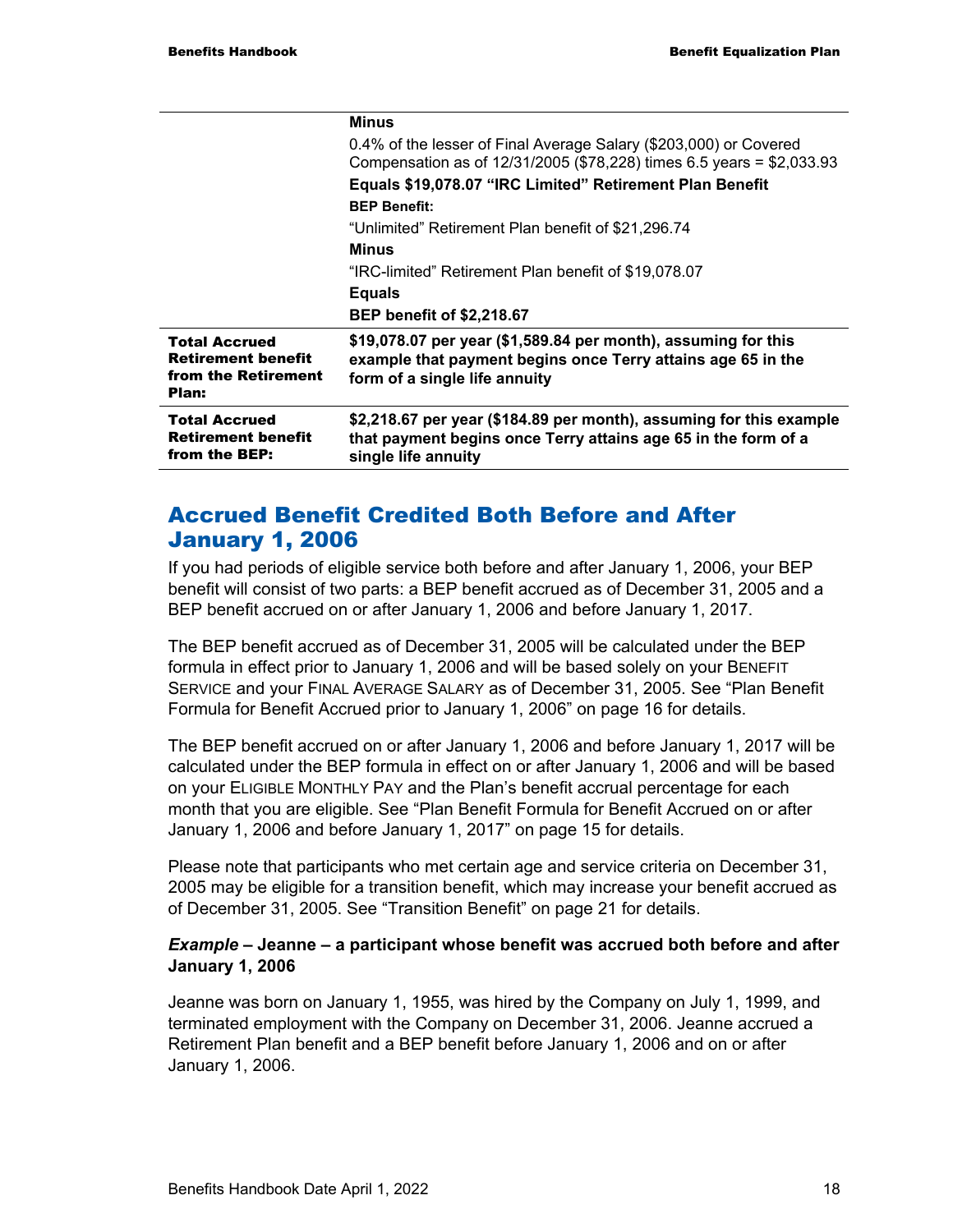| | |
|---|---|
| | **Minus**<br>0.4% of the lesser of Final Average Salary ($203,000) or Covered Compensation as of 12/31/2005 ($78,228) times 6.5 years = $2,033.93<br>**Equals $19,078.07 “IRC Limited” Retirement Plan Benefit**<br>**BEP Benefit:**<br>“Unlimited” Retirement Plan benefit of $21,296.74<br>**Minus**<br>“IRC-limited” Retirement Plan benefit of $19,078.07<br>**Equals**<br>**BEP benefit of $2,218.67** |
| **Total Accrued Retirement benefit from the Retirement Plan:** | **$19,078.07 per year ($1,589.84 per month), assuming for this example that payment begins once Terry attains age 65 in the form of a single life annuity** |
| **Total Accrued Retirement benefit from the BEP:** | **$2,218.67 per year ($184.89 per month), assuming for this example that payment begins once Terry attains age 65 in the form of a single life annuity** |

## Accrued Benefit Credited Both Before and After January 1, 2006

If you had periods of eligible service both before and after January 1, 2006, your BEP benefit will consist of two parts: a BEP benefit accrued as of December 31, 2005 and a BEP benefit accrued on or after January 1, 2006 and before January 1, 2017.

The BEP benefit accrued as of December 31, 2005 will be calculated under the BEP formula in effect prior to January 1, 2006 and will be based solely on your BENEFIT SERVICE and your FINAL AVERAGE SALARY as of December 31, 2005. See “Plan Benefit Formula for Benefit Accrued prior to January 1, 2006” on page 16 for details.

The BEP benefit accrued on or after January 1, 2006 and before January 1, 2017 will be calculated under the BEP formula in effect on or after January 1, 2006 and will be based on your ELIGIBLE MONTHLY PAY and the Plan’s benefit accrual percentage for each month that you are eligible. See “Plan Benefit Formula for Benefit Accrued on or after January 1, 2006 and before January 1, 2017” on page 15 for details.

Please note that participants who met certain age and service criteria on December 31, 2005 may be eligible for a transition benefit, which may increase your benefit accrued as of December 31, 2005. See “Transition Benefit” on page 21 for details.

***Example* – Jeanne – a participant whose benefit was accrued both before and after January 1, 2006**

Jeanne was born on January 1, 1955, was hired by the Company on July 1, 1999, and terminated employment with the Company on December 31, 2006. Jeanne accrued a Retirement Plan benefit and a BEP benefit before January 1, 2006 and on or after January 1, 2006.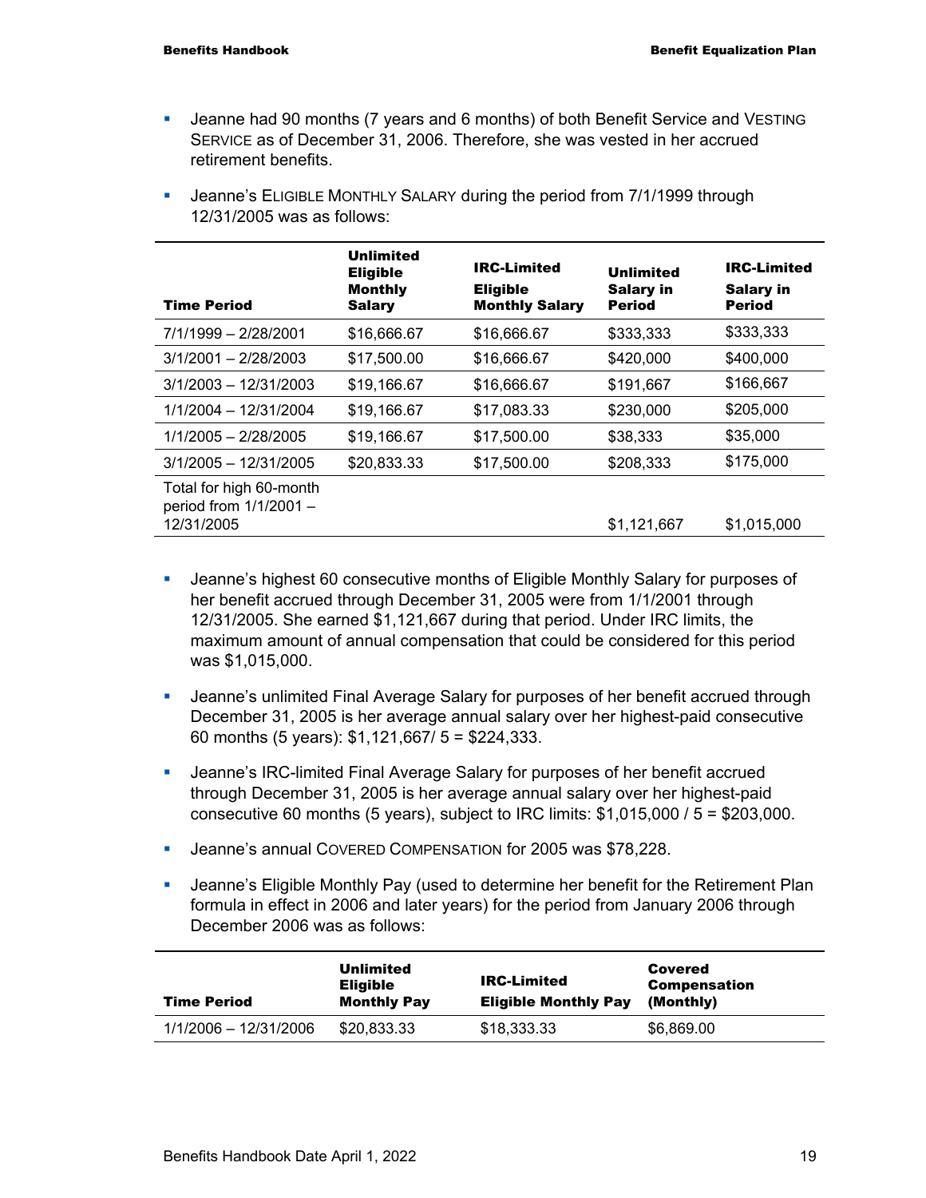- Jeanne had 90 months (7 years and 6 months) of both Benefit Service and VESTING SERVICE as of December 31, 2006. Therefore, she was vested in her accrued retirement benefits.
- Jeanne's ELIGIBLE MONTHLY SALARY during the period from 7/1/1999 through 12/31/2005 was as follows:

| Time Period | Unlimited Eligible Monthly Salary | IRC-Limited Eligible Monthly Salary | Unlimited Salary in Period | IRC-Limited Salary in Period |
|---|---|---|---|---|
| 7/1/1999 – 2/28/2001 | $16,666.67 | $16,666.67 | $333,333 | $333,333 |
| 3/1/2001 – 2/28/2003 | $17,500.00 | $16,666.67 | $420,000 | $400,000 |
| 3/1/2003 – 12/31/2003 | $19,166.67 | $16,666.67 | $191,667 | $166,667 |
| 1/1/2004 – 12/31/2004 | $19,166.67 | $17,083.33 | $230,000 | $205,000 |
| 1/1/2005 – 2/28/2005 | $19,166.67 | $17,500.00 | $38,333 | $35,000 |
| 3/1/2005 – 12/31/2005 | $20,833.33 | $17,500.00 | $208,333 | $175,000 |
| Total for high 60-month period from 1/1/2001 – 12/31/2005 | | | $1,121,667 | $1,015,000 |

- Jeanne's highest 60 consecutive months of Eligible Monthly Salary for purposes of her benefit accrued through December 31, 2005 were from 1/1/2001 through 12/31/2005. She earned $1,121,667 during that period. Under IRC limits, the maximum amount of annual compensation that could be considered for this period was $1,015,000.
- Jeanne's unlimited Final Average Salary for purposes of her benefit accrued through December 31, 2005 is her average annual salary over her highest-paid consecutive 60 months (5 years): $1,121,667/ 5 = $224,333.
- Jeanne's IRC-limited Final Average Salary for purposes of her benefit accrued through December 31, 2005 is her average annual salary over her highest-paid consecutive 60 months (5 years), subject to IRC limits: $1,015,000 / 5 = $203,000.
- Jeanne's annual COVERED COMPENSATION for 2005 was $78,228.
- Jeanne's Eligible Monthly Pay (used to determine her benefit for the Retirement Plan formula in effect in 2006 and later years) for the period from January 2006 through December 2006 was as follows:

| Time Period | Unlimited Eligible Monthly Pay | IRC-Limited Eligible Monthly Pay | Covered Compensation (Monthly) |
|---|---|---|---|
| 1/1/2006 – 12/31/2006 | $20,833.33 | $18,333.33 | $6,869.00 |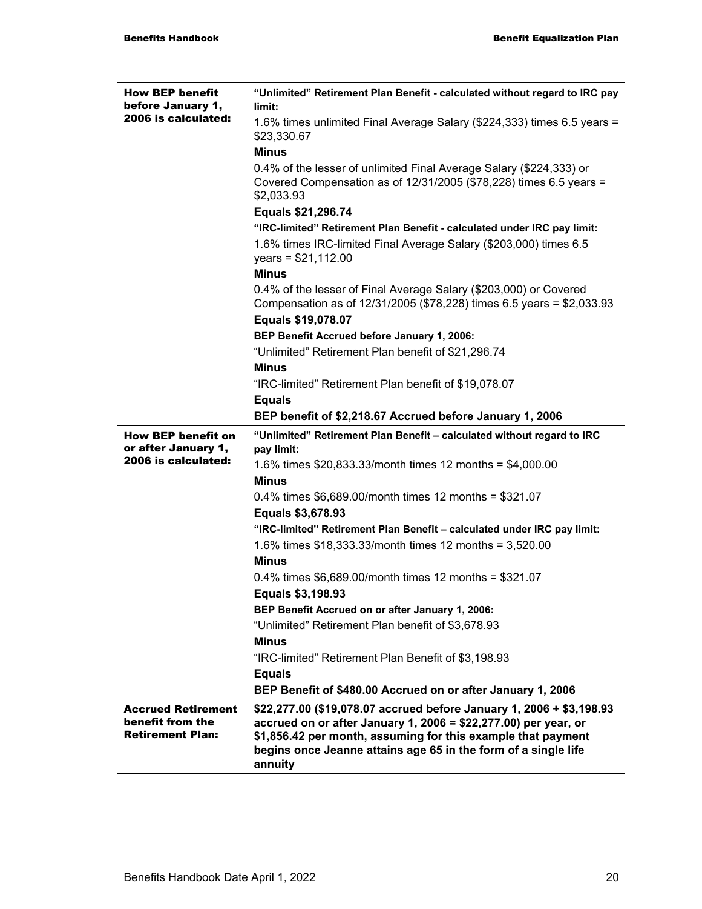| | |
|---|---|
| **How BEP benefit before January 1, 2006 is calculated:** | **"Unlimited" Retirement Plan Benefit - calculated without regard to IRC pay limit:**<br>1.6% times unlimited Final Average Salary ($224,333) times 6.5 years = $23,330.67<br>**Minus**<br>0.4% of the lesser of unlimited Final Average Salary ($224,333) or Covered Compensation as of 12/31/2005 ($78,228) times 6.5 years = $2,033.93<br>**Equals $21,296.74**<br>**"IRC-limited" Retirement Plan Benefit - calculated under IRC pay limit:**<br>1.6% times IRC-limited Final Average Salary ($203,000) times 6.5 years = $21,112.00<br>**Minus**<br>0.4% of the lesser of Final Average Salary ($203,000) or Covered Compensation as of 12/31/2005 ($78,228) times 6.5 years = $2,033.93<br>**Equals $19,078.07**<br>**BEP Benefit Accrued before January 1, 2006:**<br>"Unlimited" Retirement Plan benefit of $21,296.74<br>**Minus**<br>"IRC-limited" Retirement Plan benefit of $19,078.07<br>**Equals**<br>**BEP benefit of $2,218.67 Accrued before January 1, 2006** |
| **How BEP benefit on or after January 1, 2006 is calculated:** | **"Unlimited" Retirement Plan Benefit – calculated without regard to IRC pay limit:**<br>1.6% times $20,833.33/month times 12 months = $4,000.00<br>**Minus**<br>0.4% times $6,689.00/month times 12 months = $321.07<br>**Equals $3,678.93**<br>**"IRC-limited" Retirement Plan Benefit – calculated under IRC pay limit:**<br>1.6% times $18,333.33/month times 12 months = 3,520.00<br>**Minus**<br>0.4% times $6,689.00/month times 12 months = $321.07<br>**Equals $3,198.93**<br>**BEP Benefit Accrued on or after January 1, 2006:**<br>"Unlimited" Retirement Plan benefit of $3,678.93<br>**Minus**<br>"IRC-limited" Retirement Plan Benefit of $3,198.93<br>**Equals**<br>**BEP Benefit of $480.00 Accrued on or after January 1, 2006** |
| **Accrued Retirement benefit from the Retirement Plan:** | **$22,277.00 ($19,078.07 accrued before January 1, 2006 + $3,198.93 accrued on or after January 1, 2006 = $22,277.00) per year, or $1,856.42 per month, assuming for this example that payment begins once Jeanne attains age 65 in the form of a single life annuity** |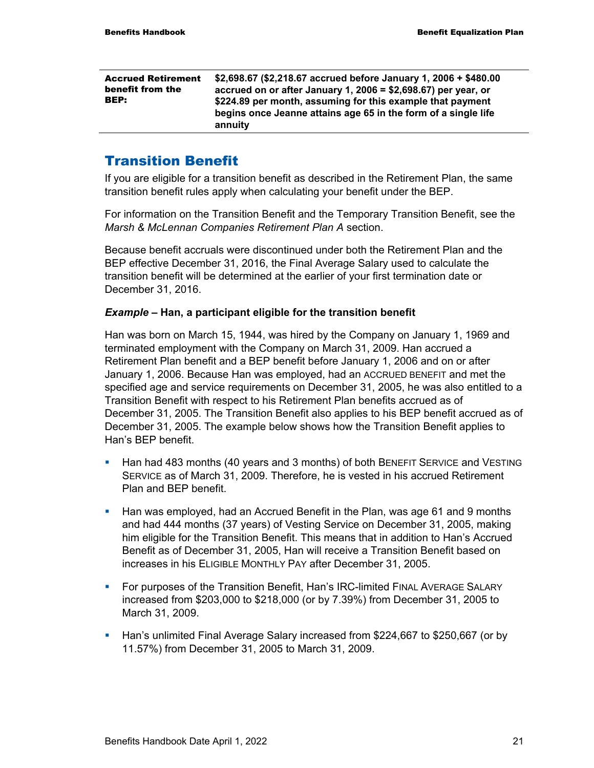| **Accrued Retirement benefit from the BEP:** | **$2,698.67 ($2,218.67 accrued before January 1, 2006 + $480.00 accrued on or after January 1, 2006 = $2,698.67) per year, or $224.89 per month, assuming for this example that payment begins once Jeanne attains age 65 in the form of a single life annuity** |
|---|---|

## Transition Benefit

If you are eligible for a transition benefit as described in the Retirement Plan, the same transition benefit rules apply when calculating your benefit under the BEP.

For information on the Transition Benefit and the Temporary Transition Benefit, see the *Marsh & McLennan Companies Retirement Plan A* section.

Because benefit accruals were discontinued under both the Retirement Plan and the BEP effective December 31, 2016, the Final Average Salary used to calculate the transition benefit will be determined at the earlier of your first termination date or December 31, 2016.

***Example* – Han, a participant eligible for the transition benefit**

Han was born on March 15, 1944, was hired by the Company on January 1, 1969 and terminated employment with the Company on March 31, 2009. Han accrued a Retirement Plan benefit and a BEP benefit before January 1, 2006 and on or after January 1, 2006. Because Han was employed, had an ACCRUED BENEFIT and met the specified age and service requirements on December 31, 2005, he was also entitled to a Transition Benefit with respect to his Retirement Plan benefits accrued as of December 31, 2005. The Transition Benefit also applies to his BEP benefit accrued as of December 31, 2005. The example below shows how the Transition Benefit applies to Han's BEP benefit.

- Han had 483 months (40 years and 3 months) of both BENEFIT SERVICE and VESTING SERVICE as of March 31, 2009. Therefore, he is vested in his accrued Retirement Plan and BEP benefit.
- Han was employed, had an Accrued Benefit in the Plan, was age 61 and 9 months and had 444 months (37 years) of Vesting Service on December 31, 2005, making him eligible for the Transition Benefit. This means that in addition to Han's Accrued Benefit as of December 31, 2005, Han will receive a Transition Benefit based on increases in his ELIGIBLE MONTHLY PAY after December 31, 2005.
- For purposes of the Transition Benefit, Han's IRC-limited FINAL AVERAGE SALARY increased from $203,000 to $218,000 (or by 7.39%) from December 31, 2005 to March 31, 2009.
- Han's unlimited Final Average Salary increased from $224,667 to $250,667 (or by 11.57%) from December 31, 2005 to March 31, 2009.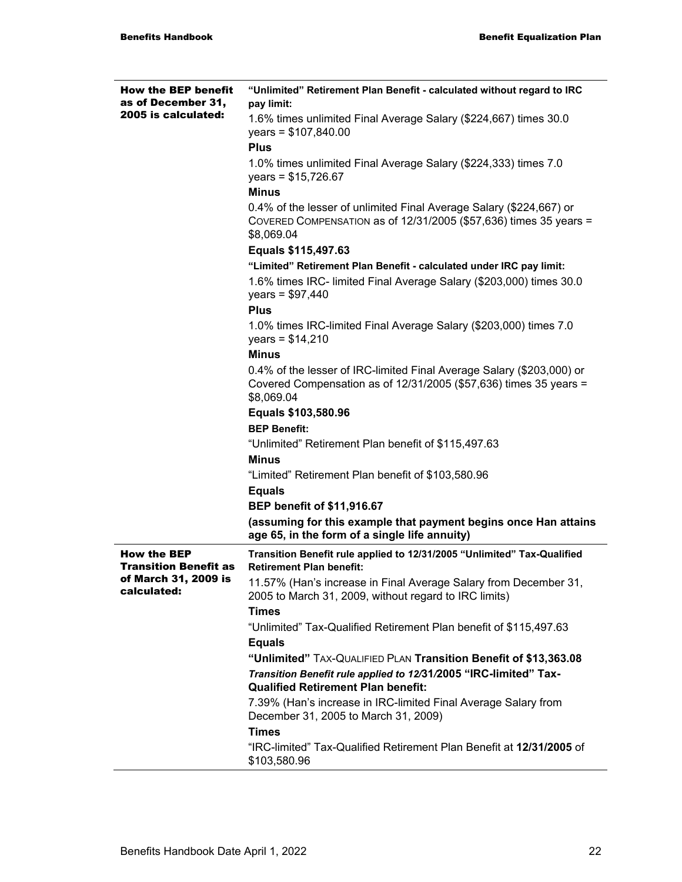| | |
|---|---|
| **How the BEP benefit as of December 31, 2005 is calculated:** | **"Unlimited" Retirement Plan Benefit - calculated without regard to IRC pay limit:**<br>1.6% times unlimited Final Average Salary ($224,667) times 30.0 years = $107,840.00<br>**Plus**<br>1.0% times unlimited Final Average Salary ($224,333) times 7.0 years = $15,726.67<br>**Minus**<br>0.4% of the lesser of unlimited Final Average Salary ($224,667) or COVERED COMPENSATION as of 12/31/2005 ($57,636) times 35 years = $8,069.04<br>**Equals $115,497.63**<br>**"Limited" Retirement Plan Benefit - calculated under IRC pay limit:**<br>1.6% times IRC- limited Final Average Salary ($203,000) times 30.0 years = $97,440<br>**Plus**<br>1.0% times IRC-limited Final Average Salary ($203,000) times 7.0 years = $14,210<br>**Minus**<br>0.4% of the lesser of IRC-limited Final Average Salary ($203,000) or Covered Compensation as of 12/31/2005 ($57,636) times 35 years = $8,069.04<br>**Equals $103,580.96**<br>**BEP Benefit:**<br>"Unlimited" Retirement Plan benefit of $115,497.63<br>**Minus**<br>"Limited" Retirement Plan benefit of $103,580.96<br>**Equals**<br>**BEP benefit of $11,916.67**<br>**(assuming for this example that payment begins once Han attains age 65, in the form of a single life annuity)** |
| **How the BEP Transition Benefit as of March 31, 2009 is calculated:** | **Transition Benefit rule applied to 12/31/2005 "Unlimited" Tax-Qualified Retirement Plan benefit:**<br>11.57% (Han's increase in Final Average Salary from December 31, 2005 to March 31, 2009, without regard to IRC limits)<br>**Times**<br>"Unlimited" Tax-Qualified Retirement Plan benefit of $115,497.63<br>**Equals**<br>**"Unlimited" TAX-QUALIFIED PLAN Transition Benefit of $13,363.08**<br>***Transition Benefit rule applied to 12/31/2005 "IRC-limited" Tax-Qualified Retirement Plan benefit:***<br>7.39% (Han's increase in IRC-limited Final Average Salary from December 31, 2005 to March 31, 2009)<br>**Times**<br>"IRC-limited" Tax-Qualified Retirement Plan Benefit at **12/31/2005** of $103,580.96 |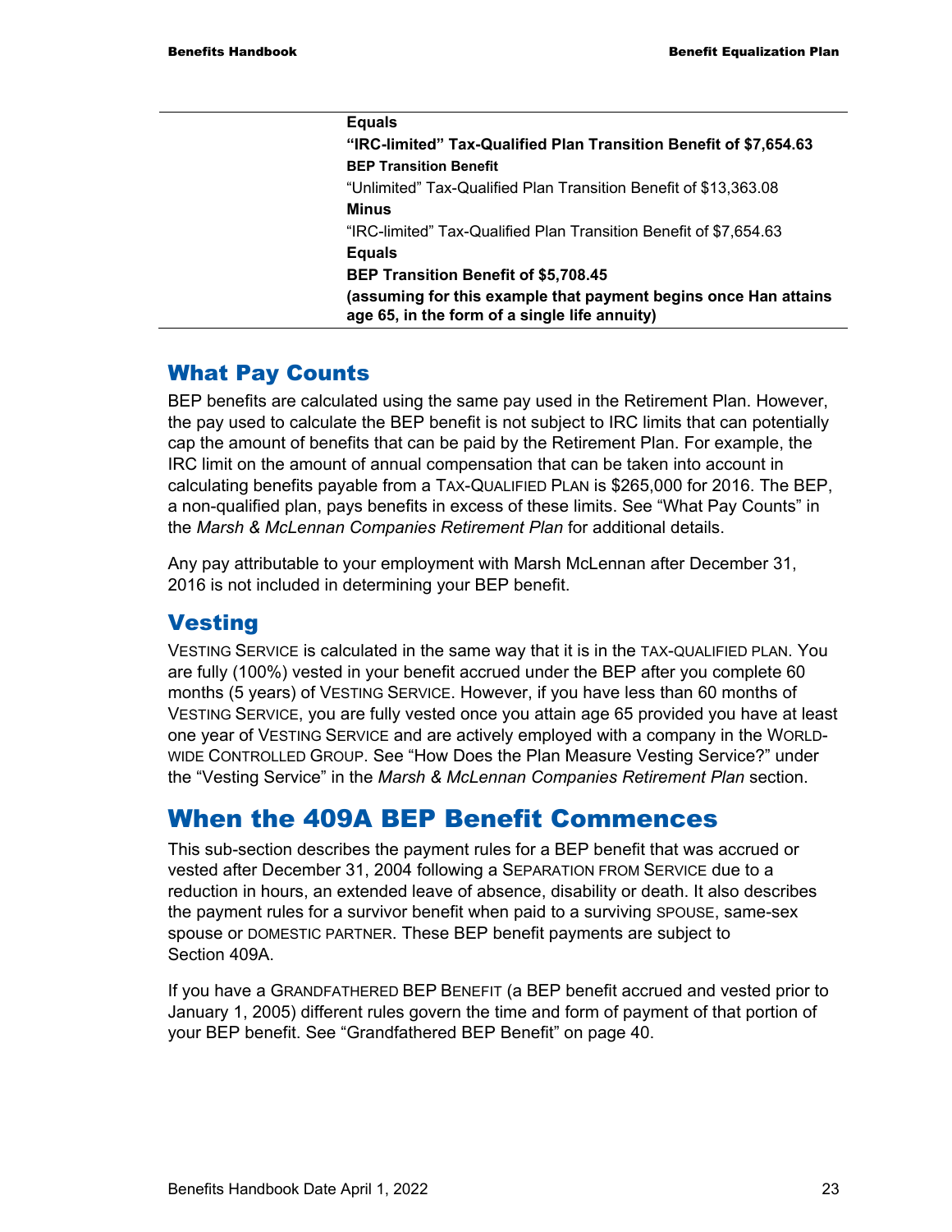**Equals**

**"IRC-limited" Tax-Qualified Plan Transition Benefit of $7,654.63**

**BEP Transition Benefit**

"Unlimited" Tax-Qualified Plan Transition Benefit of $13,363.08

**Minus**

"IRC-limited" Tax-Qualified Plan Transition Benefit of $7,654.63

**Equals**

**BEP Transition Benefit of $5,708.45**

**(assuming for this example that payment begins once Han attains age 65, in the form of a single life annuity)**

## What Pay Counts

BEP benefits are calculated using the same pay used in the Retirement Plan. However, the pay used to calculate the BEP benefit is not subject to IRC limits that can potentially cap the amount of benefits that can be paid by the Retirement Plan. For example, the IRC limit on the amount of annual compensation that can be taken into account in calculating benefits payable from a TAX-QUALIFIED PLAN is $265,000 for 2016. The BEP, a non-qualified plan, pays benefits in excess of these limits. See "What Pay Counts" in the *Marsh & McLennan Companies Retirement Plan* for additional details.

Any pay attributable to your employment with Marsh McLennan after December 31, 2016 is not included in determining your BEP benefit.

## Vesting

VESTING SERVICE is calculated in the same way that it is in the TAX-QUALIFIED PLAN. You are fully (100%) vested in your benefit accrued under the BEP after you complete 60 months (5 years) of VESTING SERVICE. However, if you have less than 60 months of VESTING SERVICE, you are fully vested once you attain age 65 provided you have at least one year of VESTING SERVICE and are actively employed with a company in the WORLD-WIDE CONTROLLED GROUP. See "How Does the Plan Measure Vesting Service?" under the "Vesting Service" in the *Marsh & McLennan Companies Retirement Plan* section.

# When the 409A BEP Benefit Commences

This sub-section describes the payment rules for a BEP benefit that was accrued or vested after December 31, 2004 following a SEPARATION FROM SERVICE due to a reduction in hours, an extended leave of absence, disability or death. It also describes the payment rules for a survivor benefit when paid to a surviving SPOUSE, same-sex spouse or DOMESTIC PARTNER. These BEP benefit payments are subject to Section 409A.

If you have a GRANDFATHERED BEP BENEFIT (a BEP benefit accrued and vested prior to January 1, 2005) different rules govern the time and form of payment of that portion of your BEP benefit. See "Grandfathered BEP Benefit" on page 40.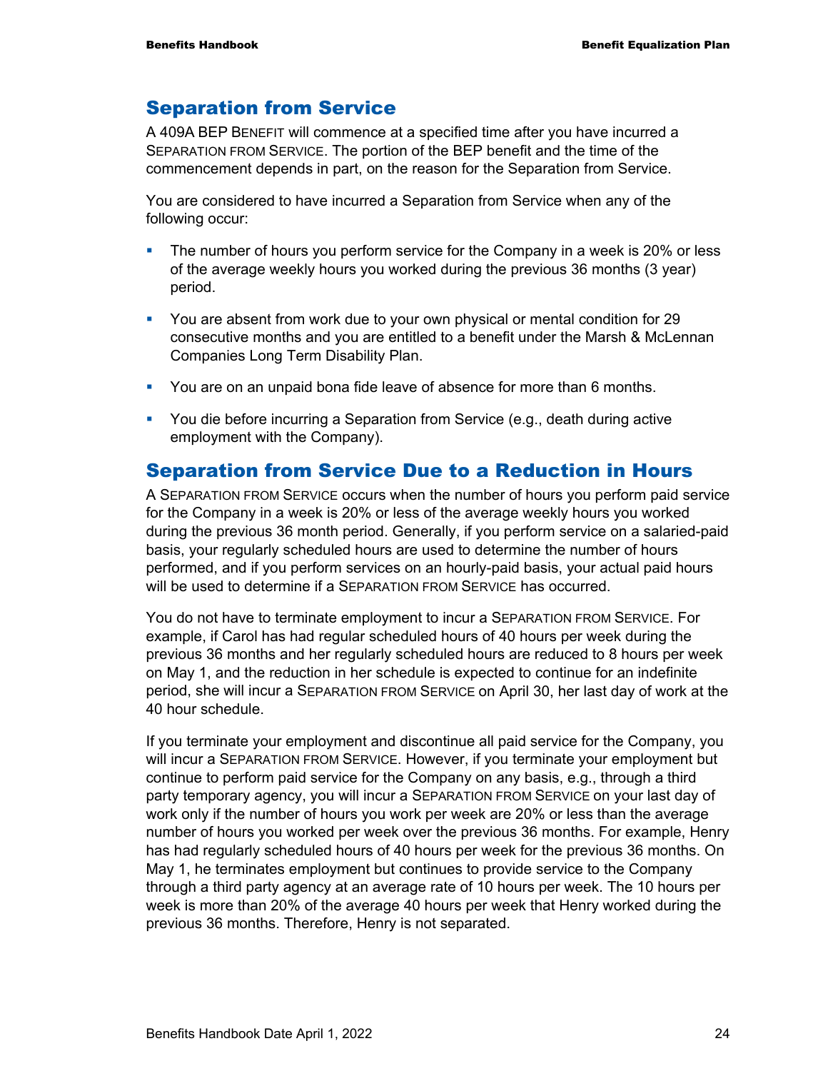## Separation from Service

A 409A BEP BENEFIT will commence at a specified time after you have incurred a SEPARATION FROM SERVICE. The portion of the BEP benefit and the time of the commencement depends in part, on the reason for the Separation from Service.

You are considered to have incurred a Separation from Service when any of the following occur:

- The number of hours you perform service for the Company in a week is 20% or less of the average weekly hours you worked during the previous 36 months (3 year) period.
- You are absent from work due to your own physical or mental condition for 29 consecutive months and you are entitled to a benefit under the Marsh & McLennan Companies Long Term Disability Plan.
- You are on an unpaid bona fide leave of absence for more than 6 months.
- You die before incurring a Separation from Service (e.g., death during active employment with the Company).

## Separation from Service Due to a Reduction in Hours

A SEPARATION FROM SERVICE occurs when the number of hours you perform paid service for the Company in a week is 20% or less of the average weekly hours you worked during the previous 36 month period. Generally, if you perform service on a salaried-paid basis, your regularly scheduled hours are used to determine the number of hours performed, and if you perform services on an hourly-paid basis, your actual paid hours will be used to determine if a SEPARATION FROM SERVICE has occurred.

You do not have to terminate employment to incur a SEPARATION FROM SERVICE. For example, if Carol has had regular scheduled hours of 40 hours per week during the previous 36 months and her regularly scheduled hours are reduced to 8 hours per week on May 1, and the reduction in her schedule is expected to continue for an indefinite period, she will incur a SEPARATION FROM SERVICE on April 30, her last day of work at the 40 hour schedule.

If you terminate your employment and discontinue all paid service for the Company, you will incur a SEPARATION FROM SERVICE. However, if you terminate your employment but continue to perform paid service for the Company on any basis, e.g., through a third party temporary agency, you will incur a SEPARATION FROM SERVICE on your last day of work only if the number of hours you work per week are 20% or less than the average number of hours you worked per week over the previous 36 months. For example, Henry has had regularly scheduled hours of 40 hours per week for the previous 36 months. On May 1, he terminates employment but continues to provide service to the Company through a third party agency at an average rate of 10 hours per week. The 10 hours per week is more than 20% of the average 40 hours per week that Henry worked during the previous 36 months. Therefore, Henry is not separated.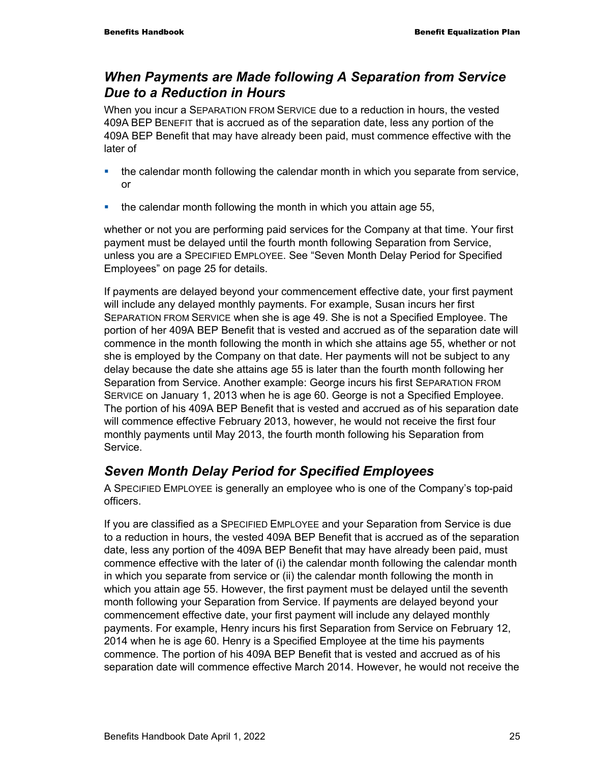## *When Payments are Made following A Separation from Service Due to a Reduction in Hours*

When you incur a SEPARATION FROM SERVICE due to a reduction in hours, the vested 409A BEP BENEFIT that is accrued as of the separation date, less any portion of the 409A BEP Benefit that may have already been paid, must commence effective with the later of

- the calendar month following the calendar month in which you separate from service, or
- the calendar month following the month in which you attain age 55,

whether or not you are performing paid services for the Company at that time. Your first payment must be delayed until the fourth month following Separation from Service, unless you are a SPECIFIED EMPLOYEE. See "Seven Month Delay Period for Specified Employees" on page 25 for details.

If payments are delayed beyond your commencement effective date, your first payment will include any delayed monthly payments. For example, Susan incurs her first SEPARATION FROM SERVICE when she is age 49. She is not a Specified Employee. The portion of her 409A BEP Benefit that is vested and accrued as of the separation date will commence in the month following the month in which she attains age 55, whether or not she is employed by the Company on that date. Her payments will not be subject to any delay because the date she attains age 55 is later than the fourth month following her Separation from Service. Another example: George incurs his first SEPARATION FROM SERVICE on January 1, 2013 when he is age 60. George is not a Specified Employee. The portion of his 409A BEP Benefit that is vested and accrued as of his separation date will commence effective February 2013, however, he would not receive the first four monthly payments until May 2013, the fourth month following his Separation from Service.

## *Seven Month Delay Period for Specified Employees*

A SPECIFIED EMPLOYEE is generally an employee who is one of the Company's top-paid officers.

If you are classified as a SPECIFIED EMPLOYEE and your Separation from Service is due to a reduction in hours, the vested 409A BEP Benefit that is accrued as of the separation date, less any portion of the 409A BEP Benefit that may have already been paid, must commence effective with the later of (i) the calendar month following the calendar month in which you separate from service or (ii) the calendar month following the month in which you attain age 55. However, the first payment must be delayed until the seventh month following your Separation from Service. If payments are delayed beyond your commencement effective date, your first payment will include any delayed monthly payments. For example, Henry incurs his first Separation from Service on February 12, 2014 when he is age 60. Henry is a Specified Employee at the time his payments commence. The portion of his 409A BEP Benefit that is vested and accrued as of his separation date will commence effective March 2014. However, he would not receive the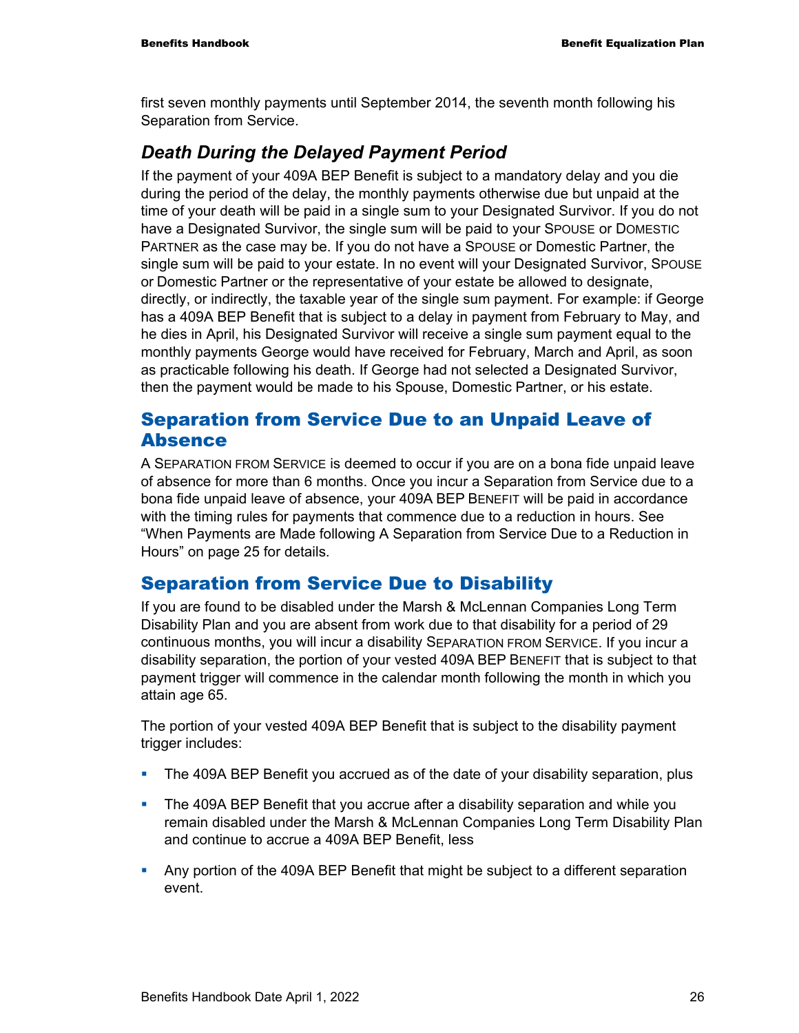first seven monthly payments until September 2014, the seventh month following his Separation from Service.

### *Death During the Delayed Payment Period*

If the payment of your 409A BEP Benefit is subject to a mandatory delay and you die during the period of the delay, the monthly payments otherwise due but unpaid at the time of your death will be paid in a single sum to your Designated Survivor. If you do not have a Designated Survivor, the single sum will be paid to your SPOUSE or DOMESTIC PARTNER as the case may be. If you do not have a SPOUSE or Domestic Partner, the single sum will be paid to your estate. In no event will your Designated Survivor, SPOUSE or Domestic Partner or the representative of your estate be allowed to designate, directly, or indirectly, the taxable year of the single sum payment. For example: if George has a 409A BEP Benefit that is subject to a delay in payment from February to May, and he dies in April, his Designated Survivor will receive a single sum payment equal to the monthly payments George would have received for February, March and April, as soon as practicable following his death. If George had not selected a Designated Survivor, then the payment would be made to his Spouse, Domestic Partner, or his estate.

## Separation from Service Due to an Unpaid Leave of Absence

A SEPARATION FROM SERVICE is deemed to occur if you are on a bona fide unpaid leave of absence for more than 6 months. Once you incur a Separation from Service due to a bona fide unpaid leave of absence, your 409A BEP BENEFIT will be paid in accordance with the timing rules for payments that commence due to a reduction in hours. See "When Payments are Made following A Separation from Service Due to a Reduction in Hours" on page 25 for details.

## Separation from Service Due to Disability

If you are found to be disabled under the Marsh & McLennan Companies Long Term Disability Plan and you are absent from work due to that disability for a period of 29 continuous months, you will incur a disability SEPARATION FROM SERVICE. If you incur a disability separation, the portion of your vested 409A BEP BENEFIT that is subject to that payment trigger will commence in the calendar month following the month in which you attain age 65.

The portion of your vested 409A BEP Benefit that is subject to the disability payment trigger includes:

- The 409A BEP Benefit you accrued as of the date of your disability separation, plus
- The 409A BEP Benefit that you accrue after a disability separation and while you remain disabled under the Marsh & McLennan Companies Long Term Disability Plan and continue to accrue a 409A BEP Benefit, less
- Any portion of the 409A BEP Benefit that might be subject to a different separation event.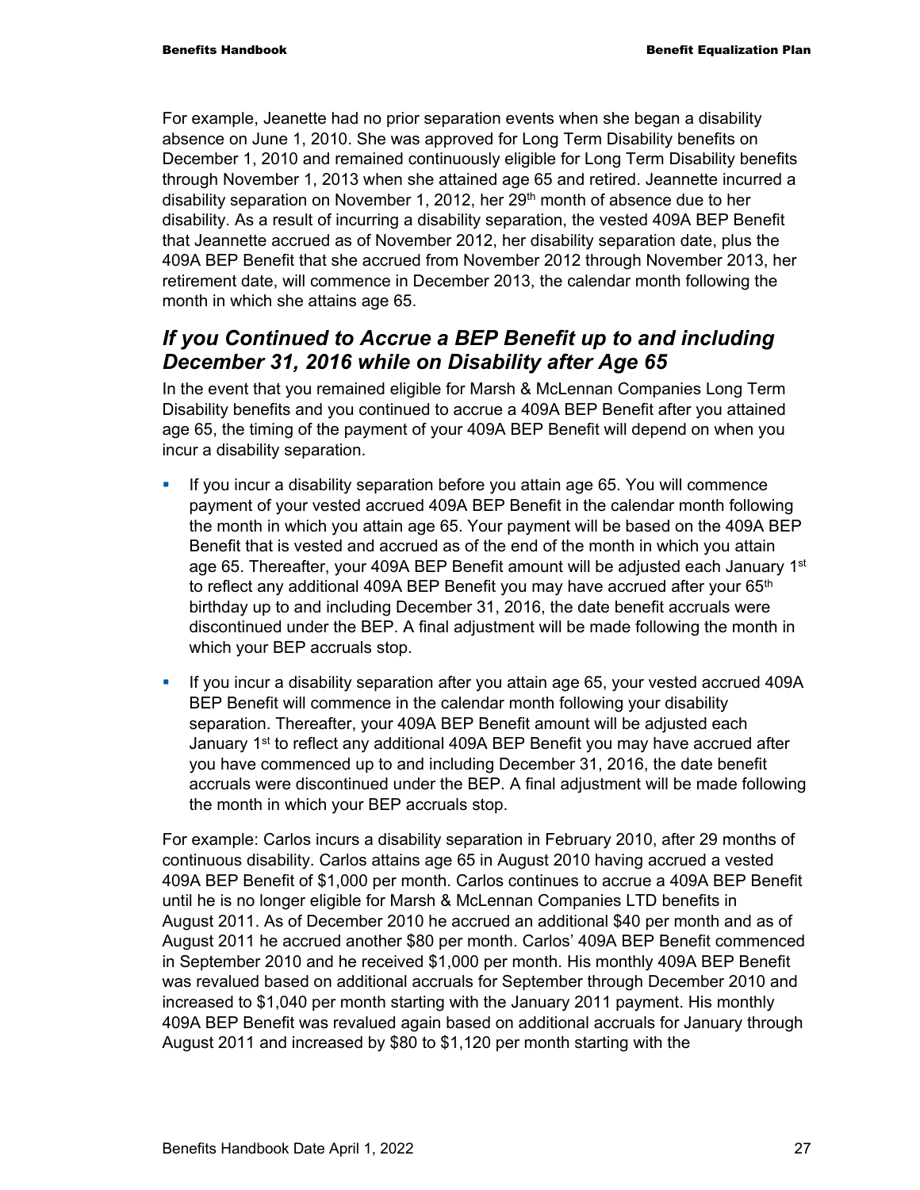For example, Jeanette had no prior separation events when she began a disability absence on June 1, 2010. She was approved for Long Term Disability benefits on December 1, 2010 and remained continuously eligible for Long Term Disability benefits through November 1, 2013 when she attained age 65 and retired. Jeannette incurred a disability separation on November 1, 2012, her 29th month of absence due to her disability. As a result of incurring a disability separation, the vested 409A BEP Benefit that Jeannette accrued as of November 2012, her disability separation date, plus the 409A BEP Benefit that she accrued from November 2012 through November 2013, her retirement date, will commence in December 2013, the calendar month following the month in which she attains age 65.

## *If you Continued to Accrue a BEP Benefit up to and including December 31, 2016 while on Disability after Age 65*

In the event that you remained eligible for Marsh & McLennan Companies Long Term Disability benefits and you continued to accrue a 409A BEP Benefit after you attained age 65, the timing of the payment of your 409A BEP Benefit will depend on when you incur a disability separation.

- If you incur a disability separation before you attain age 65. You will commence payment of your vested accrued 409A BEP Benefit in the calendar month following the month in which you attain age 65. Your payment will be based on the 409A BEP Benefit that is vested and accrued as of the end of the month in which you attain age 65. Thereafter, your 409A BEP Benefit amount will be adjusted each January 1st to reflect any additional 409A BEP Benefit you may have accrued after your 65th birthday up to and including December 31, 2016, the date benefit accruals were discontinued under the BEP. A final adjustment will be made following the month in which your BEP accruals stop.
- If you incur a disability separation after you attain age 65, your vested accrued 409A BEP Benefit will commence in the calendar month following your disability separation. Thereafter, your 409A BEP Benefit amount will be adjusted each January 1st to reflect any additional 409A BEP Benefit you may have accrued after you have commenced up to and including December 31, 2016, the date benefit accruals were discontinued under the BEP. A final adjustment will be made following the month in which your BEP accruals stop.

For example: Carlos incurs a disability separation in February 2010, after 29 months of continuous disability. Carlos attains age 65 in August 2010 having accrued a vested 409A BEP Benefit of $1,000 per month. Carlos continues to accrue a 409A BEP Benefit until he is no longer eligible for Marsh & McLennan Companies LTD benefits in August 2011. As of December 2010 he accrued an additional $40 per month and as of August 2011 he accrued another $80 per month. Carlos' 409A BEP Benefit commenced in September 2010 and he received $1,000 per month. His monthly 409A BEP Benefit was revalued based on additional accruals for September through December 2010 and increased to $1,040 per month starting with the January 2011 payment. His monthly 409A BEP Benefit was revalued again based on additional accruals for January through August 2011 and increased by $80 to $1,120 per month starting with the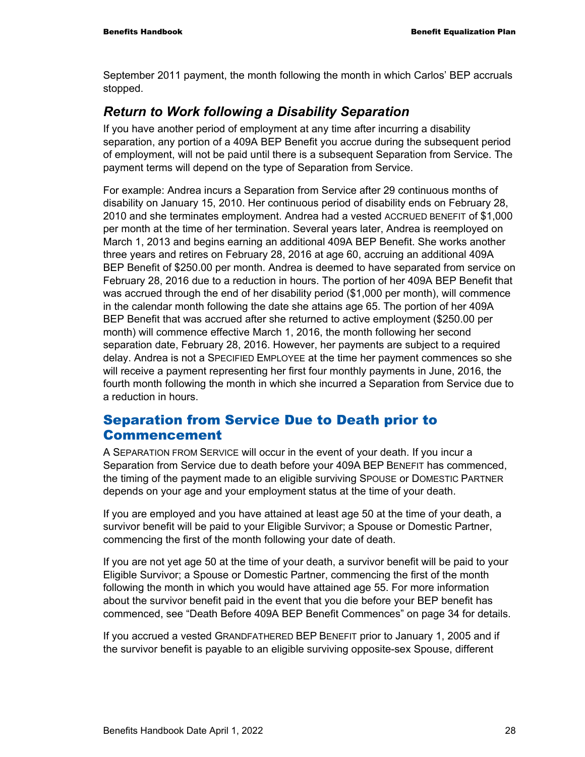September 2011 payment, the month following the month in which Carlos' BEP accruals stopped.

### *Return to Work following a Disability Separation*

If you have another period of employment at any time after incurring a disability separation, any portion of a 409A BEP Benefit you accrue during the subsequent period of employment, will not be paid until there is a subsequent Separation from Service. The payment terms will depend on the type of Separation from Service.

For example: Andrea incurs a Separation from Service after 29 continuous months of disability on January 15, 2010. Her continuous period of disability ends on February 28, 2010 and she terminates employment. Andrea had a vested ACCRUED BENEFIT of $1,000 per month at the time of her termination. Several years later, Andrea is reemployed on March 1, 2013 and begins earning an additional 409A BEP Benefit. She works another three years and retires on February 28, 2016 at age 60, accruing an additional 409A BEP Benefit of $250.00 per month. Andrea is deemed to have separated from service on February 28, 2016 due to a reduction in hours. The portion of her 409A BEP Benefit that was accrued through the end of her disability period ($1,000 per month), will commence in the calendar month following the date she attains age 65. The portion of her 409A BEP Benefit that was accrued after she returned to active employment ($250.00 per month) will commence effective March 1, 2016, the month following her second separation date, February 28, 2016. However, her payments are subject to a required delay. Andrea is not a SPECIFIED EMPLOYEE at the time her payment commences so she will receive a payment representing her first four monthly payments in June, 2016, the fourth month following the month in which she incurred a Separation from Service due to a reduction in hours.

## Separation from Service Due to Death prior to Commencement

A SEPARATION FROM SERVICE will occur in the event of your death. If you incur a Separation from Service due to death before your 409A BEP BENEFIT has commenced, the timing of the payment made to an eligible surviving SPOUSE or DOMESTIC PARTNER depends on your age and your employment status at the time of your death.

If you are employed and you have attained at least age 50 at the time of your death, a survivor benefit will be paid to your Eligible Survivor; a Spouse or Domestic Partner, commencing the first of the month following your date of death.

If you are not yet age 50 at the time of your death, a survivor benefit will be paid to your Eligible Survivor; a Spouse or Domestic Partner, commencing the first of the month following the month in which you would have attained age 55. For more information about the survivor benefit paid in the event that you die before your BEP benefit has commenced, see "Death Before 409A BEP Benefit Commences" on page 34 for details.

If you accrued a vested GRANDFATHERED BEP BENEFIT prior to January 1, 2005 and if the survivor benefit is payable to an eligible surviving opposite-sex Spouse, different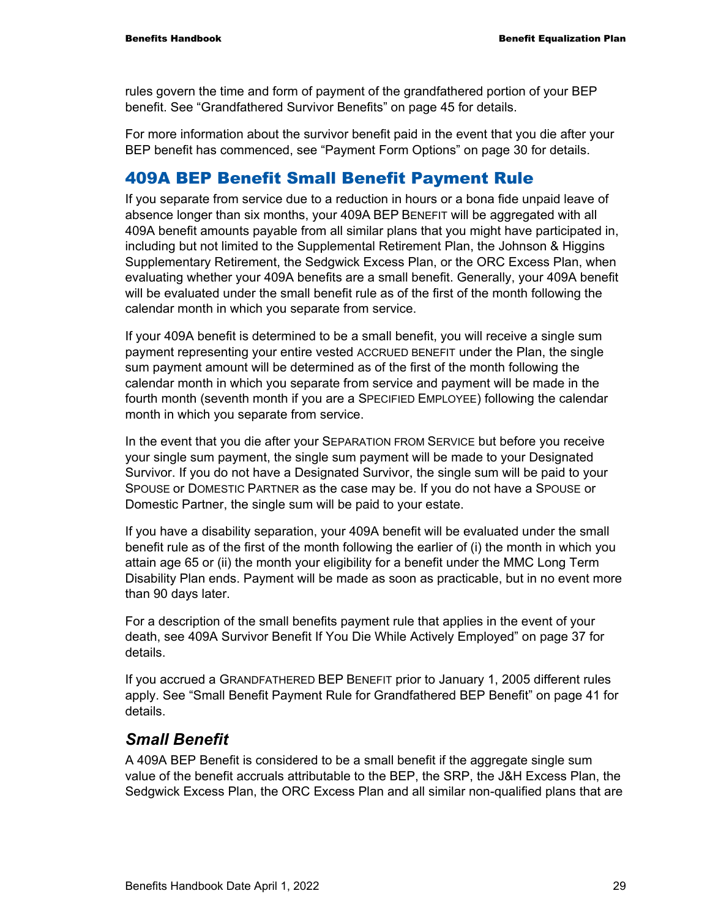rules govern the time and form of payment of the grandfathered portion of your BEP benefit. See "Grandfathered Survivor Benefits" on page 45 for details.

For more information about the survivor benefit paid in the event that you die after your BEP benefit has commenced, see "Payment Form Options" on page 30 for details.

## 409A BEP Benefit Small Benefit Payment Rule

If you separate from service due to a reduction in hours or a bona fide unpaid leave of absence longer than six months, your 409A BEP BENEFIT will be aggregated with all 409A benefit amounts payable from all similar plans that you might have participated in, including but not limited to the Supplemental Retirement Plan, the Johnson & Higgins Supplementary Retirement, the Sedgwick Excess Plan, or the ORC Excess Plan, when evaluating whether your 409A benefits are a small benefit. Generally, your 409A benefit will be evaluated under the small benefit rule as of the first of the month following the calendar month in which you separate from service.

If your 409A benefit is determined to be a small benefit, you will receive a single sum payment representing your entire vested ACCRUED BENEFIT under the Plan, the single sum payment amount will be determined as of the first of the month following the calendar month in which you separate from service and payment will be made in the fourth month (seventh month if you are a SPECIFIED EMPLOYEE) following the calendar month in which you separate from service.

In the event that you die after your SEPARATION FROM SERVICE but before you receive your single sum payment, the single sum payment will be made to your Designated Survivor. If you do not have a Designated Survivor, the single sum will be paid to your SPOUSE or DOMESTIC PARTNER as the case may be. If you do not have a SPOUSE or Domestic Partner, the single sum will be paid to your estate.

If you have a disability separation, your 409A benefit will be evaluated under the small benefit rule as of the first of the month following the earlier of (i) the month in which you attain age 65 or (ii) the month your eligibility for a benefit under the MMC Long Term Disability Plan ends. Payment will be made as soon as practicable, but in no event more than 90 days later.

For a description of the small benefits payment rule that applies in the event of your death, see 409A Survivor Benefit If You Die While Actively Employed" on page 37 for details.

If you accrued a GRANDFATHERED BEP BENEFIT prior to January 1, 2005 different rules apply. See "Small Benefit Payment Rule for Grandfathered BEP Benefit" on page 41 for details.

### *Small Benefit*

A 409A BEP Benefit is considered to be a small benefit if the aggregate single sum value of the benefit accruals attributable to the BEP, the SRP, the J&H Excess Plan, the Sedgwick Excess Plan, the ORC Excess Plan and all similar non-qualified plans that are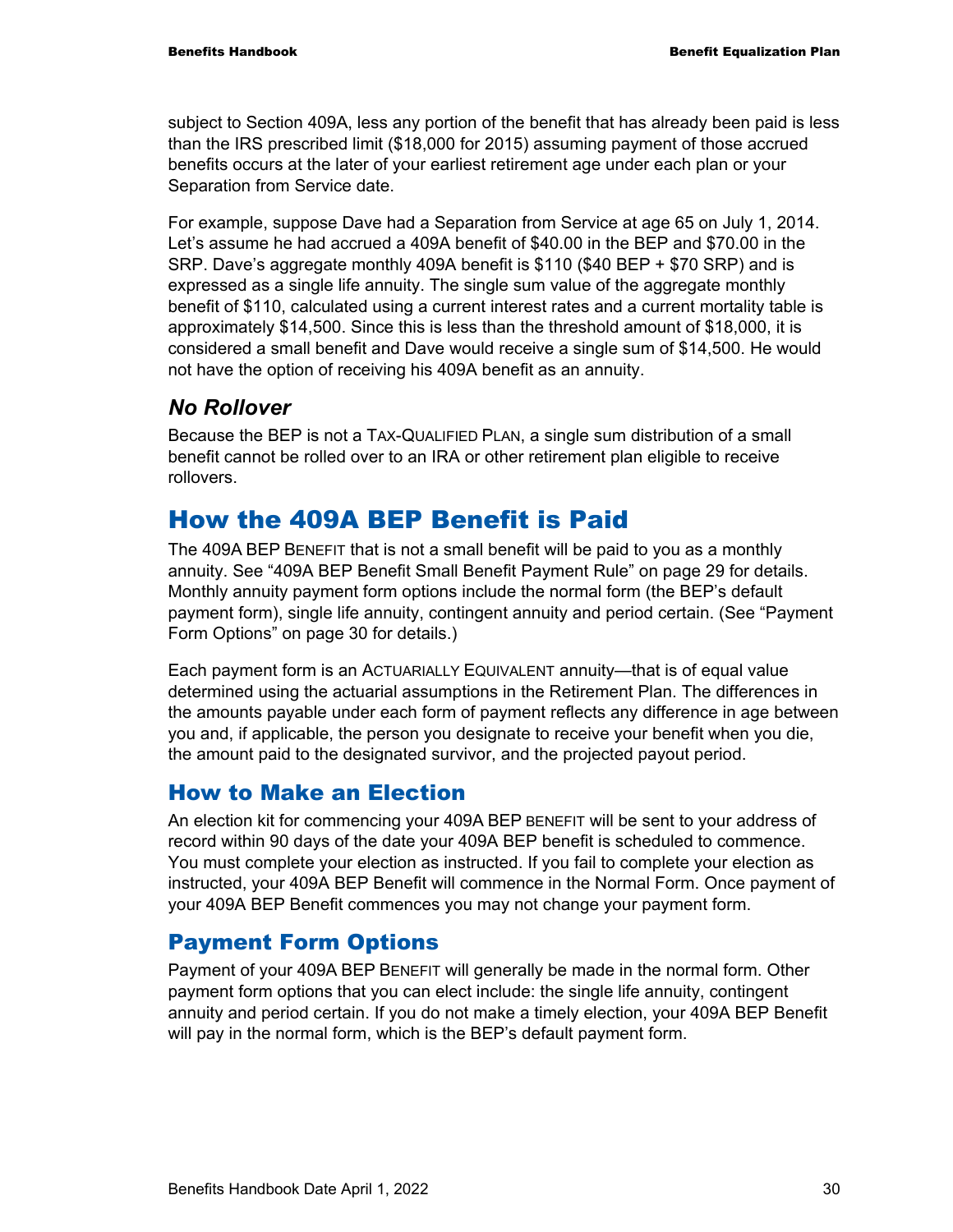subject to Section 409A, less any portion of the benefit that has already been paid is less than the IRS prescribed limit ($18,000 for 2015) assuming payment of those accrued benefits occurs at the later of your earliest retirement age under each plan or your Separation from Service date.

For example, suppose Dave had a Separation from Service at age 65 on July 1, 2014. Let's assume he had accrued a 409A benefit of $40.00 in the BEP and $70.00 in the SRP. Dave's aggregate monthly 409A benefit is $110 ($40 BEP + $70 SRP) and is expressed as a single life annuity. The single sum value of the aggregate monthly benefit of $110, calculated using a current interest rates and a current mortality table is approximately $14,500. Since this is less than the threshold amount of $18,000, it is considered a small benefit and Dave would receive a single sum of $14,500. He would not have the option of receiving his 409A benefit as an annuity.

### *No Rollover*

Because the BEP is not a TAX-QUALIFIED PLAN, a single sum distribution of a small benefit cannot be rolled over to an IRA or other retirement plan eligible to receive rollovers.

# How the 409A BEP Benefit is Paid

The 409A BEP BENEFIT that is not a small benefit will be paid to you as a monthly annuity. See "409A BEP Benefit Small Benefit Payment Rule" on page 29 for details. Monthly annuity payment form options include the normal form (the BEP's default payment form), single life annuity, contingent annuity and period certain. (See "Payment Form Options" on page 30 for details.)

Each payment form is an ACTUARIALLY EQUIVALENT annuity—that is of equal value determined using the actuarial assumptions in the Retirement Plan. The differences in the amounts payable under each form of payment reflects any difference in age between you and, if applicable, the person you designate to receive your benefit when you die, the amount paid to the designated survivor, and the projected payout period.

## How to Make an Election

An election kit for commencing your 409A BEP BENEFIT will be sent to your address of record within 90 days of the date your 409A BEP benefit is scheduled to commence. You must complete your election as instructed. If you fail to complete your election as instructed, your 409A BEP Benefit will commence in the Normal Form. Once payment of your 409A BEP Benefit commences you may not change your payment form.

## Payment Form Options

Payment of your 409A BEP BENEFIT will generally be made in the normal form. Other payment form options that you can elect include: the single life annuity, contingent annuity and period certain. If you do not make a timely election, your 409A BEP Benefit will pay in the normal form, which is the BEP's default payment form.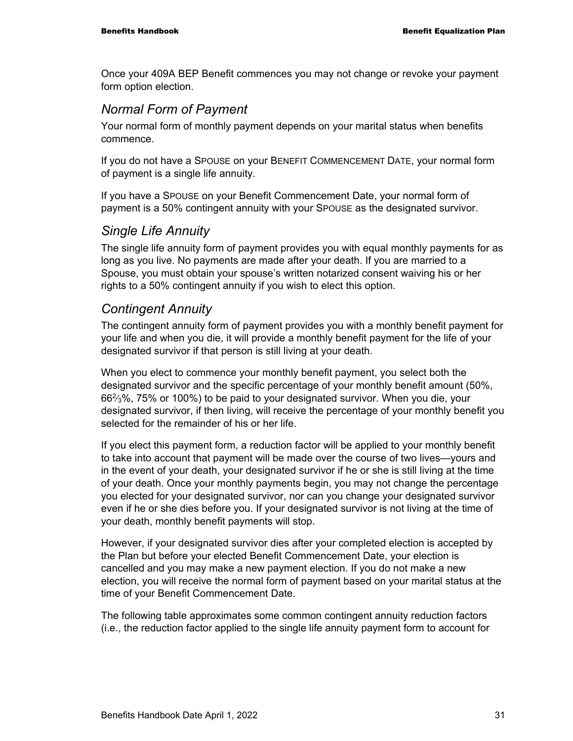Once your 409A BEP Benefit commences you may not change or revoke your payment form option election.

## *Normal Form of Payment*

Your normal form of monthly payment depends on your marital status when benefits commence.

If you do not have a SPOUSE on your BENEFIT COMMENCEMENT DATE, your normal form of payment is a single life annuity.

If you have a SPOUSE on your Benefit Commencement Date, your normal form of payment is a 50% contingent annuity with your SPOUSE as the designated survivor.

## *Single Life Annuity*

The single life annuity form of payment provides you with equal monthly payments for as long as you live. No payments are made after your death. If you are married to a Spouse, you must obtain your spouse's written notarized consent waiving his or her rights to a 50% contingent annuity if you wish to elect this option.

## *Contingent Annuity*

The contingent annuity form of payment provides you with a monthly benefit payment for your life and when you die, it will provide a monthly benefit payment for the life of your designated survivor if that person is still living at your death.

When you elect to commence your monthly benefit payment, you select both the designated survivor and the specific percentage of your monthly benefit amount (50%, 66⅔%, 75% or 100%) to be paid to your designated survivor. When you die, your designated survivor, if then living, will receive the percentage of your monthly benefit you selected for the remainder of his or her life.

If you elect this payment form, a reduction factor will be applied to your monthly benefit to take into account that payment will be made over the course of two lives—yours and in the event of your death, your designated survivor if he or she is still living at the time of your death. Once your monthly payments begin, you may not change the percentage you elected for your designated survivor, nor can you change your designated survivor even if he or she dies before you. If your designated survivor is not living at the time of your death, monthly benefit payments will stop.

However, if your designated survivor dies after your completed election is accepted by the Plan but before your elected Benefit Commencement Date, your election is cancelled and you may make a new payment election. If you do not make a new election, you will receive the normal form of payment based on your marital status at the time of your Benefit Commencement Date.

The following table approximates some common contingent annuity reduction factors (i.e., the reduction factor applied to the single life annuity payment form to account for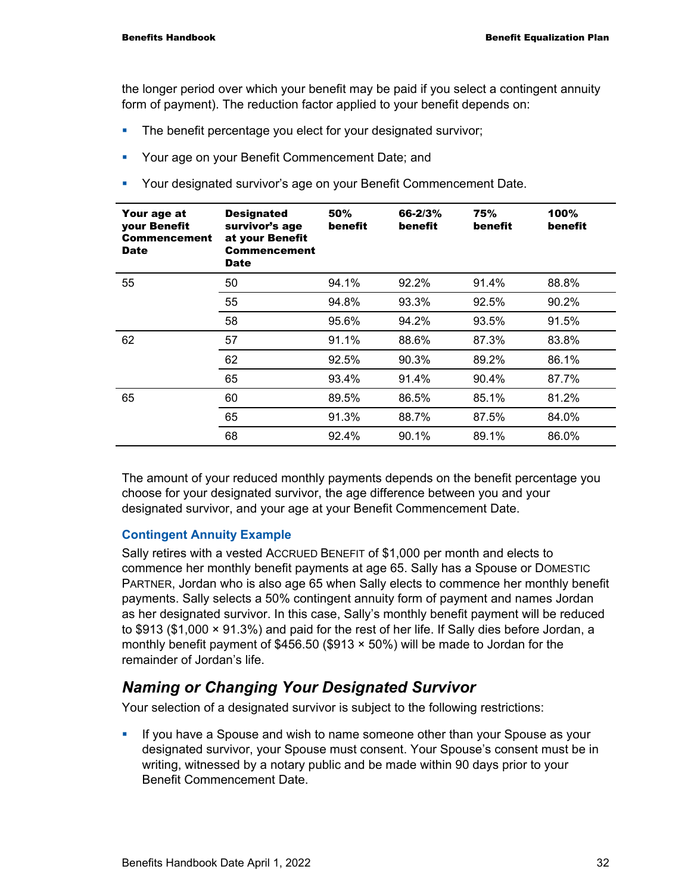the longer period over which your benefit may be paid if you select a contingent annuity form of payment). The reduction factor applied to your benefit depends on:

- The benefit percentage you elect for your designated survivor;
- Your age on your Benefit Commencement Date; and
- Your designated survivor's age on your Benefit Commencement Date.

| Your age at your Benefit Commencement Date | Designated survivor's age at your Benefit Commencement Date | 50% benefit | 66-2/3% benefit | 75% benefit | 100% benefit |
|---|---|---|---|---|---|
| 55 | 50 | 94.1% | 92.2% | 91.4% | 88.8% |
| | 55 | 94.8% | 93.3% | 92.5% | 90.2% |
| | 58 | 95.6% | 94.2% | 93.5% | 91.5% |
| 62 | 57 | 91.1% | 88.6% | 87.3% | 83.8% |
| | 62 | 92.5% | 90.3% | 89.2% | 86.1% |
| | 65 | 93.4% | 91.4% | 90.4% | 87.7% |
| 65 | 60 | 89.5% | 86.5% | 85.1% | 81.2% |
| | 65 | 91.3% | 88.7% | 87.5% | 84.0% |
| | 68 | 92.4% | 90.1% | 89.1% | 86.0% |

The amount of your reduced monthly payments depends on the benefit percentage you choose for your designated survivor, the age difference between you and your designated survivor, and your age at your Benefit Commencement Date.

### Contingent Annuity Example

Sally retires with a vested ACCRUED BENEFIT of $1,000 per month and elects to commence her monthly benefit payments at age 65. Sally has a Spouse or DOMESTIC PARTNER, Jordan who is also age 65 when Sally elects to commence her monthly benefit payments. Sally selects a 50% contingent annuity form of payment and names Jordan as her designated survivor. In this case, Sally's monthly benefit payment will be reduced to $913 ($1,000 × 91.3%) and paid for the rest of her life. If Sally dies before Jordan, a monthly benefit payment of $456.50 ($913 × 50%) will be made to Jordan for the remainder of Jordan's life.

## *Naming or Changing Your Designated Survivor*

Your selection of a designated survivor is subject to the following restrictions:

- If you have a Spouse and wish to name someone other than your Spouse as your designated survivor, your Spouse must consent. Your Spouse's consent must be in writing, witnessed by a notary public and be made within 90 days prior to your Benefit Commencement Date.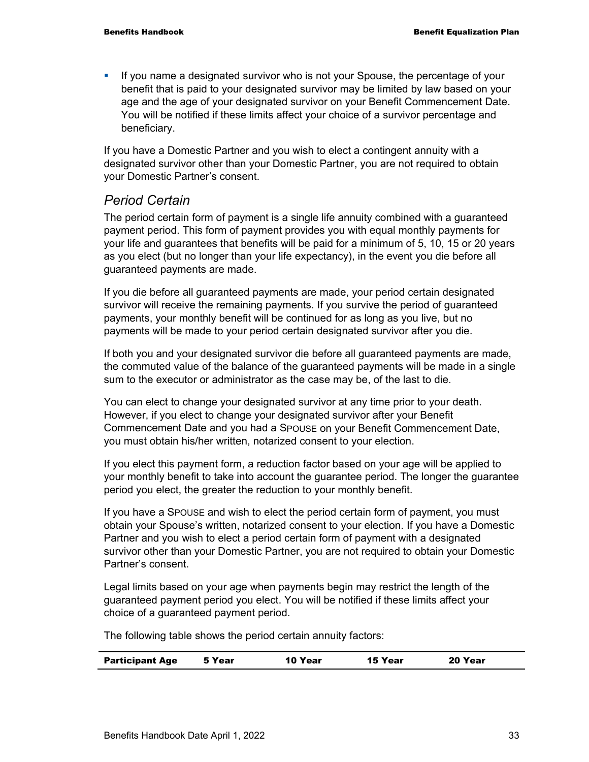- If you name a designated survivor who is not your Spouse, the percentage of your benefit that is paid to your designated survivor may be limited by law based on your age and the age of your designated survivor on your Benefit Commencement Date. You will be notified if these limits affect your choice of a survivor percentage and beneficiary.

If you have a Domestic Partner and you wish to elect a contingent annuity with a designated survivor other than your Domestic Partner, you are not required to obtain your Domestic Partner's consent.

## *Period Certain*

The period certain form of payment is a single life annuity combined with a guaranteed payment period. This form of payment provides you with equal monthly payments for your life and guarantees that benefits will be paid for a minimum of 5, 10, 15 or 20 years as you elect (but no longer than your life expectancy), in the event you die before all guaranteed payments are made.

If you die before all guaranteed payments are made, your period certain designated survivor will receive the remaining payments. If you survive the period of guaranteed payments, your monthly benefit will be continued for as long as you live, but no payments will be made to your period certain designated survivor after you die.

If both you and your designated survivor die before all guaranteed payments are made, the commuted value of the balance of the guaranteed payments will be made in a single sum to the executor or administrator as the case may be, of the last to die.

You can elect to change your designated survivor at any time prior to your death. However, if you elect to change your designated survivor after your Benefit Commencement Date and you had a SPOUSE on your Benefit Commencement Date, you must obtain his/her written, notarized consent to your election.

If you elect this payment form, a reduction factor based on your age will be applied to your monthly benefit to take into account the guarantee period. The longer the guarantee period you elect, the greater the reduction to your monthly benefit.

If you have a SPOUSE and wish to elect the period certain form of payment, you must obtain your Spouse's written, notarized consent to your election. If you have a Domestic Partner and you wish to elect a period certain form of payment with a designated survivor other than your Domestic Partner, you are not required to obtain your Domestic Partner's consent.

Legal limits based on your age when payments begin may restrict the length of the guaranteed payment period you elect. You will be notified if these limits affect your choice of a guaranteed payment period.

The following table shows the period certain annuity factors:

| Participant Age | 5 Year | 10 Year | 15 Year | 20 Year |
|---|---|---|---|---|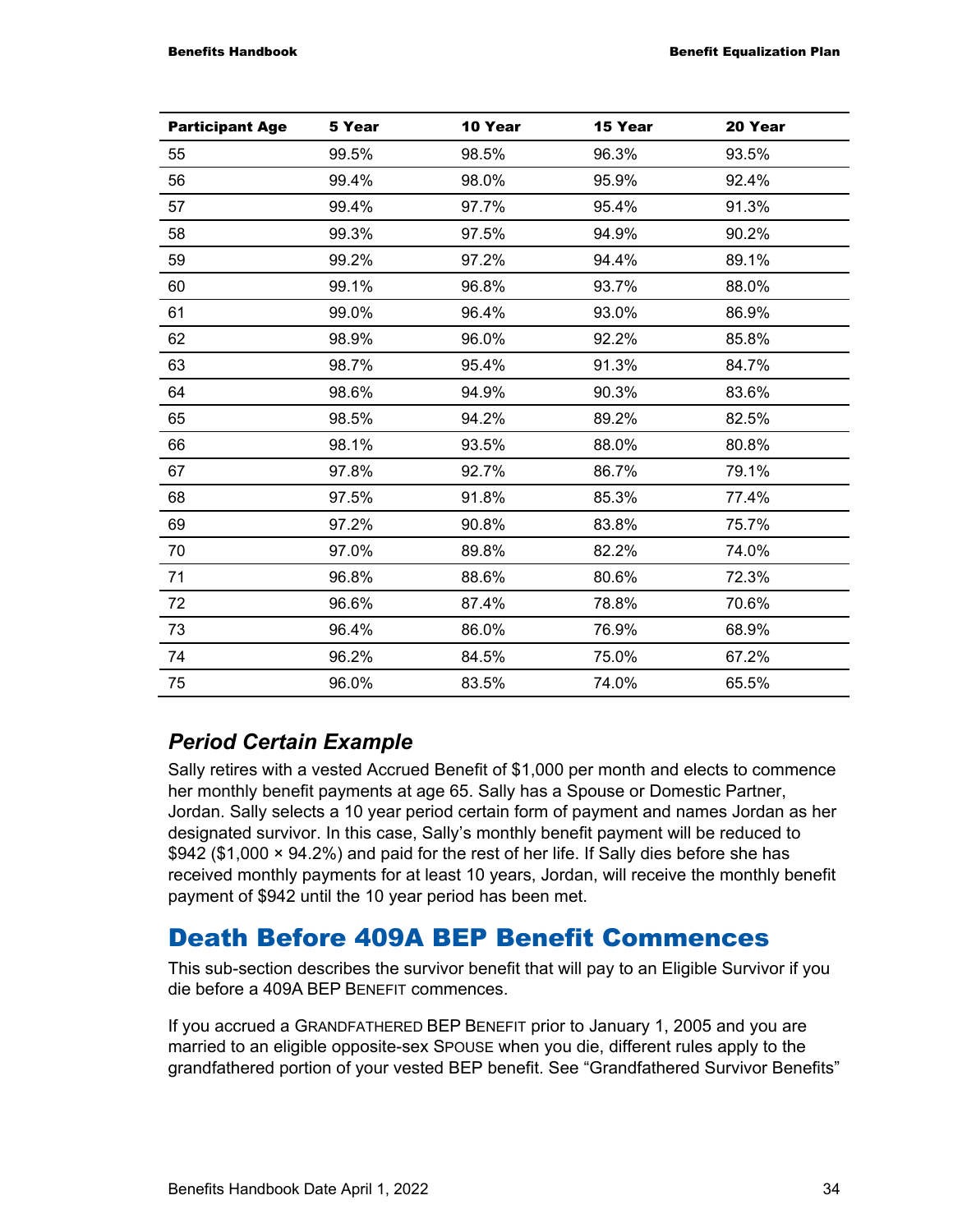| Participant Age | 5 Year | 10 Year | 15 Year | 20 Year |
|---|---|---|---|---|
| 55 | 99.5% | 98.5% | 96.3% | 93.5% |
| 56 | 99.4% | 98.0% | 95.9% | 92.4% |
| 57 | 99.4% | 97.7% | 95.4% | 91.3% |
| 58 | 99.3% | 97.5% | 94.9% | 90.2% |
| 59 | 99.2% | 97.2% | 94.4% | 89.1% |
| 60 | 99.1% | 96.8% | 93.7% | 88.0% |
| 61 | 99.0% | 96.4% | 93.0% | 86.9% |
| 62 | 98.9% | 96.0% | 92.2% | 85.8% |
| 63 | 98.7% | 95.4% | 91.3% | 84.7% |
| 64 | 98.6% | 94.9% | 90.3% | 83.6% |
| 65 | 98.5% | 94.2% | 89.2% | 82.5% |
| 66 | 98.1% | 93.5% | 88.0% | 80.8% |
| 67 | 97.8% | 92.7% | 86.7% | 79.1% |
| 68 | 97.5% | 91.8% | 85.3% | 77.4% |
| 69 | 97.2% | 90.8% | 83.8% | 75.7% |
| 70 | 97.0% | 89.8% | 82.2% | 74.0% |
| 71 | 96.8% | 88.6% | 80.6% | 72.3% |
| 72 | 96.6% | 87.4% | 78.8% | 70.6% |
| 73 | 96.4% | 86.0% | 76.9% | 68.9% |
| 74 | 96.2% | 84.5% | 75.0% | 67.2% |
| 75 | 96.0% | 83.5% | 74.0% | 65.5% |

### *Period Certain Example*

Sally retires with a vested Accrued Benefit of $1,000 per month and elects to commence her monthly benefit payments at age 65. Sally has a Spouse or Domestic Partner, Jordan. Sally selects a 10 year period certain form of payment and names Jordan as her designated survivor. In this case, Sally's monthly benefit payment will be reduced to $942 ($1,000 × 94.2%) and paid for the rest of her life. If Sally dies before she has received monthly payments for at least 10 years, Jordan, will receive the monthly benefit payment of $942 until the 10 year period has been met.

## Death Before 409A BEP Benefit Commences

This sub-section describes the survivor benefit that will pay to an Eligible Survivor if you die before a 409A BEP BENEFIT commences.

If you accrued a GRANDFATHERED BEP BENEFIT prior to January 1, 2005 and you are married to an eligible opposite-sex SPOUSE when you die, different rules apply to the grandfathered portion of your vested BEP benefit. See "Grandfathered Survivor Benefits"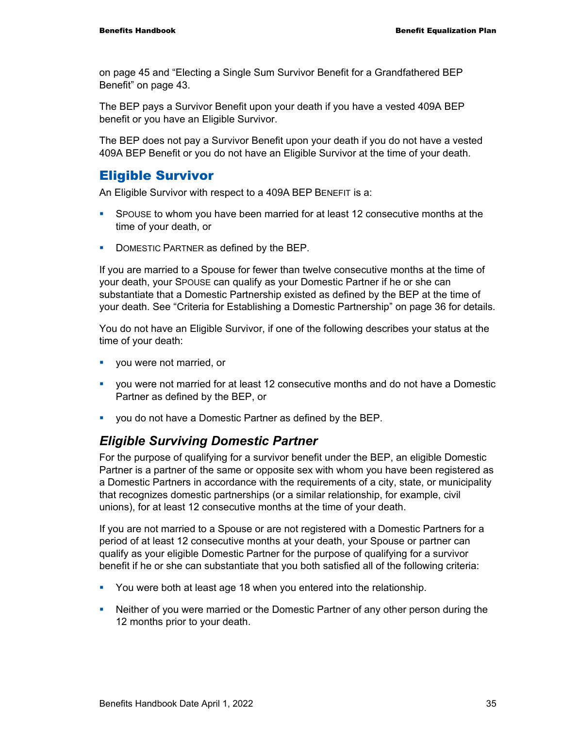on page 45 and "Electing a Single Sum Survivor Benefit for a Grandfathered BEP Benefit" on page 43.

The BEP pays a Survivor Benefit upon your death if you have a vested 409A BEP benefit or you have an Eligible Survivor.

The BEP does not pay a Survivor Benefit upon your death if you do not have a vested 409A BEP Benefit or you do not have an Eligible Survivor at the time of your death.

## Eligible Survivor

An Eligible Survivor with respect to a 409A BEP BENEFIT is a:

- SPOUSE to whom you have been married for at least 12 consecutive months at the time of your death, or
- DOMESTIC PARTNER as defined by the BEP.

If you are married to a Spouse for fewer than twelve consecutive months at the time of your death, your SPOUSE can qualify as your Domestic Partner if he or she can substantiate that a Domestic Partnership existed as defined by the BEP at the time of your death. See "Criteria for Establishing a Domestic Partnership" on page 36 for details.

You do not have an Eligible Survivor, if one of the following describes your status at the time of your death:

- you were not married, or
- you were not married for at least 12 consecutive months and do not have a Domestic Partner as defined by the BEP, or
- you do not have a Domestic Partner as defined by the BEP.

### *Eligible Surviving Domestic Partner*

For the purpose of qualifying for a survivor benefit under the BEP, an eligible Domestic Partner is a partner of the same or opposite sex with whom you have been registered as a Domestic Partners in accordance with the requirements of a city, state, or municipality that recognizes domestic partnerships (or a similar relationship, for example, civil unions), for at least 12 consecutive months at the time of your death.

If you are not married to a Spouse or are not registered with a Domestic Partners for a period of at least 12 consecutive months at your death, your Spouse or partner can qualify as your eligible Domestic Partner for the purpose of qualifying for a survivor benefit if he or she can substantiate that you both satisfied all of the following criteria:

- You were both at least age 18 when you entered into the relationship.
- Neither of you were married or the Domestic Partner of any other person during the 12 months prior to your death.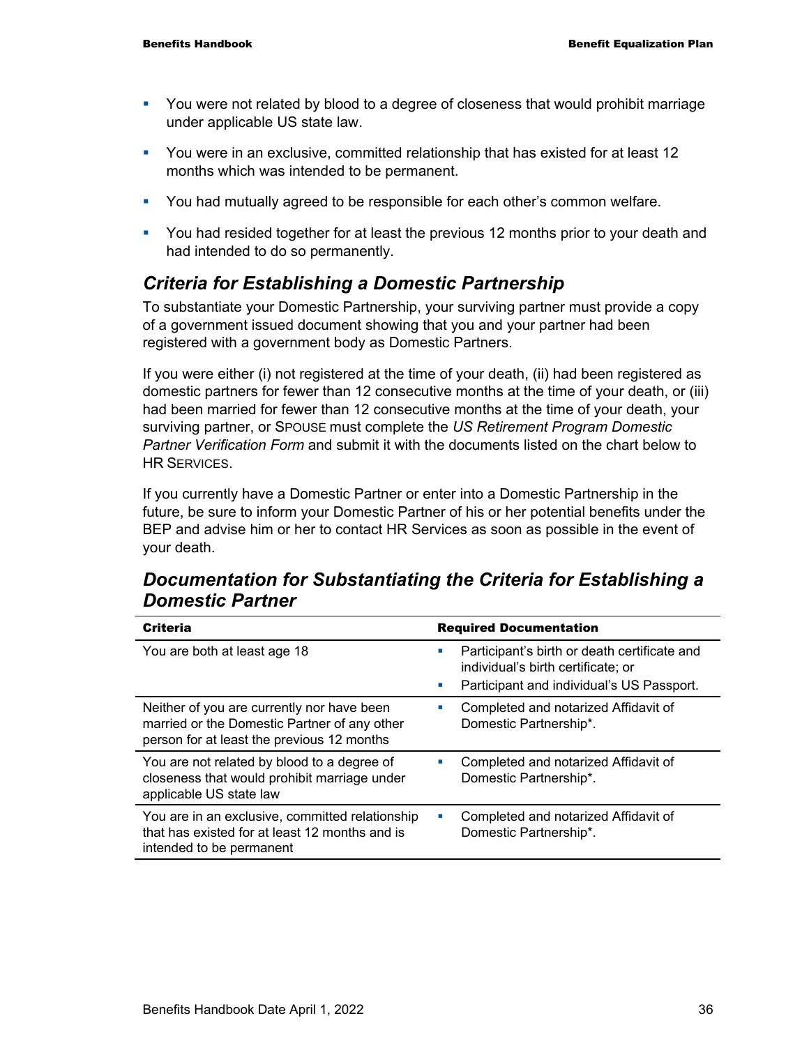- You were not related by blood to a degree of closeness that would prohibit marriage under applicable US state law.
- You were in an exclusive, committed relationship that has existed for at least 12 months which was intended to be permanent.
- You had mutually agreed to be responsible for each other's common welfare.
- You had resided together for at least the previous 12 months prior to your death and had intended to do so permanently.

## *Criteria for Establishing a Domestic Partnership*

To substantiate your Domestic Partnership, your surviving partner must provide a copy of a government issued document showing that you and your partner had been registered with a government body as Domestic Partners.

If you were either (i) not registered at the time of your death, (ii) had been registered as domestic partners for fewer than 12 consecutive months at the time of your death, or (iii) had been married for fewer than 12 consecutive months at the time of your death, your surviving partner, or SPOUSE must complete the *US Retirement Program Domestic Partner Verification Form* and submit it with the documents listed on the chart below to HR SERVICES.

If you currently have a Domestic Partner or enter into a Domestic Partnership in the future, be sure to inform your Domestic Partner of his or her potential benefits under the BEP and advise him or her to contact HR Services as soon as possible in the event of your death.

## *Documentation for Substantiating the Criteria for Establishing a Domestic Partner*

| Criteria | Required Documentation |
|---|---|
| You are both at least age 18 | - Participant's birth or death certificate and individual's birth certificate; or<br>- Participant and individual's US Passport. |
| Neither of you are currently nor have been married or the Domestic Partner of any other person for at least the previous 12 months | - Completed and notarized Affidavit of Domestic Partnership*. |
| You are not related by blood to a degree of closeness that would prohibit marriage under applicable US state law | - Completed and notarized Affidavit of Domestic Partnership*. |
| You are in an exclusive, committed relationship that has existed for at least 12 months and is intended to be permanent | - Completed and notarized Affidavit of Domestic Partnership*. |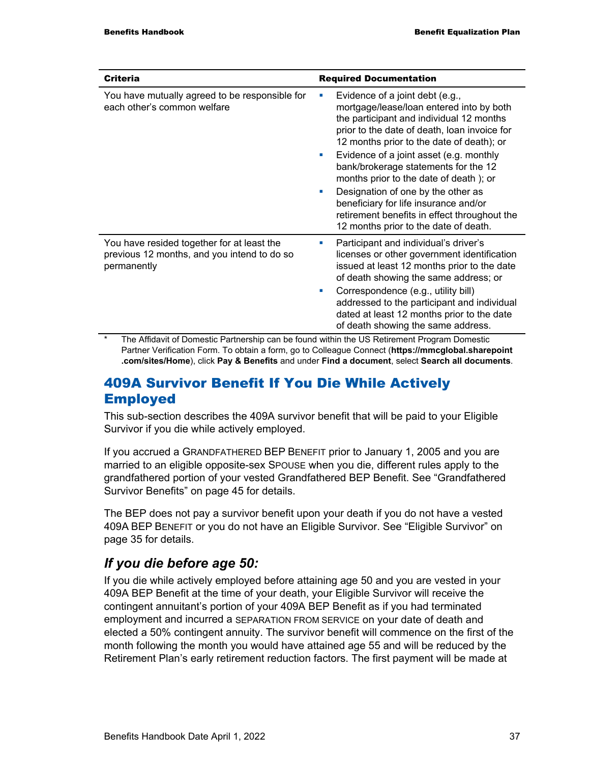| Criteria | Required Documentation |
|---|---|
| You have mutually agreed to be responsible for each other's common welfare | ▪ Evidence of a joint debt (e.g., mortgage/lease/loan entered into by both the participant and individual 12 months prior to the date of death, loan invoice for 12 months prior to the date of death); or<br>▪ Evidence of a joint asset (e.g. monthly bank/brokerage statements for the 12 months prior to the date of death ); or<br>▪ Designation of one by the other as beneficiary for life insurance and/or retirement benefits in effect throughout the 12 months prior to the date of death. |
| You have resided together for at least the previous 12 months, and you intend to do so permanently | ▪ Participant and individual's driver's licenses or other government identification issued at least 12 months prior to the date of death showing the same address; or<br>▪ Correspondence (e.g., utility bill) addressed to the participant and individual dated at least 12 months prior to the date of death showing the same address. |

\* The Affidavit of Domestic Partnership can be found within the US Retirement Program Domestic Partner Verification Form. To obtain a form, go to Colleague Connect (**https://mmcglobal.sharepoint.com/sites/Home**), click **Pay & Benefits** and under **Find a document**, select **Search all documents**.

## 409A Survivor Benefit If You Die While Actively Employed

This sub-section describes the 409A survivor benefit that will be paid to your Eligible Survivor if you die while actively employed.

If you accrued a GRANDFATHERED BEP BENEFIT prior to January 1, 2005 and you are married to an eligible opposite-sex SPOUSE when you die, different rules apply to the grandfathered portion of your vested Grandfathered BEP Benefit. See "Grandfathered Survivor Benefits" on page 45 for details.

The BEP does not pay a survivor benefit upon your death if you do not have a vested 409A BEP BENEFIT or you do not have an Eligible Survivor. See "Eligible Survivor" on page 35 for details.

### *If you die before age 50:*

If you die while actively employed before attaining age 50 and you are vested in your 409A BEP Benefit at the time of your death, your Eligible Survivor will receive the contingent annuitant's portion of your 409A BEP Benefit as if you had terminated employment and incurred a SEPARATION FROM SERVICE on your date of death and elected a 50% contingent annuity. The survivor benefit will commence on the first of the month following the month you would have attained age 55 and will be reduced by the Retirement Plan's early retirement reduction factors. The first payment will be made at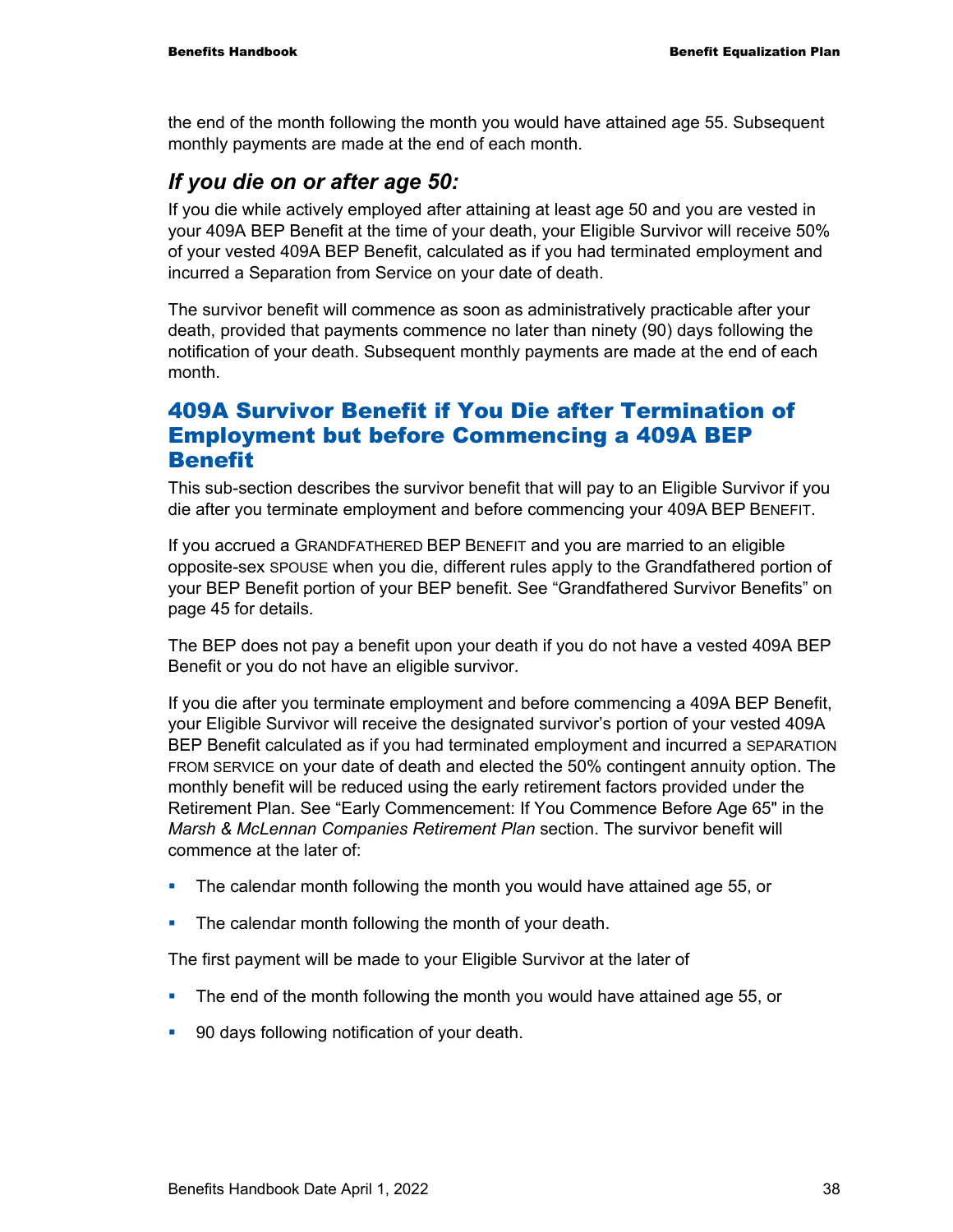the end of the month following the month you would have attained age 55. Subsequent monthly payments are made at the end of each month.

### *If you die on or after age 50:*

If you die while actively employed after attaining at least age 50 and you are vested in your 409A BEP Benefit at the time of your death, your Eligible Survivor will receive 50% of your vested 409A BEP Benefit, calculated as if you had terminated employment and incurred a Separation from Service on your date of death.

The survivor benefit will commence as soon as administratively practicable after your death, provided that payments commence no later than ninety (90) days following the notification of your death. Subsequent monthly payments are made at the end of each month.

## 409A Survivor Benefit if You Die after Termination of Employment but before Commencing a 409A BEP Benefit

This sub-section describes the survivor benefit that will pay to an Eligible Survivor if you die after you terminate employment and before commencing your 409A BEP BENEFIT.

If you accrued a GRANDFATHERED BEP BENEFIT and you are married to an eligible opposite-sex SPOUSE when you die, different rules apply to the Grandfathered portion of your BEP Benefit portion of your BEP benefit. See “Grandfathered Survivor Benefits” on page 45 for details.

The BEP does not pay a benefit upon your death if you do not have a vested 409A BEP Benefit or you do not have an eligible survivor.

If you die after you terminate employment and before commencing a 409A BEP Benefit, your Eligible Survivor will receive the designated survivor’s portion of your vested 409A BEP Benefit calculated as if you had terminated employment and incurred a SEPARATION FROM SERVICE on your date of death and elected the 50% contingent annuity option. The monthly benefit will be reduced using the early retirement factors provided under the Retirement Plan. See “Early Commencement: If You Commence Before Age 65" in the *Marsh & McLennan Companies Retirement Plan* section. The survivor benefit will commence at the later of:

- The calendar month following the month you would have attained age 55, or
- The calendar month following the month of your death.

The first payment will be made to your Eligible Survivor at the later of

- The end of the month following the month you would have attained age 55, or
- 90 days following notification of your death.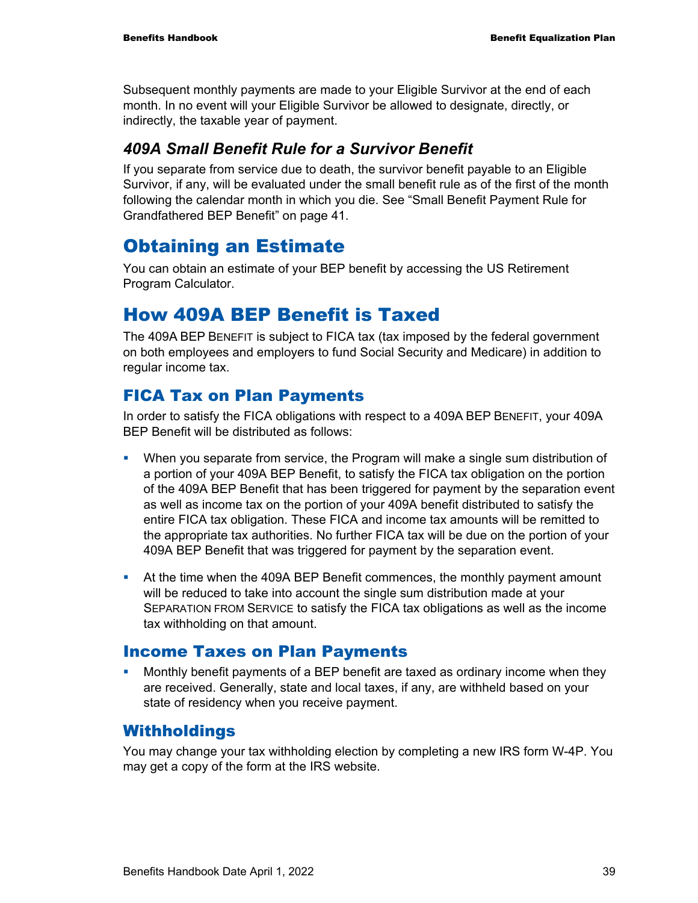Subsequent monthly payments are made to your Eligible Survivor at the end of each month. In no event will your Eligible Survivor be allowed to designate, directly, or indirectly, the taxable year of payment.

### *409A Small Benefit Rule for a Survivor Benefit*

If you separate from service due to death, the survivor benefit payable to an Eligible Survivor, if any, will be evaluated under the small benefit rule as of the first of the month following the calendar month in which you die. See "Small Benefit Payment Rule for Grandfathered BEP Benefit" on page 41.

## Obtaining an Estimate

You can obtain an estimate of your BEP benefit by accessing the US Retirement Program Calculator.

## How 409A BEP Benefit is Taxed

The 409A BEP BENEFIT is subject to FICA tax (tax imposed by the federal government on both employees and employers to fund Social Security and Medicare) in addition to regular income tax.

### FICA Tax on Plan Payments

In order to satisfy the FICA obligations with respect to a 409A BEP BENEFIT, your 409A BEP Benefit will be distributed as follows:

- When you separate from service, the Program will make a single sum distribution of a portion of your 409A BEP Benefit, to satisfy the FICA tax obligation on the portion of the 409A BEP Benefit that has been triggered for payment by the separation event as well as income tax on the portion of your 409A benefit distributed to satisfy the entire FICA tax obligation. These FICA and income tax amounts will be remitted to the appropriate tax authorities. No further FICA tax will be due on the portion of your 409A BEP Benefit that was triggered for payment by the separation event.

- At the time when the 409A BEP Benefit commences, the monthly payment amount will be reduced to take into account the single sum distribution made at your SEPARATION FROM SERVICE to satisfy the FICA tax obligations as well as the income tax withholding on that amount.

### Income Taxes on Plan Payments

- Monthly benefit payments of a BEP benefit are taxed as ordinary income when they are received. Generally, state and local taxes, if any, are withheld based on your state of residency when you receive payment.

### Withholdings

You may change your tax withholding election by completing a new IRS form W-4P. You may get a copy of the form at the IRS website.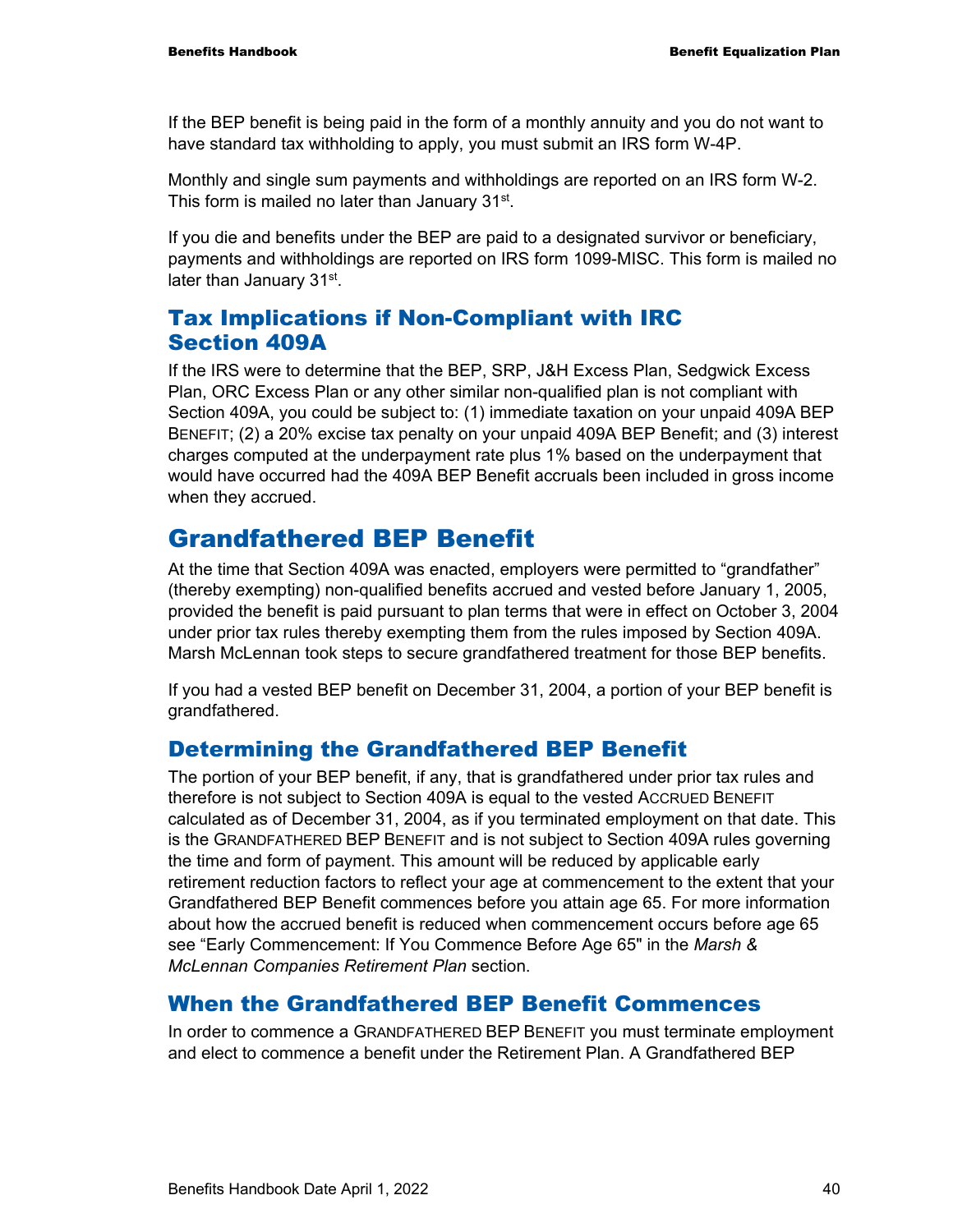If the BEP benefit is being paid in the form of a monthly annuity and you do not want to have standard tax withholding to apply, you must submit an IRS form W-4P.

Monthly and single sum payments and withholdings are reported on an IRS form W-2. This form is mailed no later than January 31st.

If you die and benefits under the BEP are paid to a designated survivor or beneficiary, payments and withholdings are reported on IRS form 1099-MISC. This form is mailed no later than January 31st.

## Tax Implications if Non-Compliant with IRC Section 409A

If the IRS were to determine that the BEP, SRP, J&H Excess Plan, Sedgwick Excess Plan, ORC Excess Plan or any other similar non-qualified plan is not compliant with Section 409A, you could be subject to: (1) immediate taxation on your unpaid 409A BEP BENEFIT; (2) a 20% excise tax penalty on your unpaid 409A BEP Benefit; and (3) interest charges computed at the underpayment rate plus 1% based on the underpayment that would have occurred had the 409A BEP Benefit accruals been included in gross income when they accrued.

# Grandfathered BEP Benefit

At the time that Section 409A was enacted, employers were permitted to "grandfather" (thereby exempting) non-qualified benefits accrued and vested before January 1, 2005, provided the benefit is paid pursuant to plan terms that were in effect on October 3, 2004 under prior tax rules thereby exempting them from the rules imposed by Section 409A. Marsh McLennan took steps to secure grandfathered treatment for those BEP benefits.

If you had a vested BEP benefit on December 31, 2004, a portion of your BEP benefit is grandfathered.

## Determining the Grandfathered BEP Benefit

The portion of your BEP benefit, if any, that is grandfathered under prior tax rules and therefore is not subject to Section 409A is equal to the vested ACCRUED BENEFIT calculated as of December 31, 2004, as if you terminated employment on that date. This is the GRANDFATHERED BEP BENEFIT and is not subject to Section 409A rules governing the time and form of payment. This amount will be reduced by applicable early retirement reduction factors to reflect your age at commencement to the extent that your Grandfathered BEP Benefit commences before you attain age 65. For more information about how the accrued benefit is reduced when commencement occurs before age 65 see "Early Commencement: If You Commence Before Age 65" in the *Marsh & McLennan Companies Retirement Plan* section.

## When the Grandfathered BEP Benefit Commences

In order to commence a GRANDFATHERED BEP BENEFIT you must terminate employment and elect to commence a benefit under the Retirement Plan. A Grandfathered BEP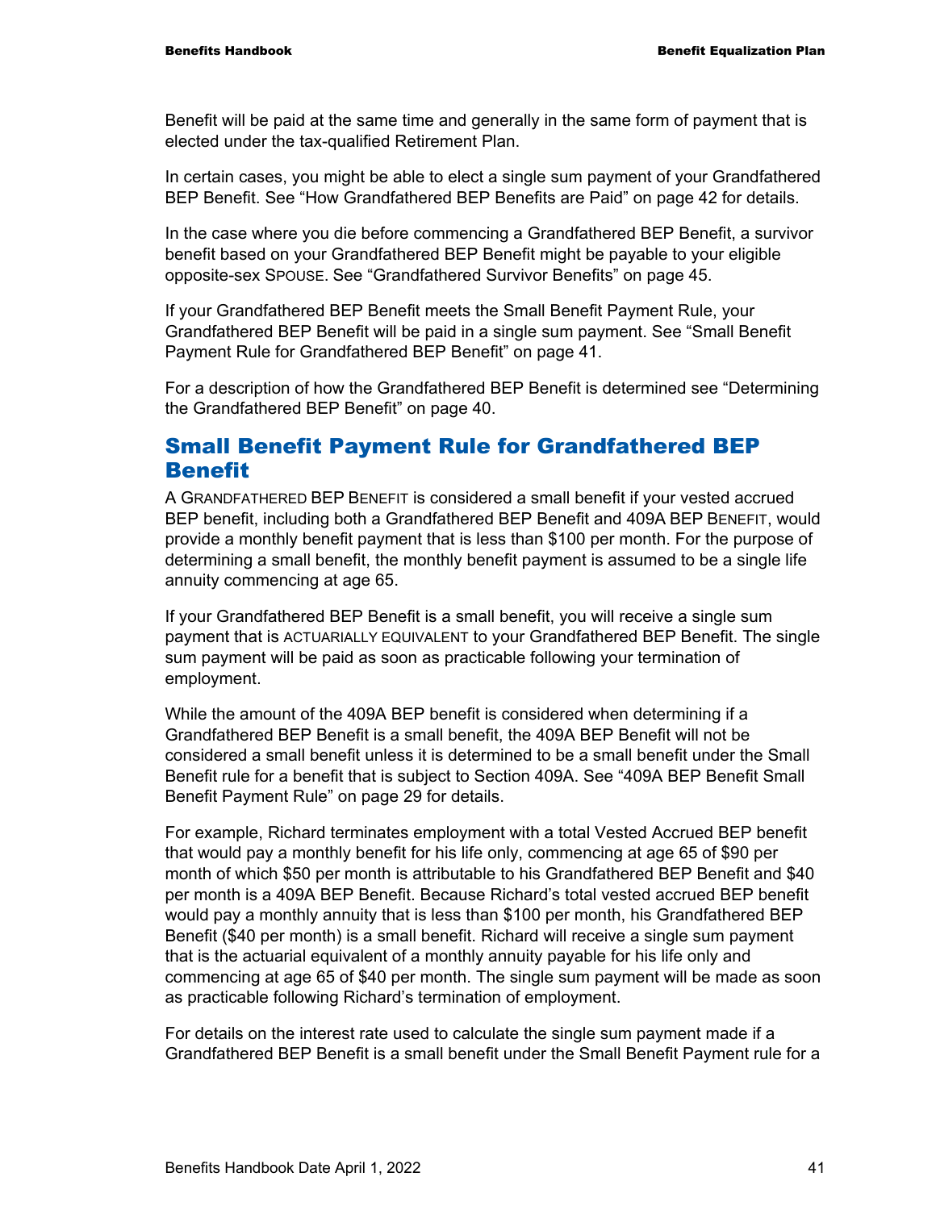Benefit will be paid at the same time and generally in the same form of payment that is elected under the tax-qualified Retirement Plan.

In certain cases, you might be able to elect a single sum payment of your Grandfathered BEP Benefit. See "How Grandfathered BEP Benefits are Paid" on page 42 for details.

In the case where you die before commencing a Grandfathered BEP Benefit, a survivor benefit based on your Grandfathered BEP Benefit might be payable to your eligible opposite-sex SPOUSE. See "Grandfathered Survivor Benefits" on page 45.

If your Grandfathered BEP Benefit meets the Small Benefit Payment Rule, your Grandfathered BEP Benefit will be paid in a single sum payment. See "Small Benefit Payment Rule for Grandfathered BEP Benefit" on page 41.

For a description of how the Grandfathered BEP Benefit is determined see "Determining the Grandfathered BEP Benefit" on page 40.

## Small Benefit Payment Rule for Grandfathered BEP Benefit

A GRANDFATHERED BEP BENEFIT is considered a small benefit if your vested accrued BEP benefit, including both a Grandfathered BEP Benefit and 409A BEP BENEFIT, would provide a monthly benefit payment that is less than $100 per month. For the purpose of determining a small benefit, the monthly benefit payment is assumed to be a single life annuity commencing at age 65.

If your Grandfathered BEP Benefit is a small benefit, you will receive a single sum payment that is ACTUARIALLY EQUIVALENT to your Grandfathered BEP Benefit. The single sum payment will be paid as soon as practicable following your termination of employment.

While the amount of the 409A BEP benefit is considered when determining if a Grandfathered BEP Benefit is a small benefit, the 409A BEP Benefit will not be considered a small benefit unless it is determined to be a small benefit under the Small Benefit rule for a benefit that is subject to Section 409A. See "409A BEP Benefit Small Benefit Payment Rule" on page 29 for details.

For example, Richard terminates employment with a total Vested Accrued BEP benefit that would pay a monthly benefit for his life only, commencing at age 65 of $90 per month of which $50 per month is attributable to his Grandfathered BEP Benefit and $40 per month is a 409A BEP Benefit. Because Richard's total vested accrued BEP benefit would pay a monthly annuity that is less than $100 per month, his Grandfathered BEP Benefit ($40 per month) is a small benefit. Richard will receive a single sum payment that is the actuarial equivalent of a monthly annuity payable for his life only and commencing at age 65 of $40 per month. The single sum payment will be made as soon as practicable following Richard's termination of employment.

For details on the interest rate used to calculate the single sum payment made if a Grandfathered BEP Benefit is a small benefit under the Small Benefit Payment rule for a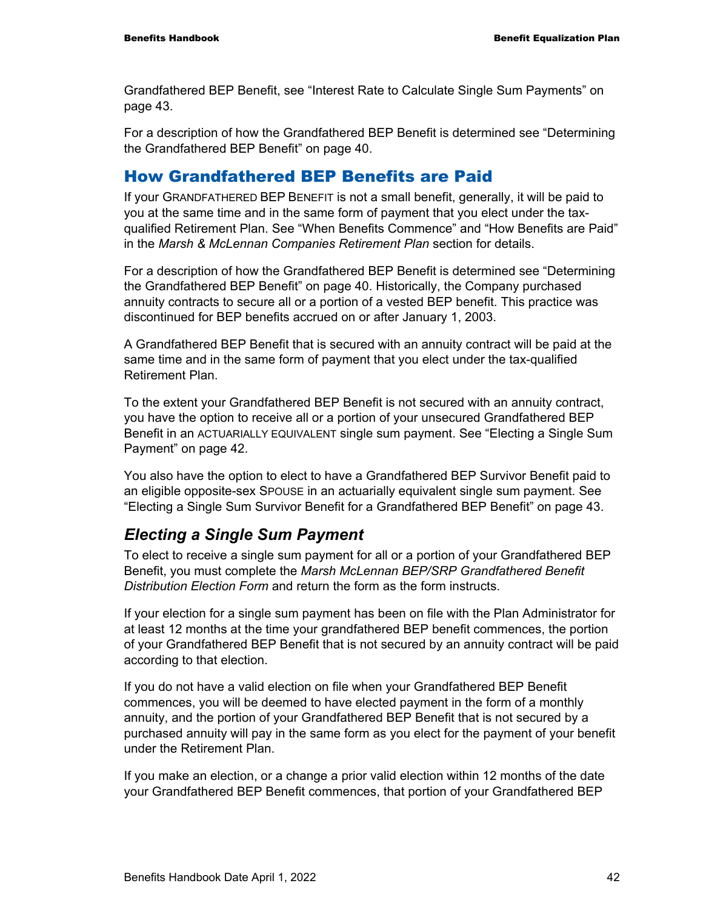Grandfathered BEP Benefit, see “Interest Rate to Calculate Single Sum Payments” on page 43.

For a description of how the Grandfathered BEP Benefit is determined see “Determining the Grandfathered BEP Benefit” on page 40.

## How Grandfathered BEP Benefits are Paid

If your GRANDFATHERED BEP BENEFIT is not a small benefit, generally, it will be paid to you at the same time and in the same form of payment that you elect under the tax-qualified Retirement Plan. See “When Benefits Commence” and “How Benefits are Paid” in the *Marsh & McLennan Companies Retirement Plan* section for details.

For a description of how the Grandfathered BEP Benefit is determined see “Determining the Grandfathered BEP Benefit” on page 40. Historically, the Company purchased annuity contracts to secure all or a portion of a vested BEP benefit. This practice was discontinued for BEP benefits accrued on or after January 1, 2003.

A Grandfathered BEP Benefit that is secured with an annuity contract will be paid at the same time and in the same form of payment that you elect under the tax-qualified Retirement Plan.

To the extent your Grandfathered BEP Benefit is not secured with an annuity contract, you have the option to receive all or a portion of your unsecured Grandfathered BEP Benefit in an ACTUARIALLY EQUIVALENT single sum payment. See “Electing a Single Sum Payment” on page 42.

You also have the option to elect to have a Grandfathered BEP Survivor Benefit paid to an eligible opposite-sex SPOUSE in an actuarially equivalent single sum payment. See “Electing a Single Sum Survivor Benefit for a Grandfathered BEP Benefit” on page 43.

### *Electing a Single Sum Payment*

To elect to receive a single sum payment for all or a portion of your Grandfathered BEP Benefit, you must complete the *Marsh McLennan BEP/SRP Grandfathered Benefit Distribution Election Form* and return the form as the form instructs.

If your election for a single sum payment has been on file with the Plan Administrator for at least 12 months at the time your grandfathered BEP benefit commences, the portion of your Grandfathered BEP Benefit that is not secured by an annuity contract will be paid according to that election.

If you do not have a valid election on file when your Grandfathered BEP Benefit commences, you will be deemed to have elected payment in the form of a monthly annuity, and the portion of your Grandfathered BEP Benefit that is not secured by a purchased annuity will pay in the same form as you elect for the payment of your benefit under the Retirement Plan.

If you make an election, or a change a prior valid election within 12 months of the date your Grandfathered BEP Benefit commences, that portion of your Grandfathered BEP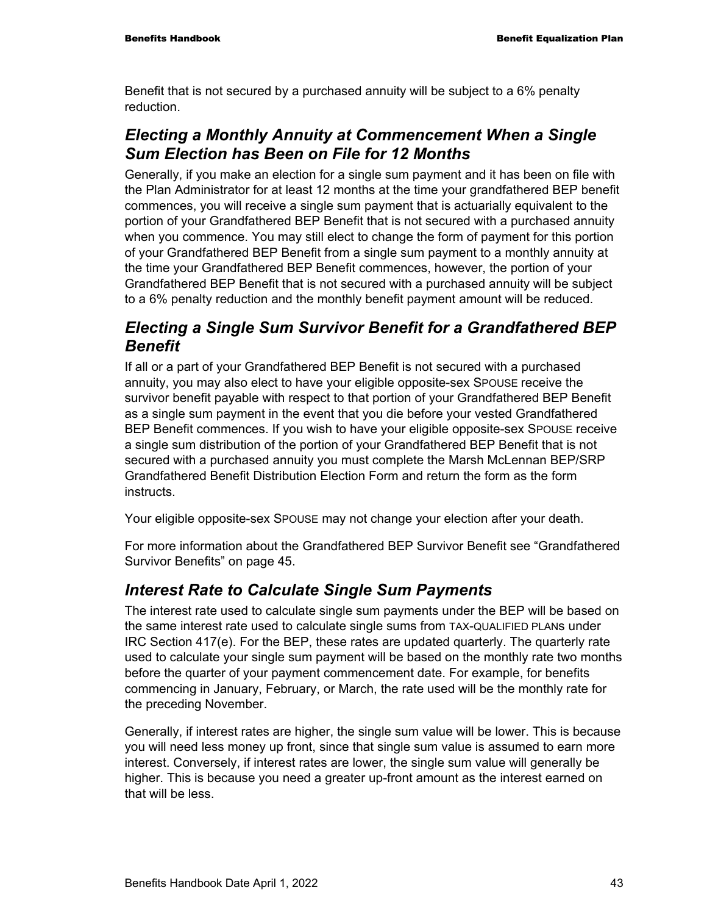Benefit that is not secured by a purchased annuity will be subject to a 6% penalty reduction.

### *Electing a Monthly Annuity at Commencement When a Single Sum Election has Been on File for 12 Months*

Generally, if you make an election for a single sum payment and it has been on file with the Plan Administrator for at least 12 months at the time your grandfathered BEP benefit commences, you will receive a single sum payment that is actuarially equivalent to the portion of your Grandfathered BEP Benefit that is not secured with a purchased annuity when you commence. You may still elect to change the form of payment for this portion of your Grandfathered BEP Benefit from a single sum payment to a monthly annuity at the time your Grandfathered BEP Benefit commences, however, the portion of your Grandfathered BEP Benefit that is not secured with a purchased annuity will be subject to a 6% penalty reduction and the monthly benefit payment amount will be reduced.

### *Electing a Single Sum Survivor Benefit for a Grandfathered BEP Benefit*

If all or a part of your Grandfathered BEP Benefit is not secured with a purchased annuity, you may also elect to have your eligible opposite-sex SPOUSE receive the survivor benefit payable with respect to that portion of your Grandfathered BEP Benefit as a single sum payment in the event that you die before your vested Grandfathered BEP Benefit commences. If you wish to have your eligible opposite-sex SPOUSE receive a single sum distribution of the portion of your Grandfathered BEP Benefit that is not secured with a purchased annuity you must complete the Marsh McLennan BEP/SRP Grandfathered Benefit Distribution Election Form and return the form as the form instructs.

Your eligible opposite-sex SPOUSE may not change your election after your death.

For more information about the Grandfathered BEP Survivor Benefit see "Grandfathered Survivor Benefits" on page 45.

### *Interest Rate to Calculate Single Sum Payments*

The interest rate used to calculate single sum payments under the BEP will be based on the same interest rate used to calculate single sums from TAX-QUALIFIED PLANs under IRC Section 417(e). For the BEP, these rates are updated quarterly. The quarterly rate used to calculate your single sum payment will be based on the monthly rate two months before the quarter of your payment commencement date. For example, for benefits commencing in January, February, or March, the rate used will be the monthly rate for the preceding November.

Generally, if interest rates are higher, the single sum value will be lower. This is because you will need less money up front, since that single sum value is assumed to earn more interest. Conversely, if interest rates are lower, the single sum value will generally be higher. This is because you need a greater up-front amount as the interest earned on that will be less.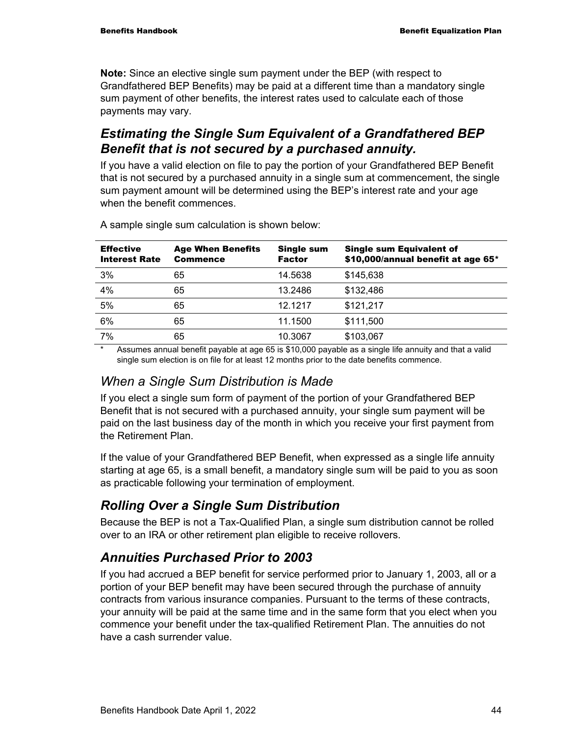**Note:** Since an elective single sum payment under the BEP (with respect to Grandfathered BEP Benefits) may be paid at a different time than a mandatory single sum payment of other benefits, the interest rates used to calculate each of those payments may vary.

## *Estimating the Single Sum Equivalent of a Grandfathered BEP Benefit that is not secured by a purchased annuity.*

If you have a valid election on file to pay the portion of your Grandfathered BEP Benefit that is not secured by a purchased annuity in a single sum at commencement, the single sum payment amount will be determined using the BEP's interest rate and your age when the benefit commences.

A sample single sum calculation is shown below:

| Effective Interest Rate | Age When Benefits Commence | Single sum Factor | Single sum Equivalent of $10,000/annual benefit at age 65* |
|---|---|---|---|
| 3% | 65 | 14.5638 | $145,638 |
| 4% | 65 | 13.2486 | $132,486 |
| 5% | 65 | 12.1217 | $121,217 |
| 6% | 65 | 11.1500 | $111,500 |
| 7% | 65 | 10.3067 | $103,067 |

\* Assumes annual benefit payable at age 65 is $10,000 payable as a single life annuity and that a valid single sum election is on file for at least 12 months prior to the date benefits commence.

### *When a Single Sum Distribution is Made*

If you elect a single sum form of payment of the portion of your Grandfathered BEP Benefit that is not secured with a purchased annuity, your single sum payment will be paid on the last business day of the month in which you receive your first payment from the Retirement Plan.

If the value of your Grandfathered BEP Benefit, when expressed as a single life annuity starting at age 65, is a small benefit, a mandatory single sum will be paid to you as soon as practicable following your termination of employment.

## *Rolling Over a Single Sum Distribution*

Because the BEP is not a Tax-Qualified Plan, a single sum distribution cannot be rolled over to an IRA or other retirement plan eligible to receive rollovers.

## *Annuities Purchased Prior to 2003*

If you had accrued a BEP benefit for service performed prior to January 1, 2003, all or a portion of your BEP benefit may have been secured through the purchase of annuity contracts from various insurance companies. Pursuant to the terms of these contracts, your annuity will be paid at the same time and in the same form that you elect when you commence your benefit under the tax-qualified Retirement Plan. The annuities do not have a cash surrender value.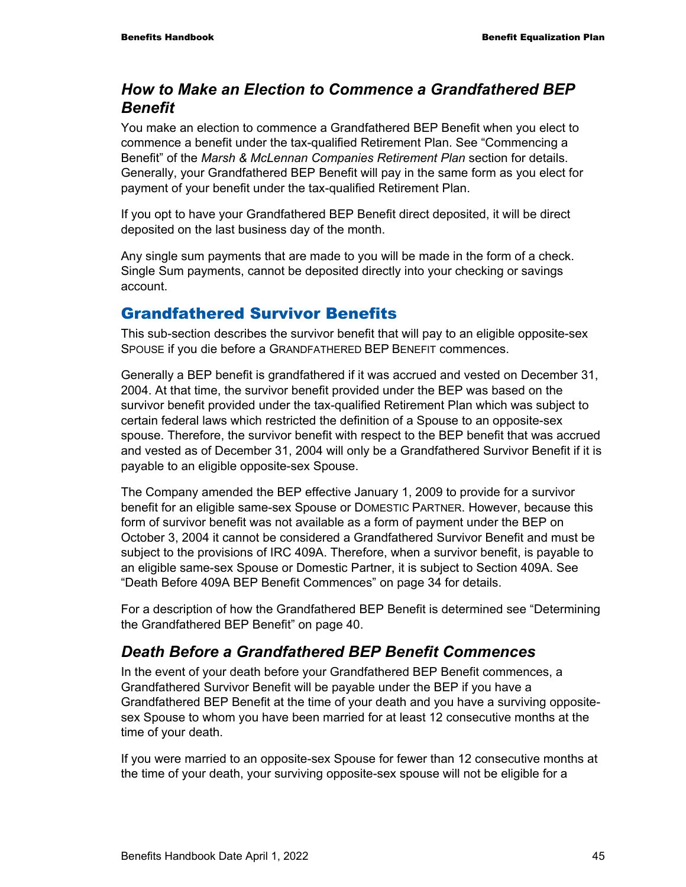### *How to Make an Election to Commence a Grandfathered BEP Benefit*

You make an election to commence a Grandfathered BEP Benefit when you elect to commence a benefit under the tax-qualified Retirement Plan. See "Commencing a Benefit" of the *Marsh & McLennan Companies Retirement Plan* section for details. Generally, your Grandfathered BEP Benefit will pay in the same form as you elect for payment of your benefit under the tax-qualified Retirement Plan.

If you opt to have your Grandfathered BEP Benefit direct deposited, it will be direct deposited on the last business day of the month.

Any single sum payments that are made to you will be made in the form of a check. Single Sum payments, cannot be deposited directly into your checking or savings account.

## Grandfathered Survivor Benefits

This sub-section describes the survivor benefit that will pay to an eligible opposite-sex SPOUSE if you die before a GRANDFATHERED BEP BENEFIT commences.

Generally a BEP benefit is grandfathered if it was accrued and vested on December 31, 2004. At that time, the survivor benefit provided under the BEP was based on the survivor benefit provided under the tax-qualified Retirement Plan which was subject to certain federal laws which restricted the definition of a Spouse to an opposite-sex spouse. Therefore, the survivor benefit with respect to the BEP benefit that was accrued and vested as of December 31, 2004 will only be a Grandfathered Survivor Benefit if it is payable to an eligible opposite-sex Spouse.

The Company amended the BEP effective January 1, 2009 to provide for a survivor benefit for an eligible same-sex Spouse or DOMESTIC PARTNER. However, because this form of survivor benefit was not available as a form of payment under the BEP on October 3, 2004 it cannot be considered a Grandfathered Survivor Benefit and must be subject to the provisions of IRC 409A. Therefore, when a survivor benefit, is payable to an eligible same-sex Spouse or Domestic Partner, it is subject to Section 409A. See "Death Before 409A BEP Benefit Commences" on page 34 for details.

For a description of how the Grandfathered BEP Benefit is determined see "Determining the Grandfathered BEP Benefit" on page 40.

### *Death Before a Grandfathered BEP Benefit Commences*

In the event of your death before your Grandfathered BEP Benefit commences, a Grandfathered Survivor Benefit will be payable under the BEP if you have a Grandfathered BEP Benefit at the time of your death and you have a surviving opposite-sex Spouse to whom you have been married for at least 12 consecutive months at the time of your death.

If you were married to an opposite-sex Spouse for fewer than 12 consecutive months at the time of your death, your surviving opposite-sex spouse will not be eligible for a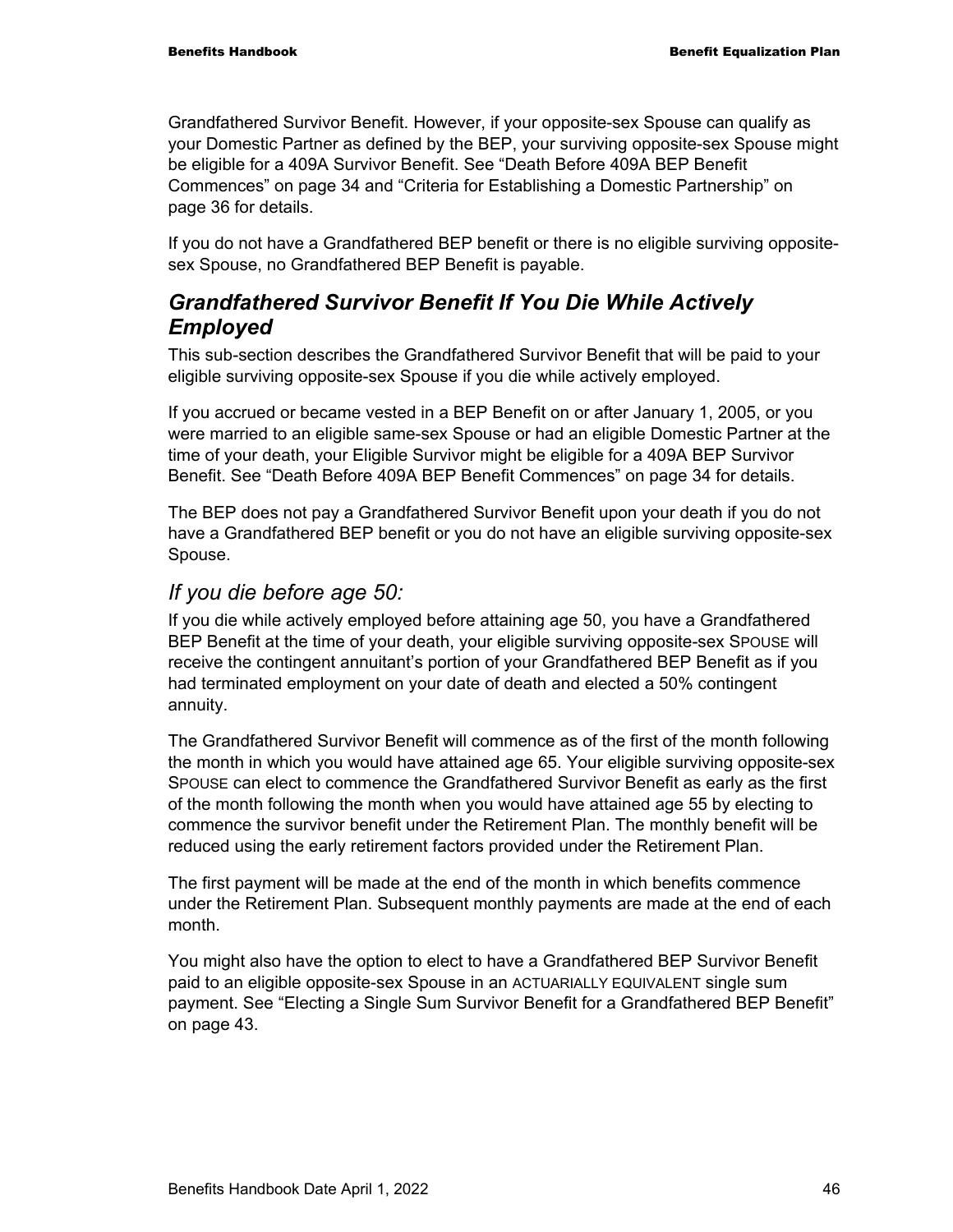Grandfathered Survivor Benefit. However, if your opposite-sex Spouse can qualify as your Domestic Partner as defined by the BEP, your surviving opposite-sex Spouse might be eligible for a 409A Survivor Benefit. See "Death Before 409A BEP Benefit Commences" on page 34 and "Criteria for Establishing a Domestic Partnership" on page 36 for details.

If you do not have a Grandfathered BEP benefit or there is no eligible surviving opposite-sex Spouse, no Grandfathered BEP Benefit is payable.

## *Grandfathered Survivor Benefit If You Die While Actively Employed*

This sub-section describes the Grandfathered Survivor Benefit that will be paid to your eligible surviving opposite-sex Spouse if you die while actively employed.

If you accrued or became vested in a BEP Benefit on or after January 1, 2005, or you were married to an eligible same-sex Spouse or had an eligible Domestic Partner at the time of your death, your Eligible Survivor might be eligible for a 409A BEP Survivor Benefit. See "Death Before 409A BEP Benefit Commences" on page 34 for details.

The BEP does not pay a Grandfathered Survivor Benefit upon your death if you do not have a Grandfathered BEP benefit or you do not have an eligible surviving opposite-sex Spouse.

### *If you die before age 50:*

If you die while actively employed before attaining age 50, you have a Grandfathered BEP Benefit at the time of your death, your eligible surviving opposite-sex SPOUSE will receive the contingent annuitant's portion of your Grandfathered BEP Benefit as if you had terminated employment on your date of death and elected a 50% contingent annuity.

The Grandfathered Survivor Benefit will commence as of the first of the month following the month in which you would have attained age 65. Your eligible surviving opposite-sex SPOUSE can elect to commence the Grandfathered Survivor Benefit as early as the first of the month following the month when you would have attained age 55 by electing to commence the survivor benefit under the Retirement Plan. The monthly benefit will be reduced using the early retirement factors provided under the Retirement Plan.

The first payment will be made at the end of the month in which benefits commence under the Retirement Plan. Subsequent monthly payments are made at the end of each month.

You might also have the option to elect to have a Grandfathered BEP Survivor Benefit paid to an eligible opposite-sex Spouse in an ACTUARIALLY EQUIVALENT single sum payment. See "Electing a Single Sum Survivor Benefit for a Grandfathered BEP Benefit" on page 43.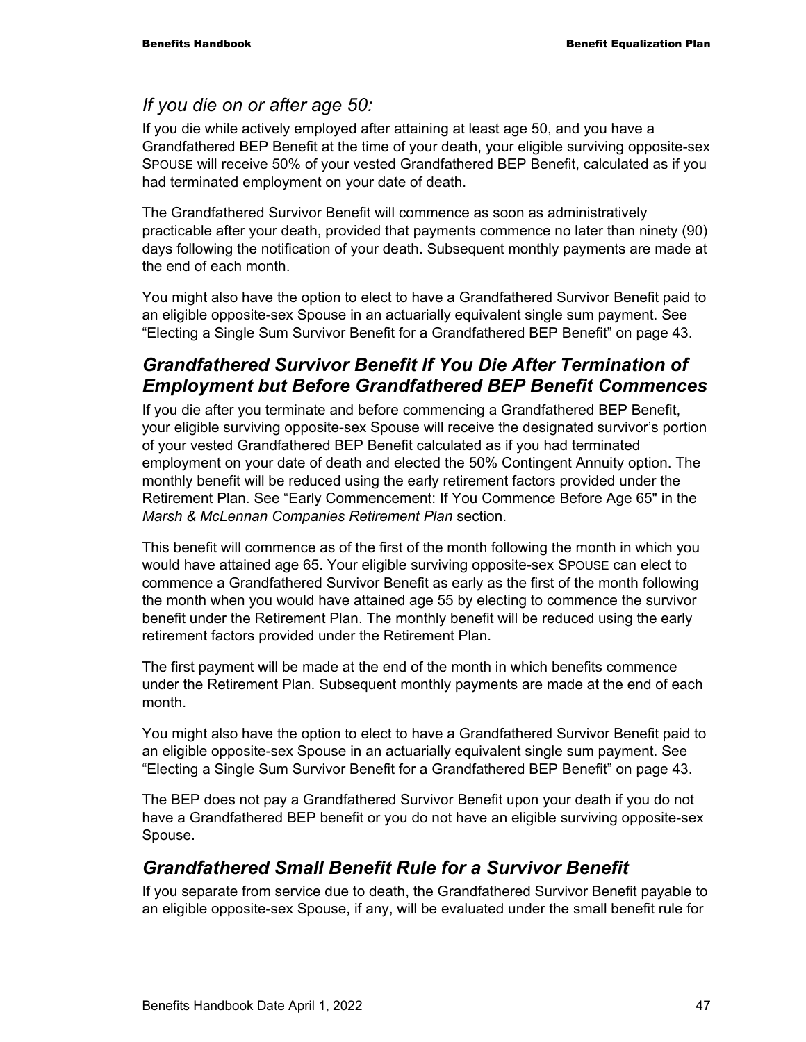### *If you die on or after age 50:*

If you die while actively employed after attaining at least age 50, and you have a Grandfathered BEP Benefit at the time of your death, your eligible surviving opposite-sex SPOUSE will receive 50% of your vested Grandfathered BEP Benefit, calculated as if you had terminated employment on your date of death.

The Grandfathered Survivor Benefit will commence as soon as administratively practicable after your death, provided that payments commence no later than ninety (90) days following the notification of your death. Subsequent monthly payments are made at the end of each month.

You might also have the option to elect to have a Grandfathered Survivor Benefit paid to an eligible opposite-sex Spouse in an actuarially equivalent single sum payment. See "Electing a Single Sum Survivor Benefit for a Grandfathered BEP Benefit" on page 43.

## *Grandfathered Survivor Benefit If You Die After Termination of Employment but Before Grandfathered BEP Benefit Commences*

If you die after you terminate and before commencing a Grandfathered BEP Benefit, your eligible surviving opposite-sex Spouse will receive the designated survivor's portion of your vested Grandfathered BEP Benefit calculated as if you had terminated employment on your date of death and elected the 50% Contingent Annuity option. The monthly benefit will be reduced using the early retirement factors provided under the Retirement Plan. See "Early Commencement: If You Commence Before Age 65" in the *Marsh & McLennan Companies Retirement Plan* section.

This benefit will commence as of the first of the month following the month in which you would have attained age 65. Your eligible surviving opposite-sex SPOUSE can elect to commence a Grandfathered Survivor Benefit as early as the first of the month following the month when you would have attained age 55 by electing to commence the survivor benefit under the Retirement Plan. The monthly benefit will be reduced using the early retirement factors provided under the Retirement Plan.

The first payment will be made at the end of the month in which benefits commence under the Retirement Plan. Subsequent monthly payments are made at the end of each month.

You might also have the option to elect to have a Grandfathered Survivor Benefit paid to an eligible opposite-sex Spouse in an actuarially equivalent single sum payment. See "Electing a Single Sum Survivor Benefit for a Grandfathered BEP Benefit" on page 43.

The BEP does not pay a Grandfathered Survivor Benefit upon your death if you do not have a Grandfathered BEP benefit or you do not have an eligible surviving opposite-sex Spouse.

## *Grandfathered Small Benefit Rule for a Survivor Benefit*

If you separate from service due to death, the Grandfathered Survivor Benefit payable to an eligible opposite-sex Spouse, if any, will be evaluated under the small benefit rule for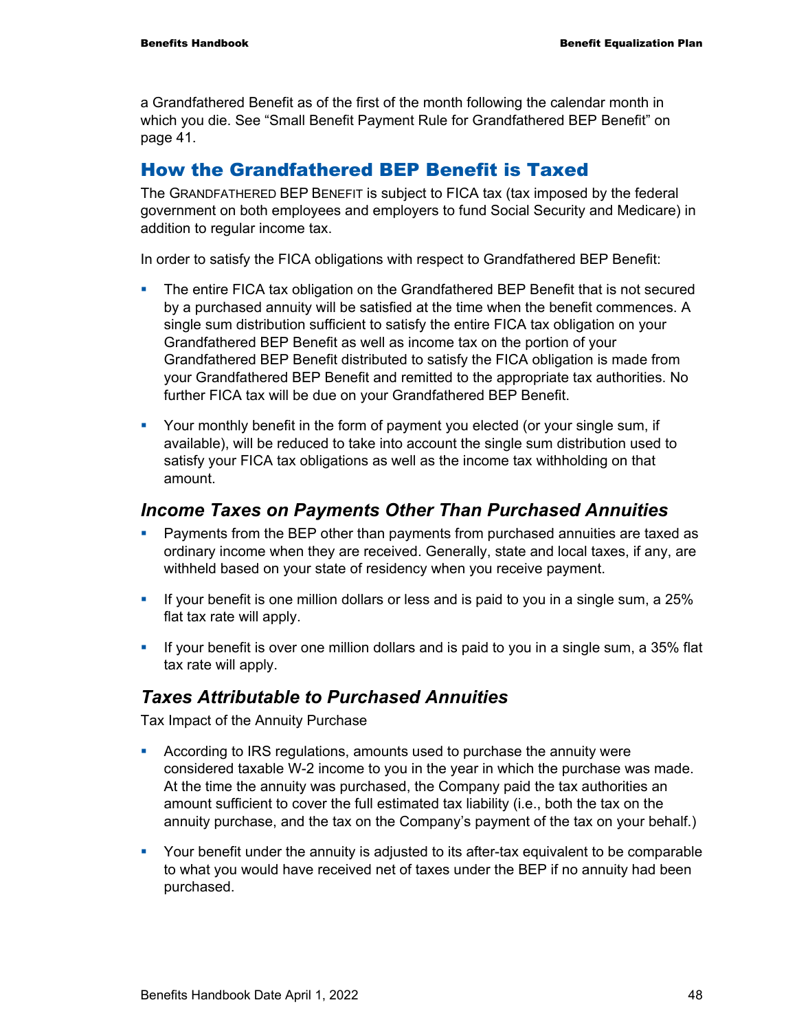a Grandfathered Benefit as of the first of the month following the calendar month in which you die. See "Small Benefit Payment Rule for Grandfathered BEP Benefit" on page 41.

## How the Grandfathered BEP Benefit is Taxed

The GRANDFATHERED BEP BENEFIT is subject to FICA tax (tax imposed by the federal government on both employees and employers to fund Social Security and Medicare) in addition to regular income tax.

In order to satisfy the FICA obligations with respect to Grandfathered BEP Benefit:

- The entire FICA tax obligation on the Grandfathered BEP Benefit that is not secured by a purchased annuity will be satisfied at the time when the benefit commences. A single sum distribution sufficient to satisfy the entire FICA tax obligation on your Grandfathered BEP Benefit as well as income tax on the portion of your Grandfathered BEP Benefit distributed to satisfy the FICA obligation is made from your Grandfathered BEP Benefit and remitted to the appropriate tax authorities. No further FICA tax will be due on your Grandfathered BEP Benefit.
- Your monthly benefit in the form of payment you elected (or your single sum, if available), will be reduced to take into account the single sum distribution used to satisfy your FICA tax obligations as well as the income tax withholding on that amount.

### *Income Taxes on Payments Other Than Purchased Annuities*

- Payments from the BEP other than payments from purchased annuities are taxed as ordinary income when they are received. Generally, state and local taxes, if any, are withheld based on your state of residency when you receive payment.
- If your benefit is one million dollars or less and is paid to you in a single sum, a 25% flat tax rate will apply.
- If your benefit is over one million dollars and is paid to you in a single sum, a 35% flat tax rate will apply.

### *Taxes Attributable to Purchased Annuities*

Tax Impact of the Annuity Purchase

- According to IRS regulations, amounts used to purchase the annuity were considered taxable W-2 income to you in the year in which the purchase was made. At the time the annuity was purchased, the Company paid the tax authorities an amount sufficient to cover the full estimated tax liability (i.e., both the tax on the annuity purchase, and the tax on the Company's payment of the tax on your behalf.)
- Your benefit under the annuity is adjusted to its after-tax equivalent to be comparable to what you would have received net of taxes under the BEP if no annuity had been purchased.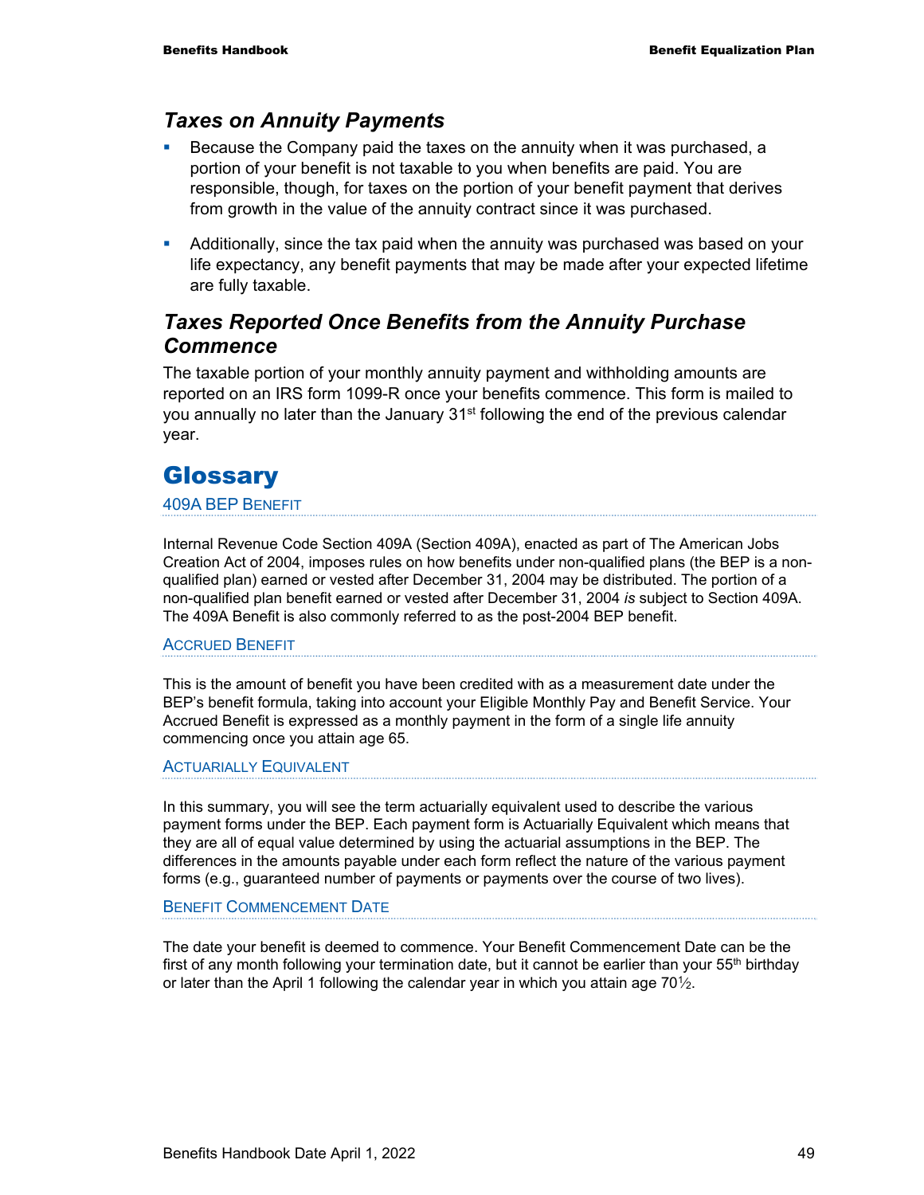## *Taxes on Annuity Payments*

- Because the Company paid the taxes on the annuity when it was purchased, a portion of your benefit is not taxable to you when benefits are paid. You are responsible, though, for taxes on the portion of your benefit payment that derives from growth in the value of the annuity contract since it was purchased.
- Additionally, since the tax paid when the annuity was purchased was based on your life expectancy, any benefit payments that may be made after your expected lifetime are fully taxable.

## *Taxes Reported Once Benefits from the Annuity Purchase Commence*

The taxable portion of your monthly annuity payment and withholding amounts are reported on an IRS form 1099-R once your benefits commence. This form is mailed to you annually no later than the January 31st following the end of the previous calendar year.

# Glossary

### 409A BEP Benefit

Internal Revenue Code Section 409A (Section 409A), enacted as part of The American Jobs Creation Act of 2004, imposes rules on how benefits under non-qualified plans (the BEP is a non-qualified plan) earned or vested after December 31, 2004 may be distributed. The portion of a non-qualified plan benefit earned or vested after December 31, 2004 *is* subject to Section 409A. The 409A Benefit is also commonly referred to as the post-2004 BEP benefit.

### Accrued Benefit

This is the amount of benefit you have been credited with as a measurement date under the BEP's benefit formula, taking into account your Eligible Monthly Pay and Benefit Service. Your Accrued Benefit is expressed as a monthly payment in the form of a single life annuity commencing once you attain age 65.

### Actuarially Equivalent

In this summary, you will see the term actuarially equivalent used to describe the various payment forms under the BEP. Each payment form is Actuarially Equivalent which means that they are all of equal value determined by using the actuarial assumptions in the BEP. The differences in the amounts payable under each form reflect the nature of the various payment forms (e.g., guaranteed number of payments or payments over the course of two lives).

### Benefit Commencement Date

The date your benefit is deemed to commence. Your Benefit Commencement Date can be the first of any month following your termination date, but it cannot be earlier than your 55th birthday or later than the April 1 following the calendar year in which you attain age 70½.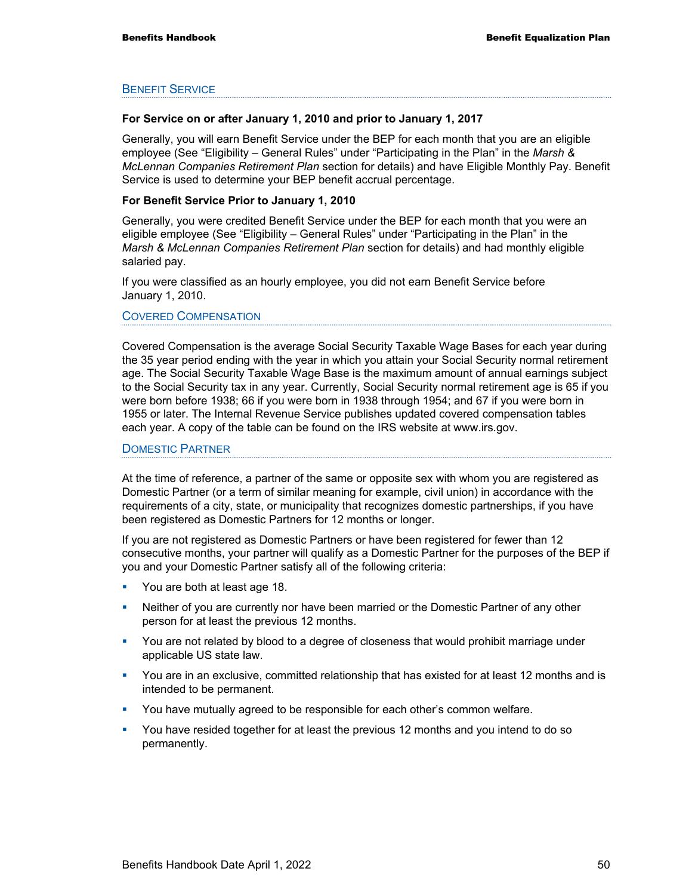## Benefit Service

**For Service on or after January 1, 2010 and prior to January 1, 2017**

Generally, you will earn Benefit Service under the BEP for each month that you are an eligible employee (See "Eligibility – General Rules" under "Participating in the Plan" in the *Marsh & McLennan Companies Retirement Plan* section for details) and have Eligible Monthly Pay. Benefit Service is used to determine your BEP benefit accrual percentage.

**For Benefit Service Prior to January 1, 2010**

Generally, you were credited Benefit Service under the BEP for each month that you were an eligible employee (See "Eligibility – General Rules" under "Participating in the Plan" in the *Marsh & McLennan Companies Retirement Plan* section for details) and had monthly eligible salaried pay.

If you were classified as an hourly employee, you did not earn Benefit Service before January 1, 2010.

## Covered Compensation

Covered Compensation is the average Social Security Taxable Wage Bases for each year during the 35 year period ending with the year in which you attain your Social Security normal retirement age. The Social Security Taxable Wage Base is the maximum amount of annual earnings subject to the Social Security tax in any year. Currently, Social Security normal retirement age is 65 if you were born before 1938; 66 if you were born in 1938 through 1954; and 67 if you were born in 1955 or later. The Internal Revenue Service publishes updated covered compensation tables each year. A copy of the table can be found on the IRS website at www.irs.gov.

## Domestic Partner

At the time of reference, a partner of the same or opposite sex with whom you are registered as Domestic Partner (or a term of similar meaning for example, civil union) in accordance with the requirements of a city, state, or municipality that recognizes domestic partnerships, if you have been registered as Domestic Partners for 12 months or longer.

If you are not registered as Domestic Partners or have been registered for fewer than 12 consecutive months, your partner will qualify as a Domestic Partner for the purposes of the BEP if you and your Domestic Partner satisfy all of the following criteria:

- You are both at least age 18.
- Neither of you are currently nor have been married or the Domestic Partner of any other person for at least the previous 12 months.
- You are not related by blood to a degree of closeness that would prohibit marriage under applicable US state law.
- You are in an exclusive, committed relationship that has existed for at least 12 months and is intended to be permanent.
- You have mutually agreed to be responsible for each other's common welfare.
- You have resided together for at least the previous 12 months and you intend to do so permanently.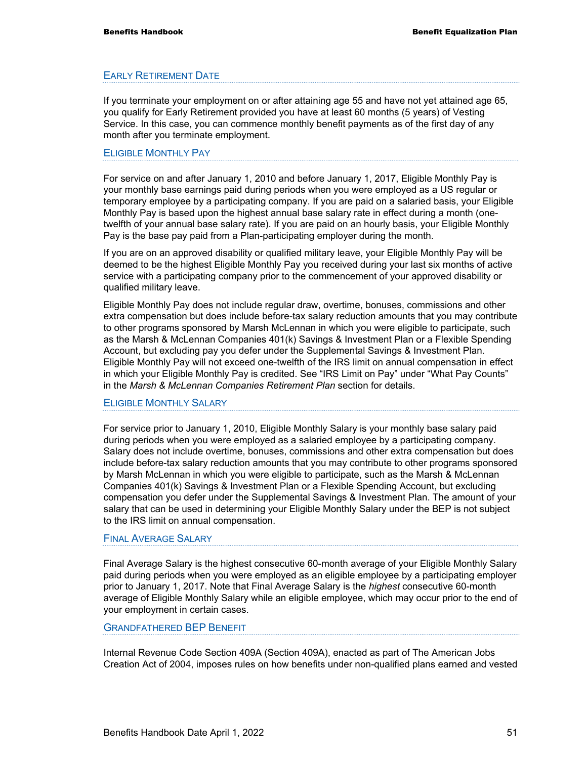## Early Retirement Date

If you terminate your employment on or after attaining age 55 and have not yet attained age 65, you qualify for Early Retirement provided you have at least 60 months (5 years) of Vesting Service. In this case, you can commence monthly benefit payments as of the first day of any month after you terminate employment.

## Eligible Monthly Pay

For service on and after January 1, 2010 and before January 1, 2017, Eligible Monthly Pay is your monthly base earnings paid during periods when you were employed as a US regular or temporary employee by a participating company. If you are paid on a salaried basis, your Eligible Monthly Pay is based upon the highest annual base salary rate in effect during a month (one-twelfth of your annual base salary rate). If you are paid on an hourly basis, your Eligible Monthly Pay is the base pay paid from a Plan-participating employer during the month.

If you are on an approved disability or qualified military leave, your Eligible Monthly Pay will be deemed to be the highest Eligible Monthly Pay you received during your last six months of active service with a participating company prior to the commencement of your approved disability or qualified military leave.

Eligible Monthly Pay does not include regular draw, overtime, bonuses, commissions and other extra compensation but does include before-tax salary reduction amounts that you may contribute to other programs sponsored by Marsh McLennan in which you were eligible to participate, such as the Marsh & McLennan Companies 401(k) Savings & Investment Plan or a Flexible Spending Account, but excluding pay you defer under the Supplemental Savings & Investment Plan. Eligible Monthly Pay will not exceed one-twelfth of the IRS limit on annual compensation in effect in which your Eligible Monthly Pay is credited. See "IRS Limit on Pay" under "What Pay Counts" in the *Marsh & McLennan Companies Retirement Plan* section for details.

## Eligible Monthly Salary

For service prior to January 1, 2010, Eligible Monthly Salary is your monthly base salary paid during periods when you were employed as a salaried employee by a participating company. Salary does not include overtime, bonuses, commissions and other extra compensation but does include before-tax salary reduction amounts that you may contribute to other programs sponsored by Marsh McLennan in which you were eligible to participate, such as the Marsh & McLennan Companies 401(k) Savings & Investment Plan or a Flexible Spending Account, but excluding compensation you defer under the Supplemental Savings & Investment Plan. The amount of your salary that can be used in determining your Eligible Monthly Salary under the BEP is not subject to the IRS limit on annual compensation.

## Final Average Salary

Final Average Salary is the highest consecutive 60-month average of your Eligible Monthly Salary paid during periods when you were employed as an eligible employee by a participating employer prior to January 1, 2017. Note that Final Average Salary is the *highest* consecutive 60-month average of Eligible Monthly Salary while an eligible employee, which may occur prior to the end of your employment in certain cases.

## Grandfathered BEP Benefit

Internal Revenue Code Section 409A (Section 409A), enacted as part of The American Jobs Creation Act of 2004, imposes rules on how benefits under non-qualified plans earned and vested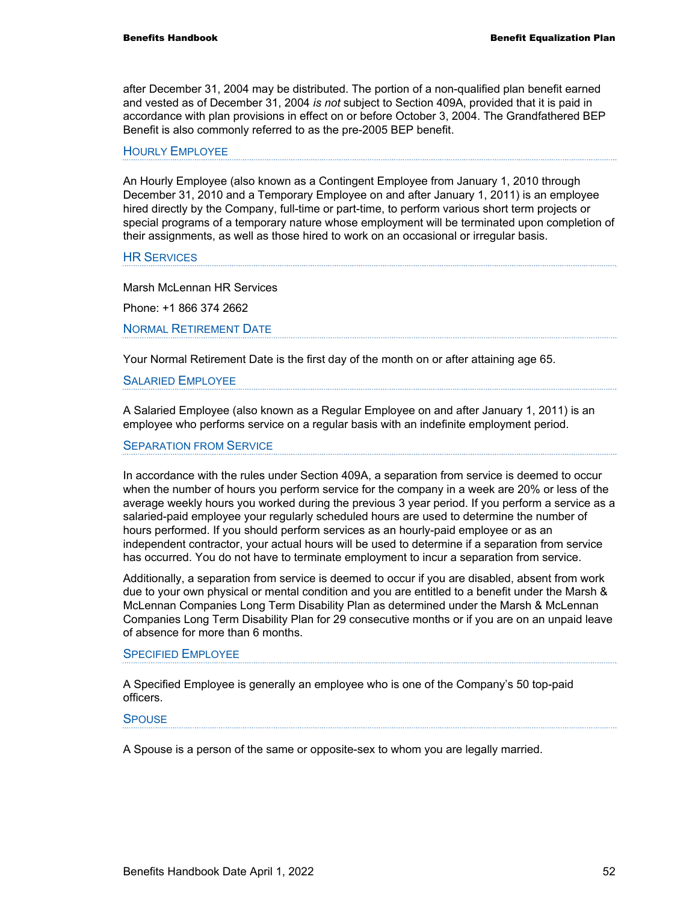after December 31, 2004 may be distributed. The portion of a non-qualified plan benefit earned and vested as of December 31, 2004 *is not* subject to Section 409A, provided that it is paid in accordance with plan provisions in effect on or before October 3, 2004. The Grandfathered BEP Benefit is also commonly referred to as the pre-2005 BEP benefit.

### Hourly Employee

An Hourly Employee (also known as a Contingent Employee from January 1, 2010 through December 31, 2010 and a Temporary Employee on and after January 1, 2011) is an employee hired directly by the Company, full-time or part-time, to perform various short term projects or special programs of a temporary nature whose employment will be terminated upon completion of their assignments, as well as those hired to work on an occasional or irregular basis.

### HR Services

Marsh McLennan HR Services

Phone: +1 866 374 2662

### Normal Retirement Date

Your Normal Retirement Date is the first day of the month on or after attaining age 65.

### Salaried Employee

A Salaried Employee (also known as a Regular Employee on and after January 1, 2011) is an employee who performs service on a regular basis with an indefinite employment period.

### Separation from Service

In accordance with the rules under Section 409A, a separation from service is deemed to occur when the number of hours you perform service for the company in a week are 20% or less of the average weekly hours you worked during the previous 3 year period. If you perform a service as a salaried-paid employee your regularly scheduled hours are used to determine the number of hours performed. If you should perform services as an hourly-paid employee or as an independent contractor, your actual hours will be used to determine if a separation from service has occurred. You do not have to terminate employment to incur a separation from service.

Additionally, a separation from service is deemed to occur if you are disabled, absent from work due to your own physical or mental condition and you are entitled to a benefit under the Marsh & McLennan Companies Long Term Disability Plan as determined under the Marsh & McLennan Companies Long Term Disability Plan for 29 consecutive months or if you are on an unpaid leave of absence for more than 6 months.

### Specified Employee

A Specified Employee is generally an employee who is one of the Company's 50 top-paid officers.

### Spouse

A Spouse is a person of the same or opposite-sex to whom you are legally married.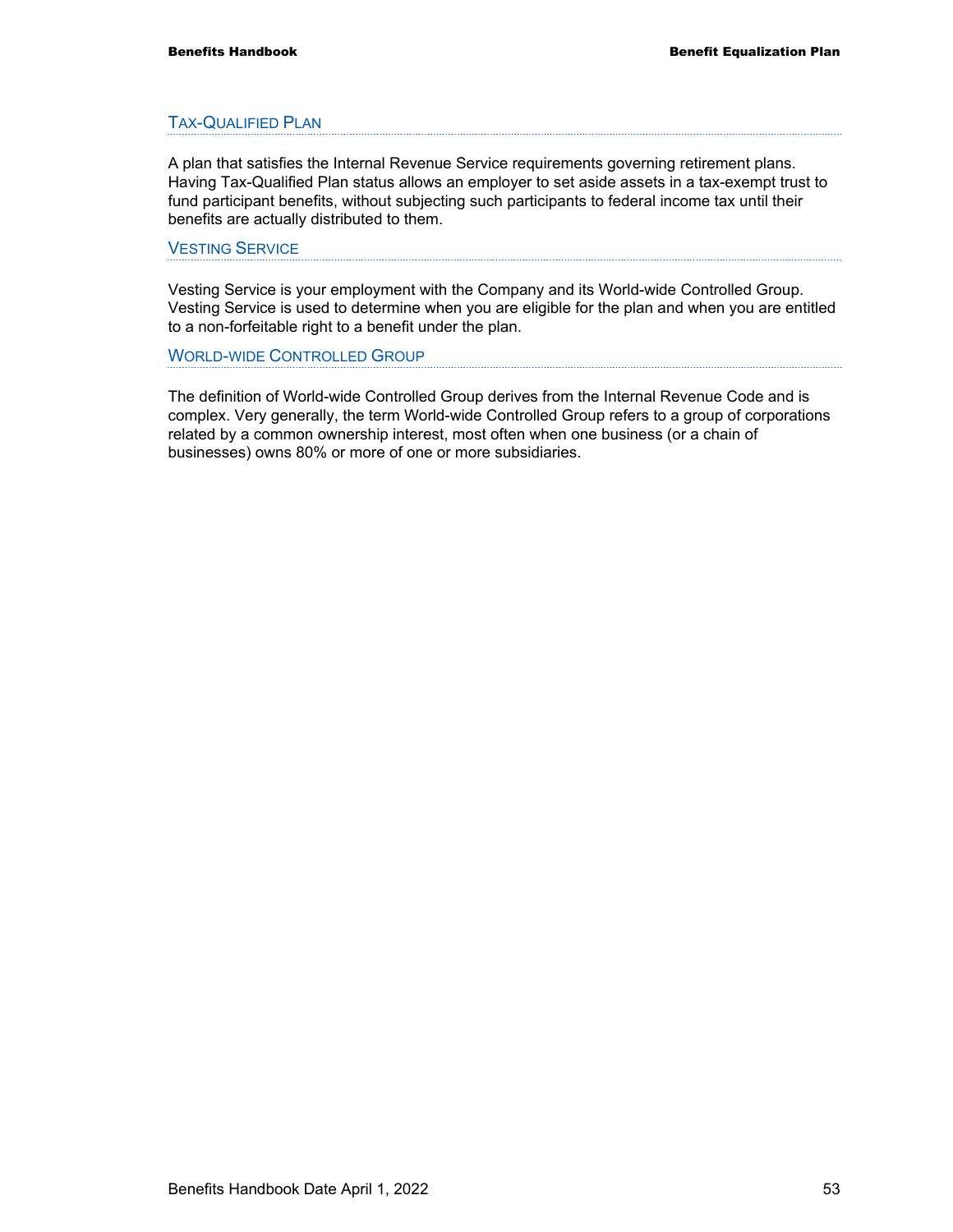### Tax-Qualified Plan

A plan that satisfies the Internal Revenue Service requirements governing retirement plans. Having Tax-Qualified Plan status allows an employer to set aside assets in a tax-exempt trust to fund participant benefits, without subjecting such participants to federal income tax until their benefits are actually distributed to them.

### Vesting Service

Vesting Service is your employment with the Company and its World-wide Controlled Group. Vesting Service is used to determine when you are eligible for the plan and when you are entitled to a non-forfeitable right to a benefit under the plan.

### World-wide Controlled Group

The definition of World-wide Controlled Group derives from the Internal Revenue Code and is complex. Very generally, the term World-wide Controlled Group refers to a group of corporations related by a common ownership interest, most often when one business (or a chain of businesses) owns 80% or more of one or more subsidiaries.